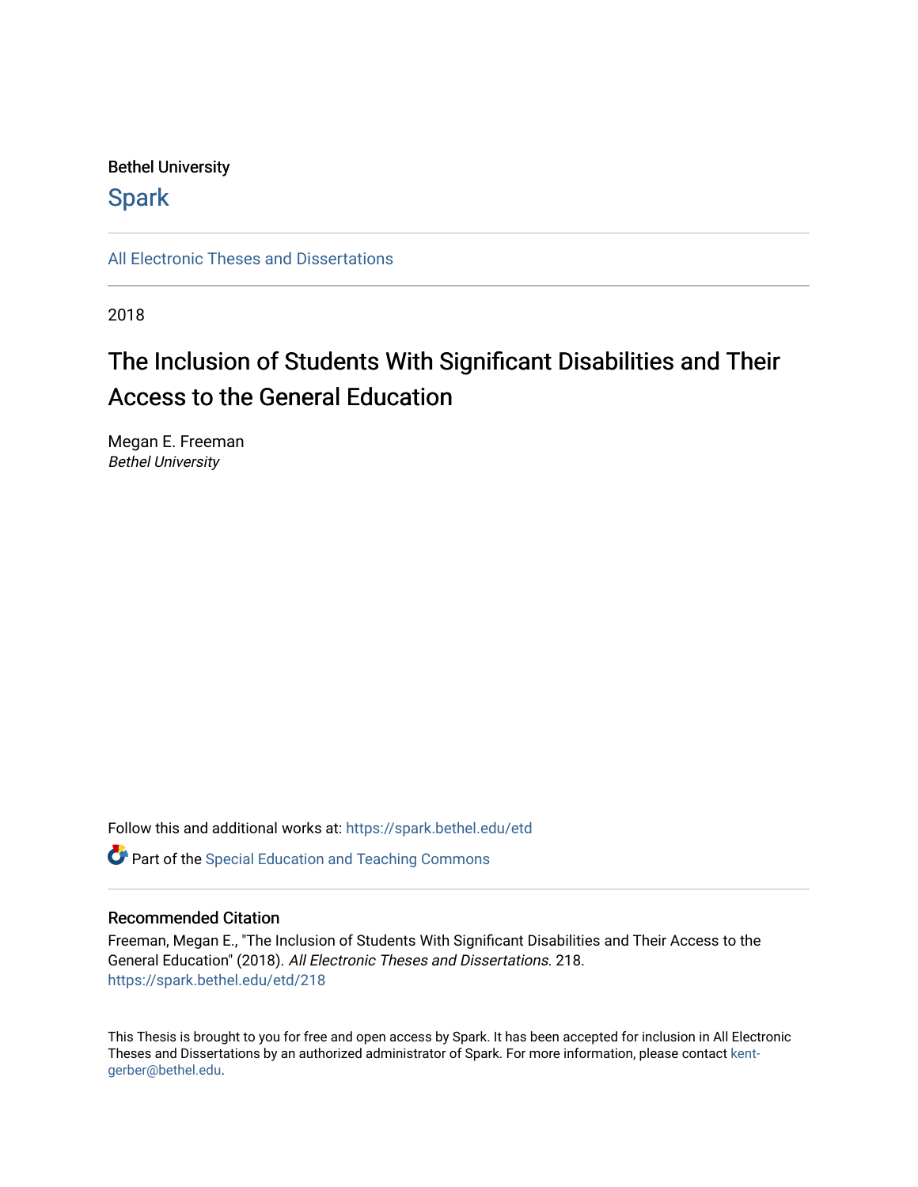Bethel University

Spark

All Electronic Theses and Dissertations

2018

# The Inclusion of Students With Significant Disabilities and Their Access to the General Education

Megan E. Freeman
*Bethel University*

Follow this and additional works at: https://spark.bethel.edu/etd

Part of the Special Education and Teaching Commons

## Recommended Citation

Freeman, Megan E., "The Inclusion of Students With Significant Disabilities and Their Access to the General Education" (2018). *All Electronic Theses and Dissertations*. 218.
https://spark.bethel.edu/etd/218

This Thesis is brought to you for free and open access by Spark. It has been accepted for inclusion in All Electronic Theses and Dissertations by an authorized administrator of Spark. For more information, please contact kent-gerber@bethel.edu.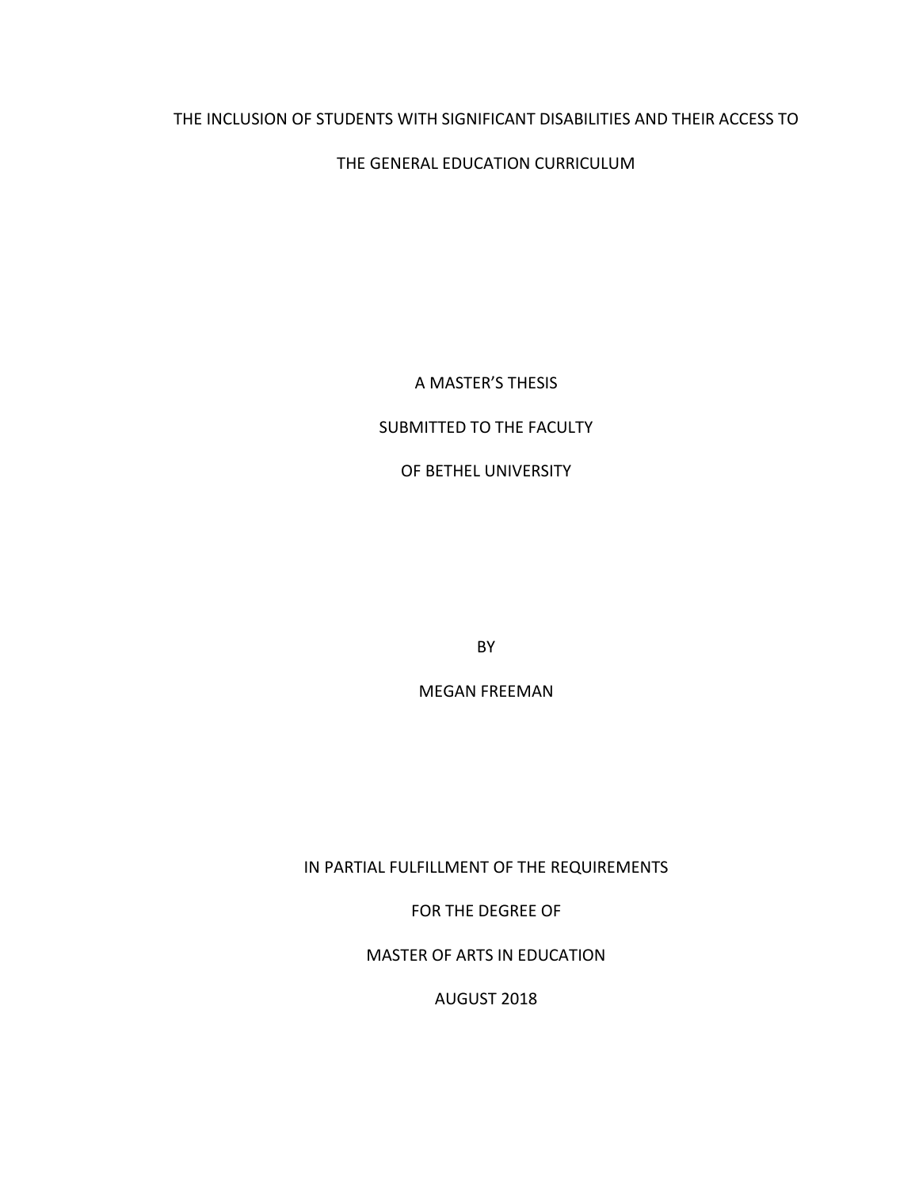THE INCLUSION OF STUDENTS WITH SIGNIFICANT DISABILITIES AND THEIR ACCESS TO

THE GENERAL EDUCATION CURRICULUM

A MASTER'S THESIS

SUBMITTED TO THE FACULTY

OF BETHEL UNIVERSITY

BY

MEGAN FREEMAN

IN PARTIAL FULFILLMENT OF THE REQUIREMENTS

FOR THE DEGREE OF

MASTER OF ARTS IN EDUCATION

AUGUST 2018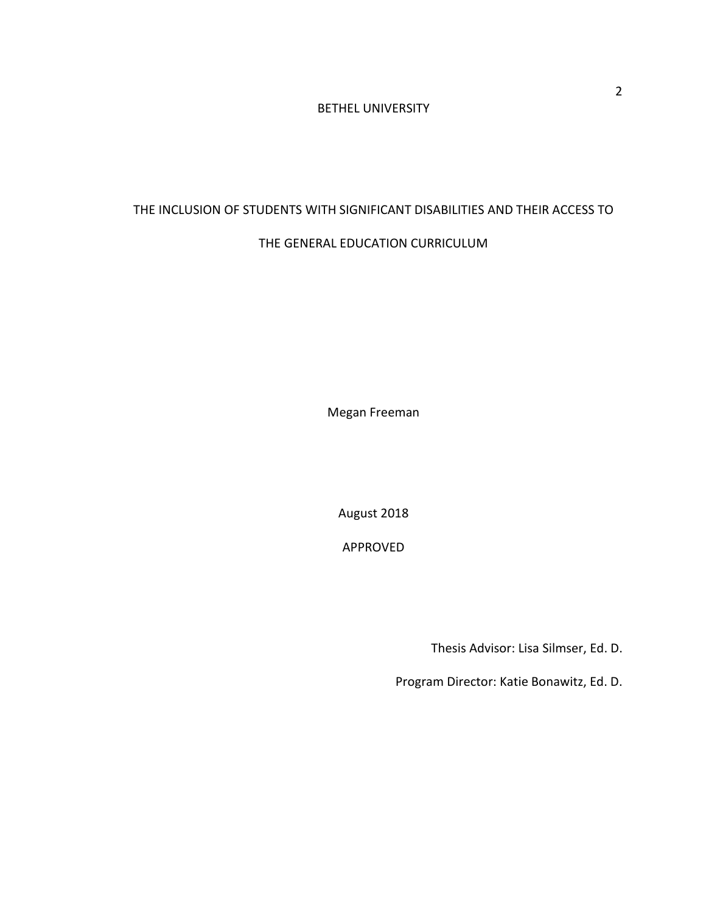BETHEL UNIVERSITY

THE INCLUSION OF STUDENTS WITH SIGNIFICANT DISABILITIES AND THEIR ACCESS TO THE GENERAL EDUCATION CURRICULUM

Megan Freeman

August 2018

APPROVED

Thesis Advisor: Lisa Silmser, Ed. D.

Program Director: Katie Bonawitz, Ed. D.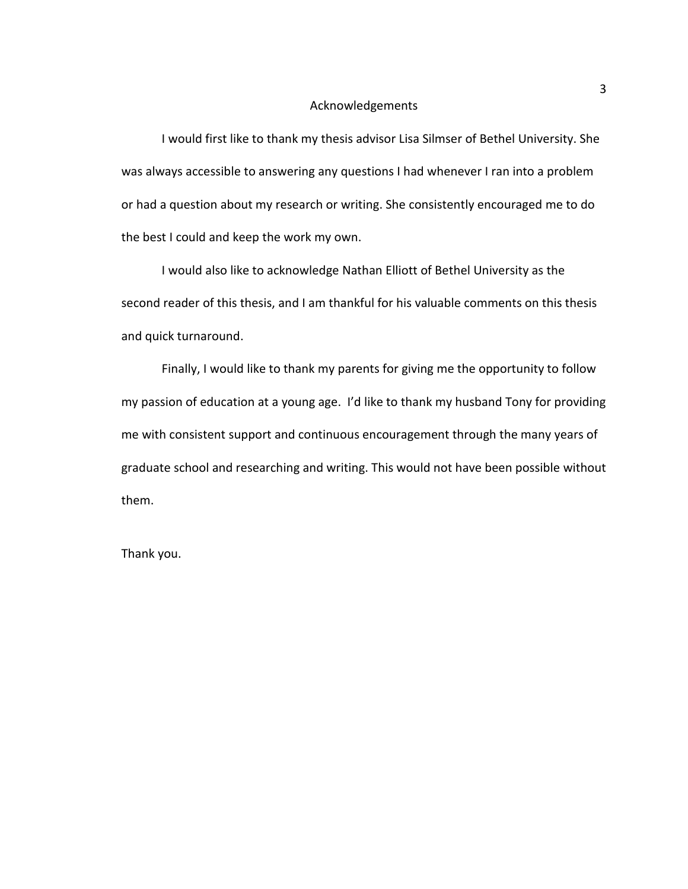# Acknowledgements

I would first like to thank my thesis advisor Lisa Silmser of Bethel University. She was always accessible to answering any questions I had whenever I ran into a problem or had a question about my research or writing. She consistently encouraged me to do the best I could and keep the work my own.

I would also like to acknowledge Nathan Elliott of Bethel University as the second reader of this thesis, and I am thankful for his valuable comments on this thesis and quick turnaround.

Finally, I would like to thank my parents for giving me the opportunity to follow my passion of education at a young age. I'd like to thank my husband Tony for providing me with consistent support and continuous encouragement through the many years of graduate school and researching and writing. This would not have been possible without them.

Thank you.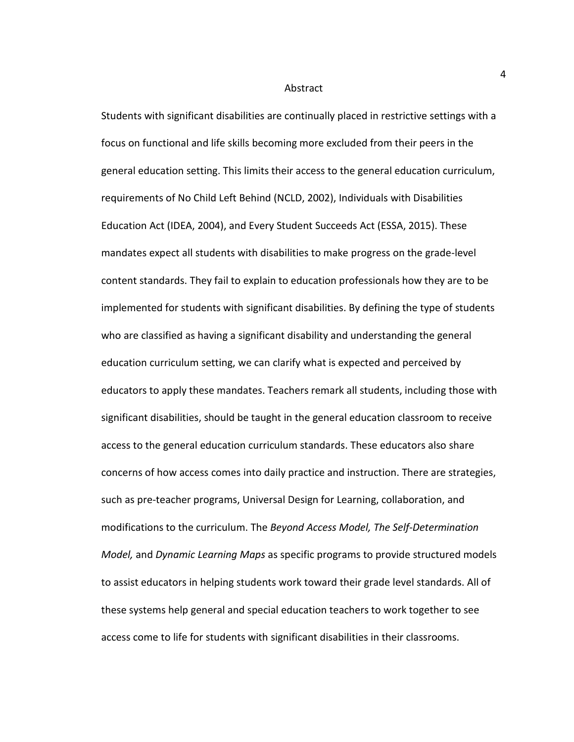# Abstract

Students with significant disabilities are continually placed in restrictive settings with a focus on functional and life skills becoming more excluded from their peers in the general education setting. This limits their access to the general education curriculum, requirements of No Child Left Behind (NCLD, 2002), Individuals with Disabilities Education Act (IDEA, 2004), and Every Student Succeeds Act (ESSA, 2015). These mandates expect all students with disabilities to make progress on the grade-level content standards. They fail to explain to education professionals how they are to be implemented for students with significant disabilities. By defining the type of students who are classified as having a significant disability and understanding the general education curriculum setting, we can clarify what is expected and perceived by educators to apply these mandates. Teachers remark all students, including those with significant disabilities, should be taught in the general education classroom to receive access to the general education curriculum standards. These educators also share concerns of how access comes into daily practice and instruction. There are strategies, such as pre-teacher programs, Universal Design for Learning, collaboration, and modifications to the curriculum. The *Beyond Access Model, The Self-Determination Model,* and *Dynamic Learning Maps* as specific programs to provide structured models to assist educators in helping students work toward their grade level standards. All of these systems help general and special education teachers to work together to see access come to life for students with significant disabilities in their classrooms.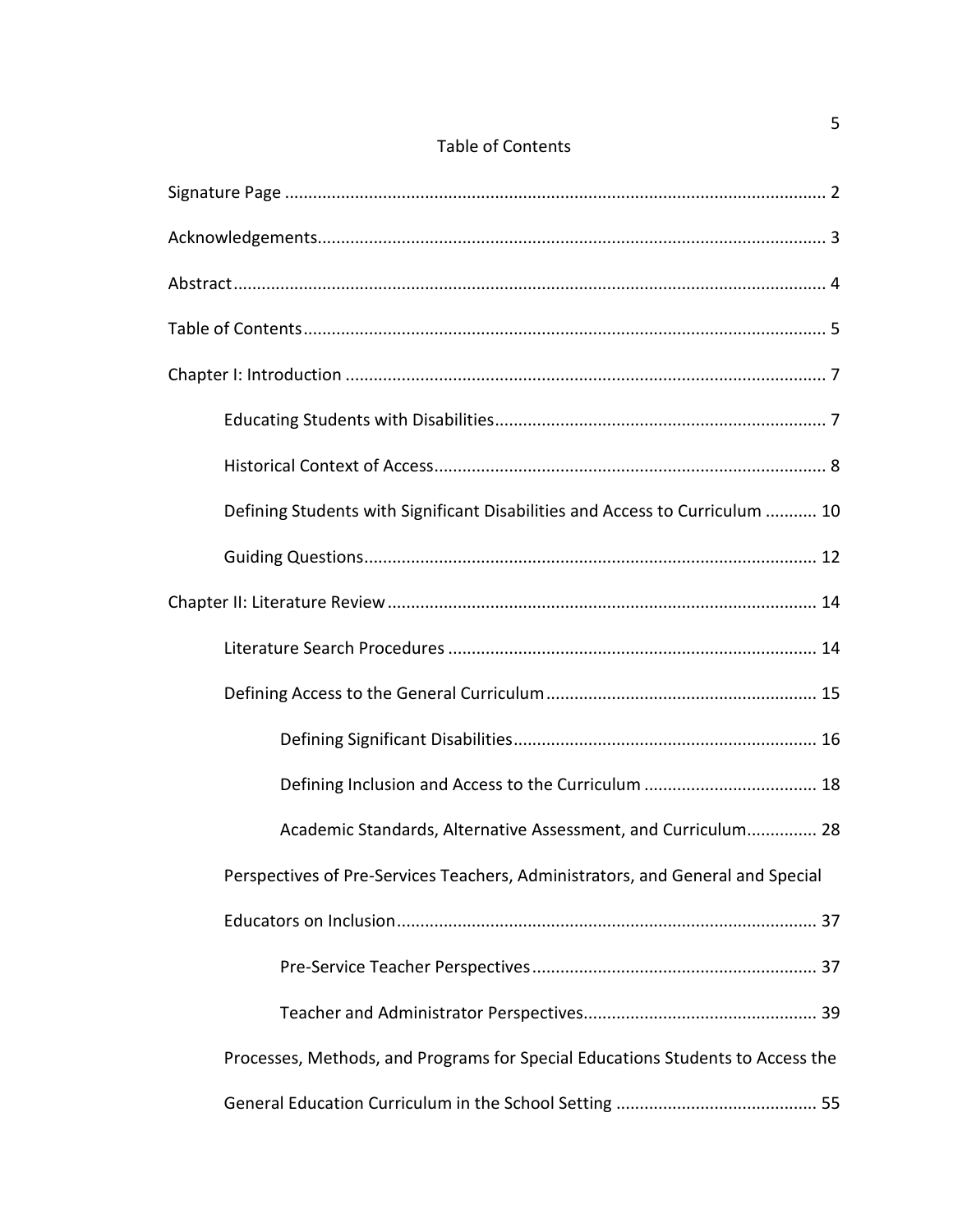# Table of Contents

Signature Page .................................................................................................................. 2

Acknowledgements........................................................................................................... 3

Abstract............................................................................................................................. 4

Table of Contents............................................................................................................... 5

Chapter I: Introduction ...................................................................................................... 7

Educating Students with Disabilities...................................................................... 7

Historical Context of Access................................................................................... 8

Defining Students with Significant Disabilities and Access to Curriculum ........... 10

Guiding Questions................................................................................................ 12

Chapter II: Literature Review ........................................................................................... 14

Literature Search Procedures .............................................................................. 14

Defining Access to the General Curriculum......................................................... 15

Defining Significant Disabilities................................................................ 16

Defining Inclusion and Access to the Curriculum .................................... 18

Academic Standards, Alternative Assessment, and Curriculum............... 28

Perspectives of Pre-Services Teachers, Administrators, and General and Special Educators on Inclusion......................................................................................... 37

Pre-Service Teacher Perspectives............................................................ 37

Teacher and Administrator Perspectives................................................. 39

Processes, Methods, and Programs for Special Educations Students to Access the General Education Curriculum in the School Setting ........................................... 55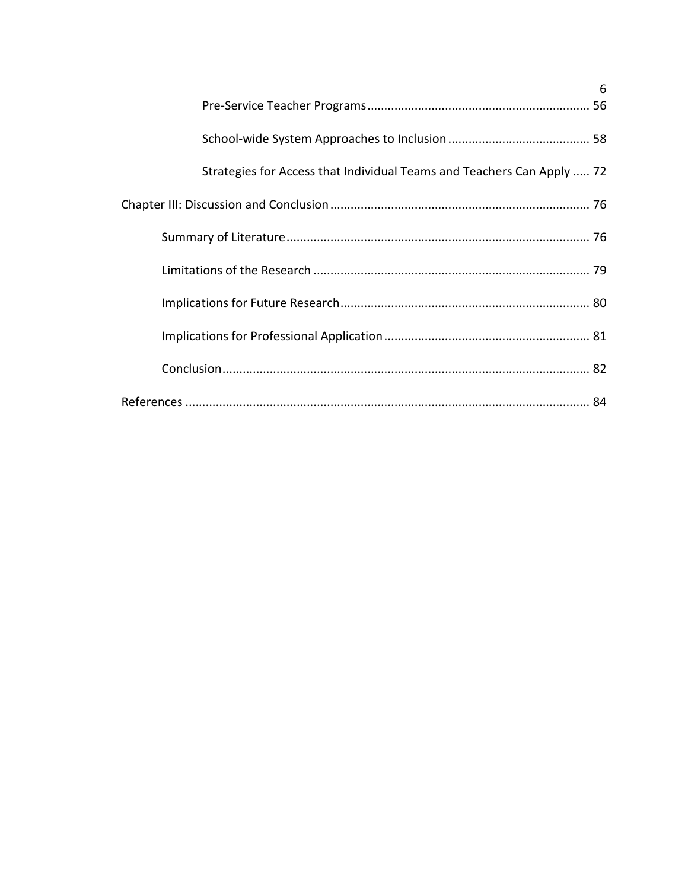Pre-Service Teacher Programs ........................................................................ 56

School-wide System Approaches to Inclusion ........................................... 58

Strategies for Access that Individual Teams and Teachers Can Apply ..... 72

Chapter III: Discussion and Conclusion ............................................................................ 76

Summary of Literature ......................................................................................... 76

Limitations of the Research ................................................................................. 79

Implications for Future Research ......................................................................... 80

Implications for Professional Application ............................................................ 81

Conclusion ............................................................................................................ 82

References ....................................................................................................................... 84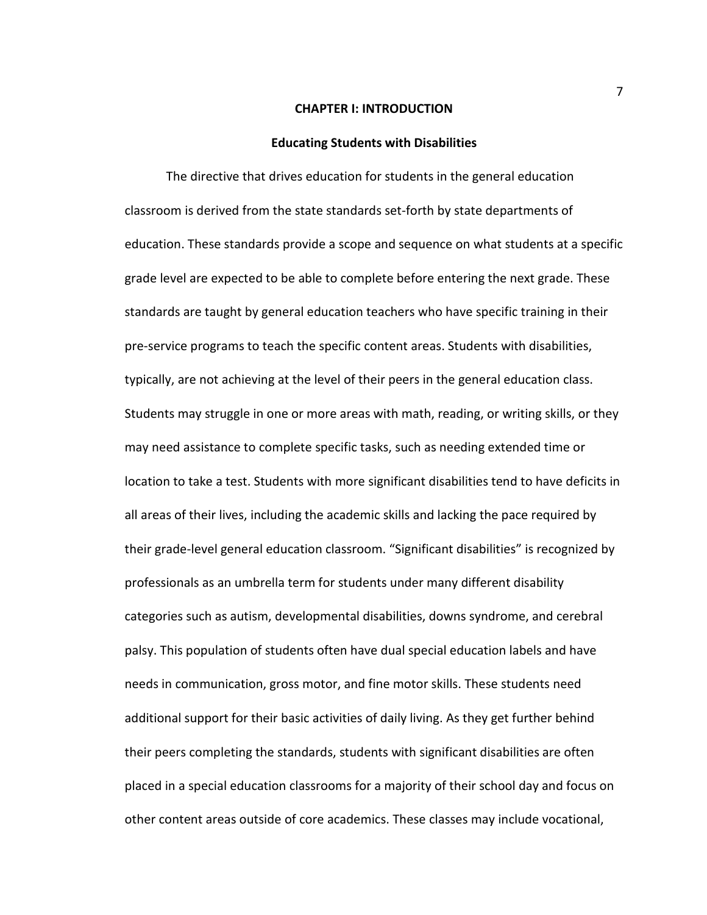# CHAPTER I: INTRODUCTION

## Educating Students with Disabilities

The directive that drives education for students in the general education classroom is derived from the state standards set-forth by state departments of education. These standards provide a scope and sequence on what students at a specific grade level are expected to be able to complete before entering the next grade. These standards are taught by general education teachers who have specific training in their pre-service programs to teach the specific content areas. Students with disabilities, typically, are not achieving at the level of their peers in the general education class. Students may struggle in one or more areas with math, reading, or writing skills, or they may need assistance to complete specific tasks, such as needing extended time or location to take a test. Students with more significant disabilities tend to have deficits in all areas of their lives, including the academic skills and lacking the pace required by their grade-level general education classroom. "Significant disabilities" is recognized by professionals as an umbrella term for students under many different disability categories such as autism, developmental disabilities, downs syndrome, and cerebral palsy. This population of students often have dual special education labels and have needs in communication, gross motor, and fine motor skills. These students need additional support for their basic activities of daily living. As they get further behind their peers completing the standards, students with significant disabilities are often placed in a special education classrooms for a majority of their school day and focus on other content areas outside of core academics. These classes may include vocational,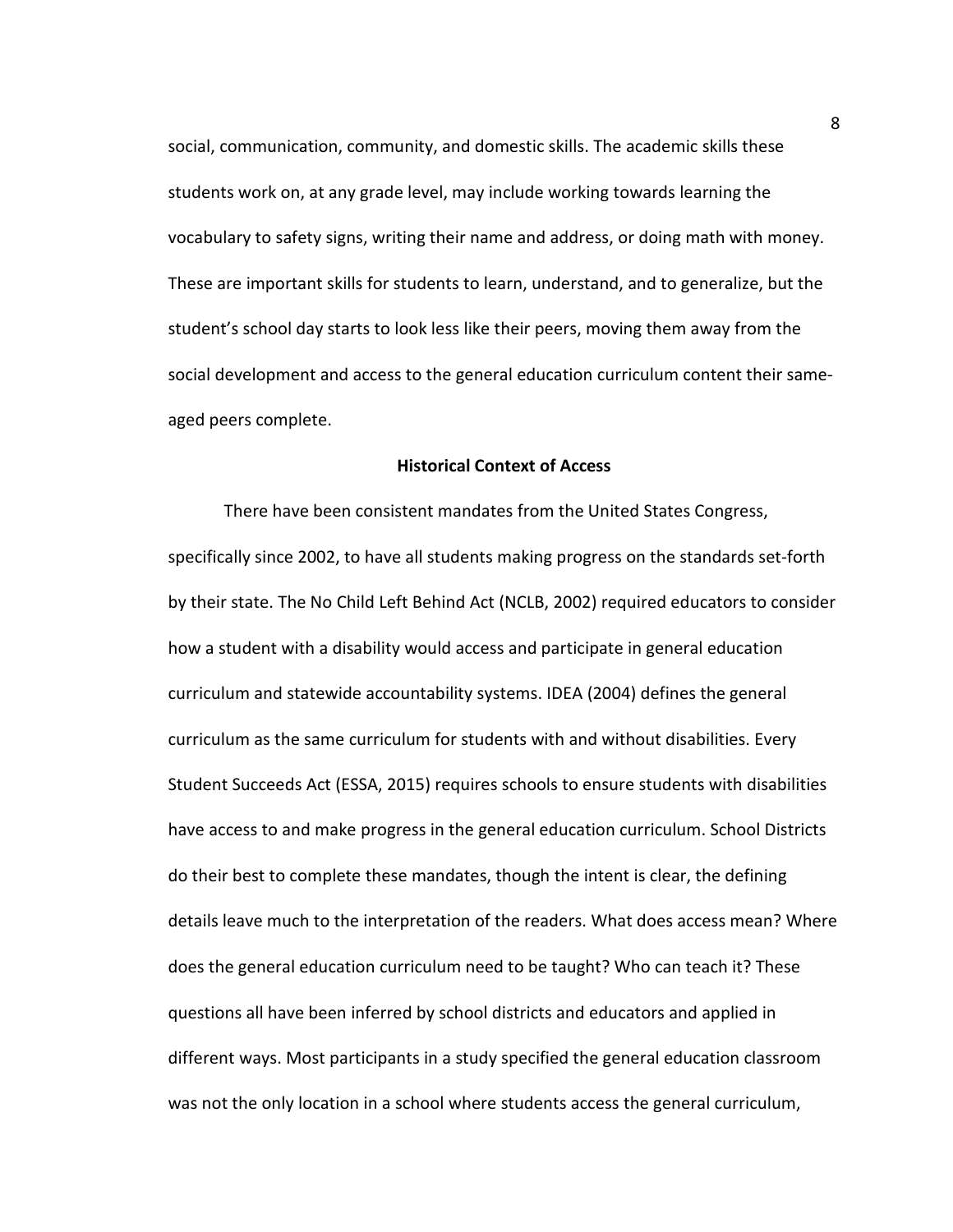social, communication, community, and domestic skills. The academic skills these students work on, at any grade level, may include working towards learning the vocabulary to safety signs, writing their name and address, or doing math with money. These are important skills for students to learn, understand, and to generalize, but the student's school day starts to look less like their peers, moving them away from the social development and access to the general education curriculum content their same-aged peers complete.

## Historical Context of Access

There have been consistent mandates from the United States Congress, specifically since 2002, to have all students making progress on the standards set-forth by their state. The No Child Left Behind Act (NCLB, 2002) required educators to consider how a student with a disability would access and participate in general education curriculum and statewide accountability systems. IDEA (2004) defines the general curriculum as the same curriculum for students with and without disabilities. Every Student Succeeds Act (ESSA, 2015) requires schools to ensure students with disabilities have access to and make progress in the general education curriculum. School Districts do their best to complete these mandates, though the intent is clear, the defining details leave much to the interpretation of the readers. What does access mean? Where does the general education curriculum need to be taught? Who can teach it? These questions all have been inferred by school districts and educators and applied in different ways. Most participants in a study specified the general education classroom was not the only location in a school where students access the general curriculum,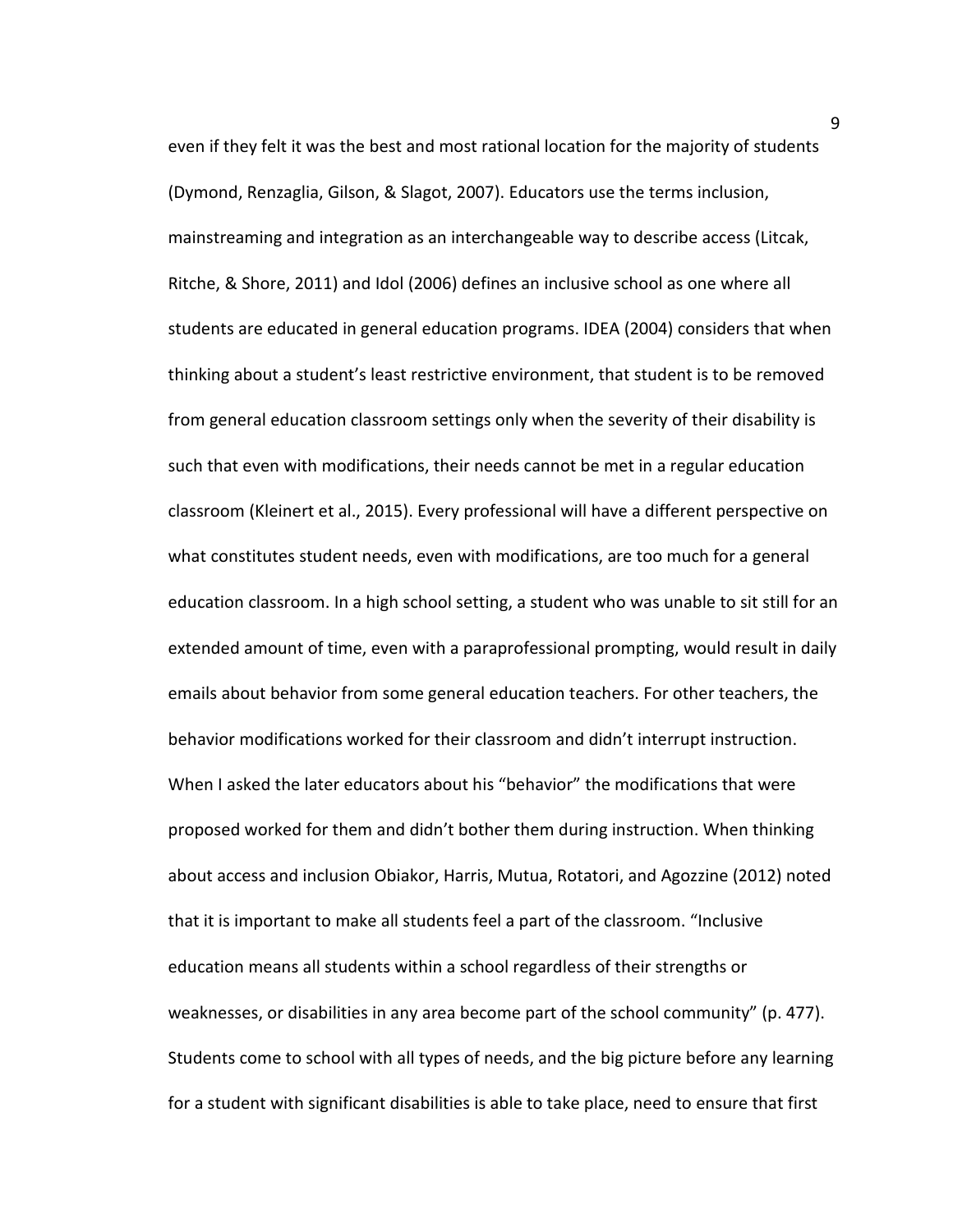even if they felt it was the best and most rational location for the majority of students (Dymond, Renzaglia, Gilson, & Slagot, 2007). Educators use the terms inclusion, mainstreaming and integration as an interchangeable way to describe access (Litcak, Ritche, & Shore, 2011) and Idol (2006) defines an inclusive school as one where all students are educated in general education programs. IDEA (2004) considers that when thinking about a student's least restrictive environment, that student is to be removed from general education classroom settings only when the severity of their disability is such that even with modifications, their needs cannot be met in a regular education classroom (Kleinert et al., 2015). Every professional will have a different perspective on what constitutes student needs, even with modifications, are too much for a general education classroom. In a high school setting, a student who was unable to sit still for an extended amount of time, even with a paraprofessional prompting, would result in daily emails about behavior from some general education teachers. For other teachers, the behavior modifications worked for their classroom and didn't interrupt instruction. When I asked the later educators about his "behavior" the modifications that were proposed worked for them and didn't bother them during instruction. When thinking about access and inclusion Obiakor, Harris, Mutua, Rotatori, and Agozzine (2012) noted that it is important to make all students feel a part of the classroom. "Inclusive education means all students within a school regardless of their strengths or weaknesses, or disabilities in any area become part of the school community" (p. 477). Students come to school with all types of needs, and the big picture before any learning for a student with significant disabilities is able to take place, need to ensure that first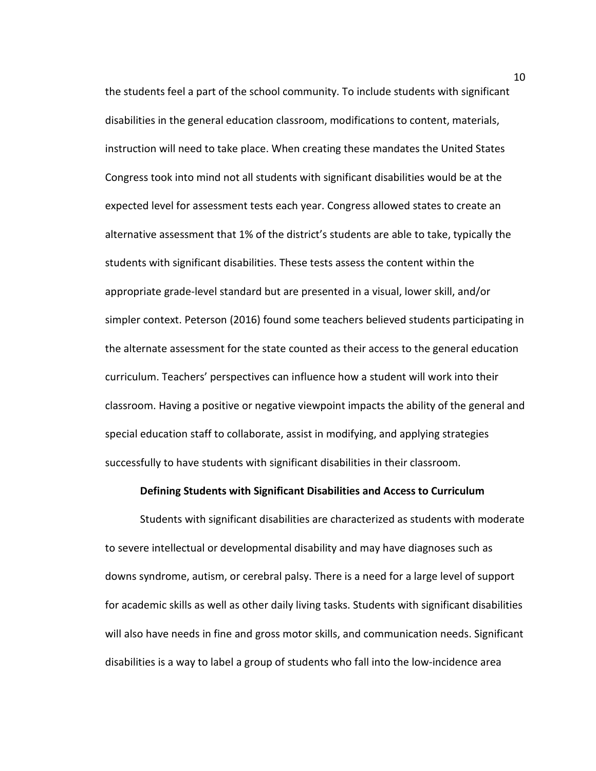the students feel a part of the school community. To include students with significant disabilities in the general education classroom, modifications to content, materials, instruction will need to take place. When creating these mandates the United States Congress took into mind not all students with significant disabilities would be at the expected level for assessment tests each year. Congress allowed states to create an alternative assessment that 1% of the district's students are able to take, typically the students with significant disabilities. These tests assess the content within the appropriate grade-level standard but are presented in a visual, lower skill, and/or simpler context. Peterson (2016) found some teachers believed students participating in the alternate assessment for the state counted as their access to the general education curriculum. Teachers' perspectives can influence how a student will work into their classroom. Having a positive or negative viewpoint impacts the ability of the general and special education staff to collaborate, assist in modifying, and applying strategies successfully to have students with significant disabilities in their classroom.

## Defining Students with Significant Disabilities and Access to Curriculum

Students with significant disabilities are characterized as students with moderate to severe intellectual or developmental disability and may have diagnoses such as downs syndrome, autism, or cerebral palsy. There is a need for a large level of support for academic skills as well as other daily living tasks. Students with significant disabilities will also have needs in fine and gross motor skills, and communication needs. Significant disabilities is a way to label a group of students who fall into the low-incidence area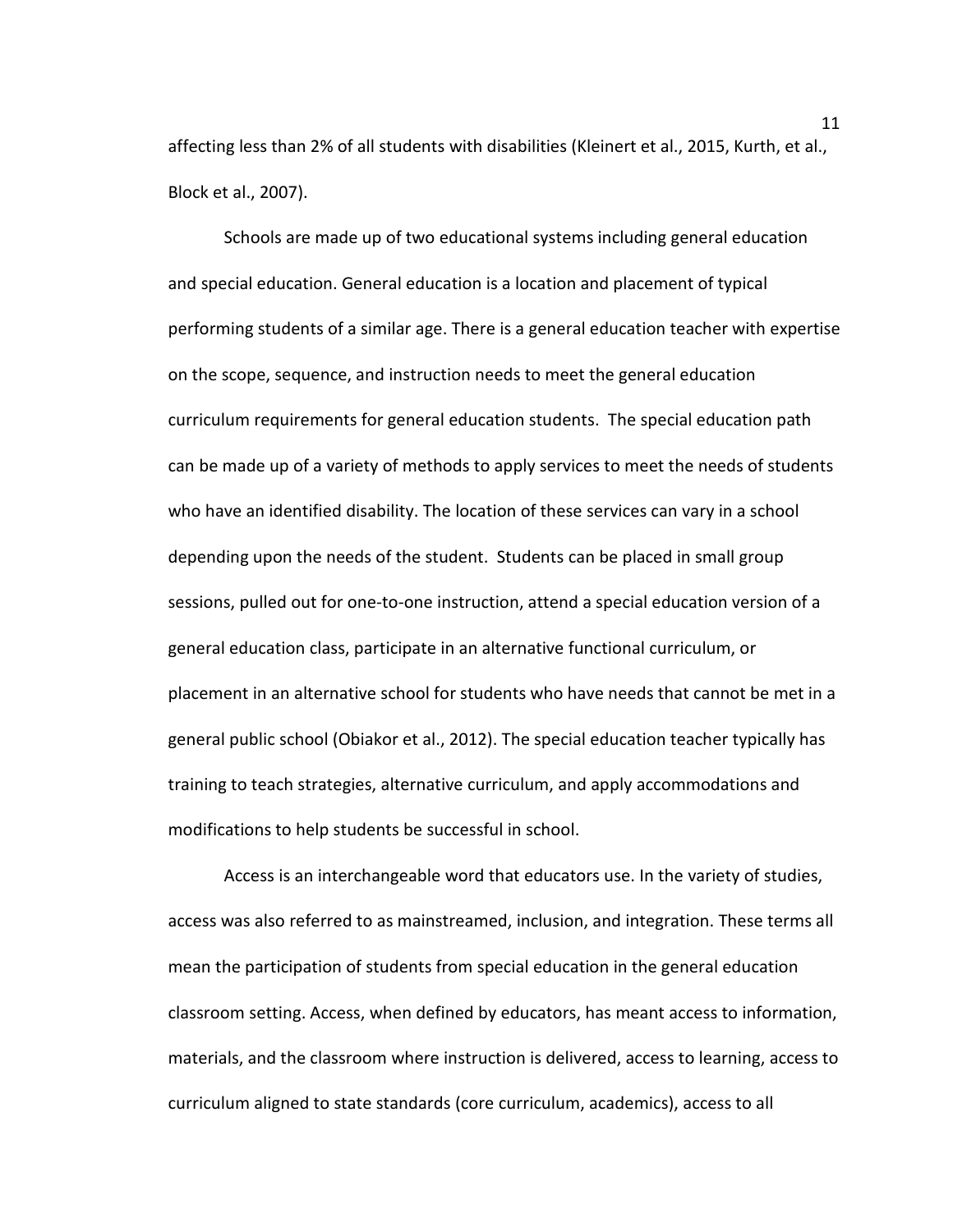affecting less than 2% of all students with disabilities (Kleinert et al., 2015, Kurth, et al., Block et al., 2007).

Schools are made up of two educational systems including general education and special education. General education is a location and placement of typical performing students of a similar age. There is a general education teacher with expertise on the scope, sequence, and instruction needs to meet the general education curriculum requirements for general education students. The special education path can be made up of a variety of methods to apply services to meet the needs of students who have an identified disability. The location of these services can vary in a school depending upon the needs of the student. Students can be placed in small group sessions, pulled out for one-to-one instruction, attend a special education version of a general education class, participate in an alternative functional curriculum, or placement in an alternative school for students who have needs that cannot be met in a general public school (Obiakor et al., 2012). The special education teacher typically has training to teach strategies, alternative curriculum, and apply accommodations and modifications to help students be successful in school.

Access is an interchangeable word that educators use. In the variety of studies, access was also referred to as mainstreamed, inclusion, and integration. These terms all mean the participation of students from special education in the general education classroom setting. Access, when defined by educators, has meant access to information, materials, and the classroom where instruction is delivered, access to learning, access to curriculum aligned to state standards (core curriculum, academics), access to all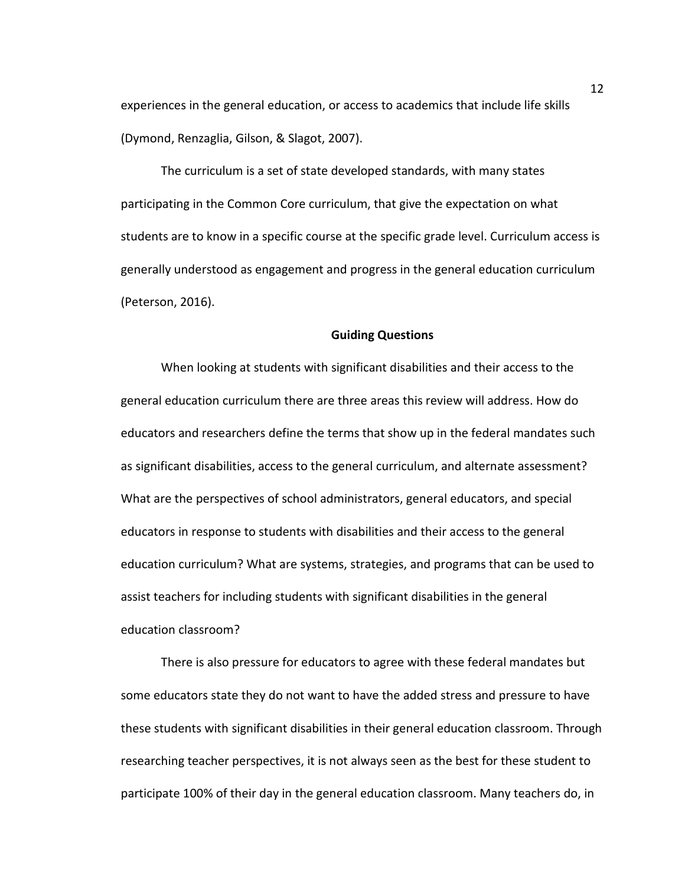experiences in the general education, or access to academics that include life skills (Dymond, Renzaglia, Gilson, & Slagot, 2007).

The curriculum is a set of state developed standards, with many states participating in the Common Core curriculum, that give the expectation on what students are to know in a specific course at the specific grade level. Curriculum access is generally understood as engagement and progress in the general education curriculum (Peterson, 2016).

## Guiding Questions

When looking at students with significant disabilities and their access to the general education curriculum there are three areas this review will address. How do educators and researchers define the terms that show up in the federal mandates such as significant disabilities, access to the general curriculum, and alternate assessment? What are the perspectives of school administrators, general educators, and special educators in response to students with disabilities and their access to the general education curriculum? What are systems, strategies, and programs that can be used to assist teachers for including students with significant disabilities in the general education classroom?

There is also pressure for educators to agree with these federal mandates but some educators state they do not want to have the added stress and pressure to have these students with significant disabilities in their general education classroom. Through researching teacher perspectives, it is not always seen as the best for these student to participate 100% of their day in the general education classroom. Many teachers do, in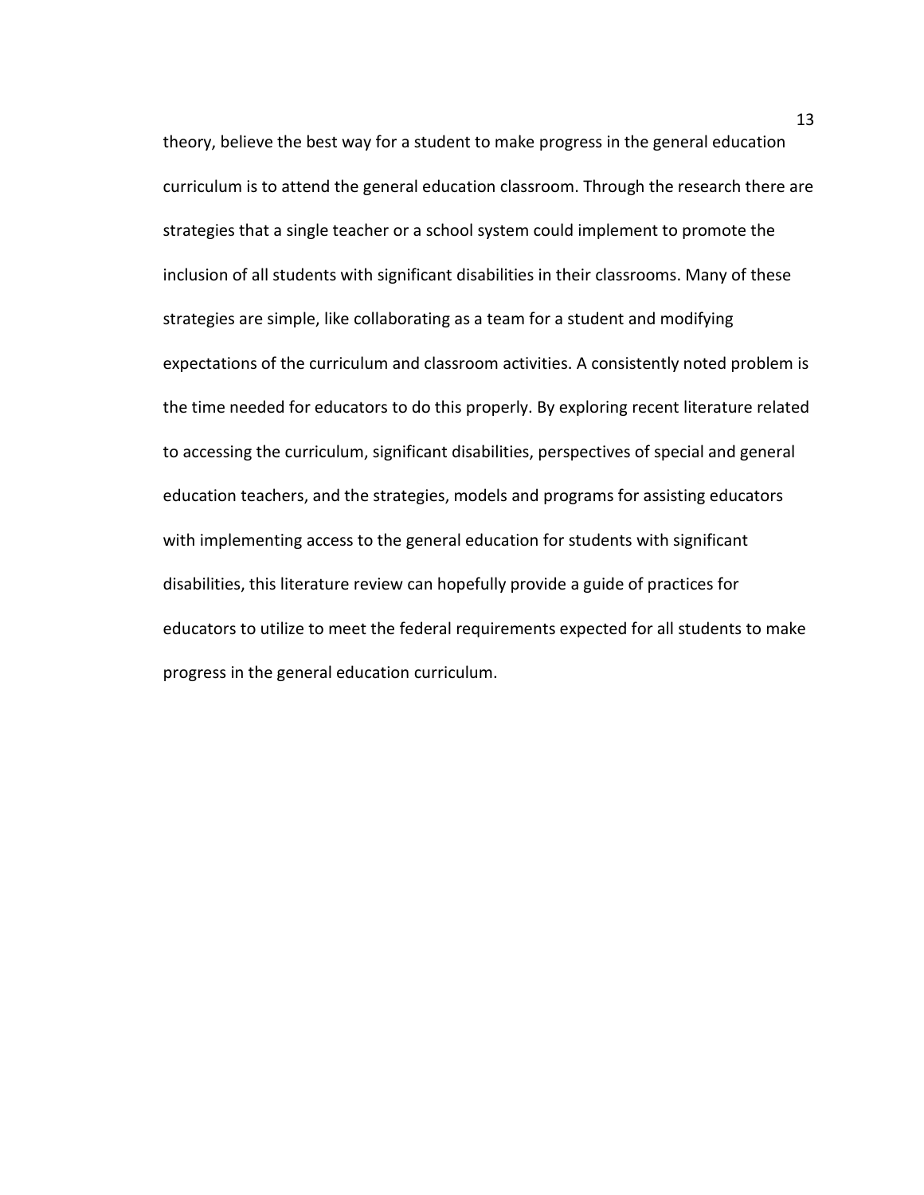theory, believe the best way for a student to make progress in the general education curriculum is to attend the general education classroom. Through the research there are strategies that a single teacher or a school system could implement to promote the inclusion of all students with significant disabilities in their classrooms. Many of these strategies are simple, like collaborating as a team for a student and modifying expectations of the curriculum and classroom activities. A consistently noted problem is the time needed for educators to do this properly. By exploring recent literature related to accessing the curriculum, significant disabilities, perspectives of special and general education teachers, and the strategies, models and programs for assisting educators with implementing access to the general education for students with significant disabilities, this literature review can hopefully provide a guide of practices for educators to utilize to meet the federal requirements expected for all students to make progress in the general education curriculum.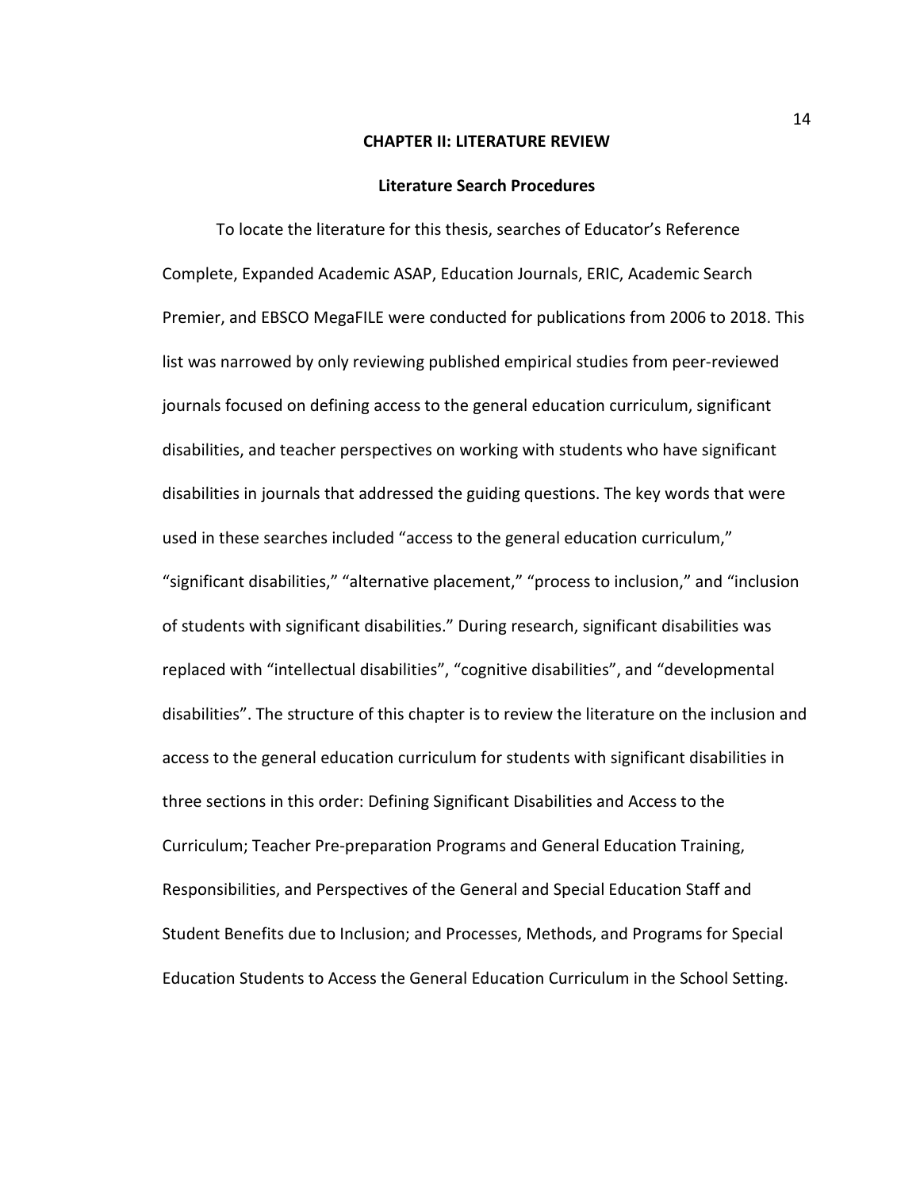# CHAPTER II: LITERATURE REVIEW

## Literature Search Procedures

To locate the literature for this thesis, searches of Educator's Reference Complete, Expanded Academic ASAP, Education Journals, ERIC, Academic Search Premier, and EBSCO MegaFILE were conducted for publications from 2006 to 2018. This list was narrowed by only reviewing published empirical studies from peer-reviewed journals focused on defining access to the general education curriculum, significant disabilities, and teacher perspectives on working with students who have significant disabilities in journals that addressed the guiding questions. The key words that were used in these searches included "access to the general education curriculum," "significant disabilities," "alternative placement," "process to inclusion," and "inclusion of students with significant disabilities." During research, significant disabilities was replaced with "intellectual disabilities", "cognitive disabilities", and "developmental disabilities". The structure of this chapter is to review the literature on the inclusion and access to the general education curriculum for students with significant disabilities in three sections in this order: Defining Significant Disabilities and Access to the Curriculum; Teacher Pre-preparation Programs and General Education Training, Responsibilities, and Perspectives of the General and Special Education Staff and Student Benefits due to Inclusion; and Processes, Methods, and Programs for Special Education Students to Access the General Education Curriculum in the School Setting.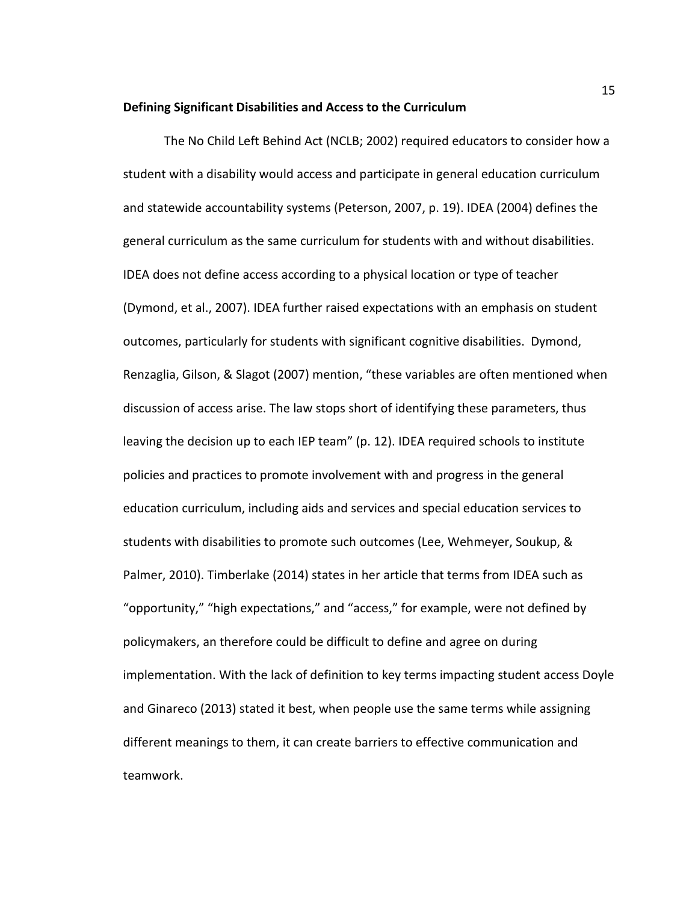## Defining Significant Disabilities and Access to the Curriculum

The No Child Left Behind Act (NCLB; 2002) required educators to consider how a student with a disability would access and participate in general education curriculum and statewide accountability systems (Peterson, 2007, p. 19). IDEA (2004) defines the general curriculum as the same curriculum for students with and without disabilities. IDEA does not define access according to a physical location or type of teacher (Dymond, et al., 2007). IDEA further raised expectations with an emphasis on student outcomes, particularly for students with significant cognitive disabilities. Dymond, Renzaglia, Gilson, & Slagot (2007) mention, "these variables are often mentioned when discussion of access arise. The law stops short of identifying these parameters, thus leaving the decision up to each IEP team" (p. 12). IDEA required schools to institute policies and practices to promote involvement with and progress in the general education curriculum, including aids and services and special education services to students with disabilities to promote such outcomes (Lee, Wehmeyer, Soukup, & Palmer, 2010). Timberlake (2014) states in her article that terms from IDEA such as "opportunity," "high expectations," and "access," for example, were not defined by policymakers, an therefore could be difficult to define and agree on during implementation. With the lack of definition to key terms impacting student access Doyle and Ginareco (2013) stated it best, when people use the same terms while assigning different meanings to them, it can create barriers to effective communication and teamwork.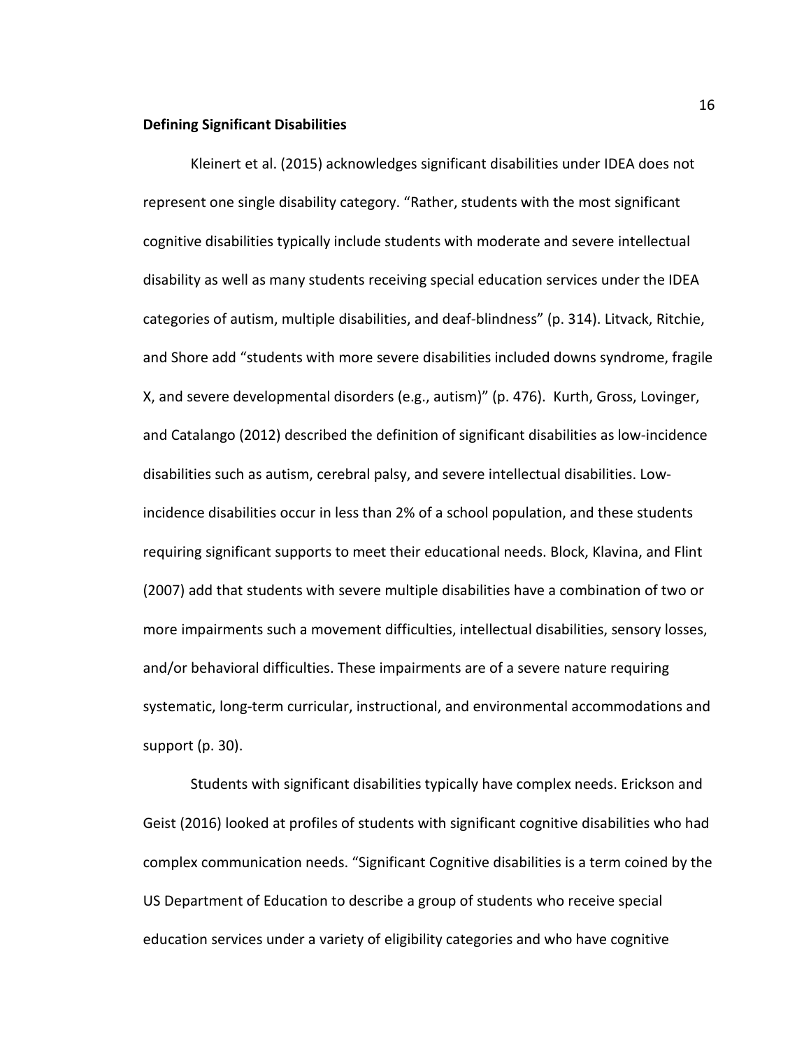**Defining Significant Disabilities**

Kleinert et al. (2015) acknowledges significant disabilities under IDEA does not represent one single disability category. "Rather, students with the most significant cognitive disabilities typically include students with moderate and severe intellectual disability as well as many students receiving special education services under the IDEA categories of autism, multiple disabilities, and deaf-blindness" (p. 314). Litvack, Ritchie, and Shore add "students with more severe disabilities included downs syndrome, fragile X, and severe developmental disorders (e.g., autism)" (p. 476). Kurth, Gross, Lovinger, and Catalango (2012) described the definition of significant disabilities as low-incidence disabilities such as autism, cerebral palsy, and severe intellectual disabilities. Low-incidence disabilities occur in less than 2% of a school population, and these students requiring significant supports to meet their educational needs. Block, Klavina, and Flint (2007) add that students with severe multiple disabilities have a combination of two or more impairments such a movement difficulties, intellectual disabilities, sensory losses, and/or behavioral difficulties. These impairments are of a severe nature requiring systematic, long-term curricular, instructional, and environmental accommodations and support (p. 30).

Students with significant disabilities typically have complex needs. Erickson and Geist (2016) looked at profiles of students with significant cognitive disabilities who had complex communication needs. "Significant Cognitive disabilities is a term coined by the US Department of Education to describe a group of students who receive special education services under a variety of eligibility categories and who have cognitive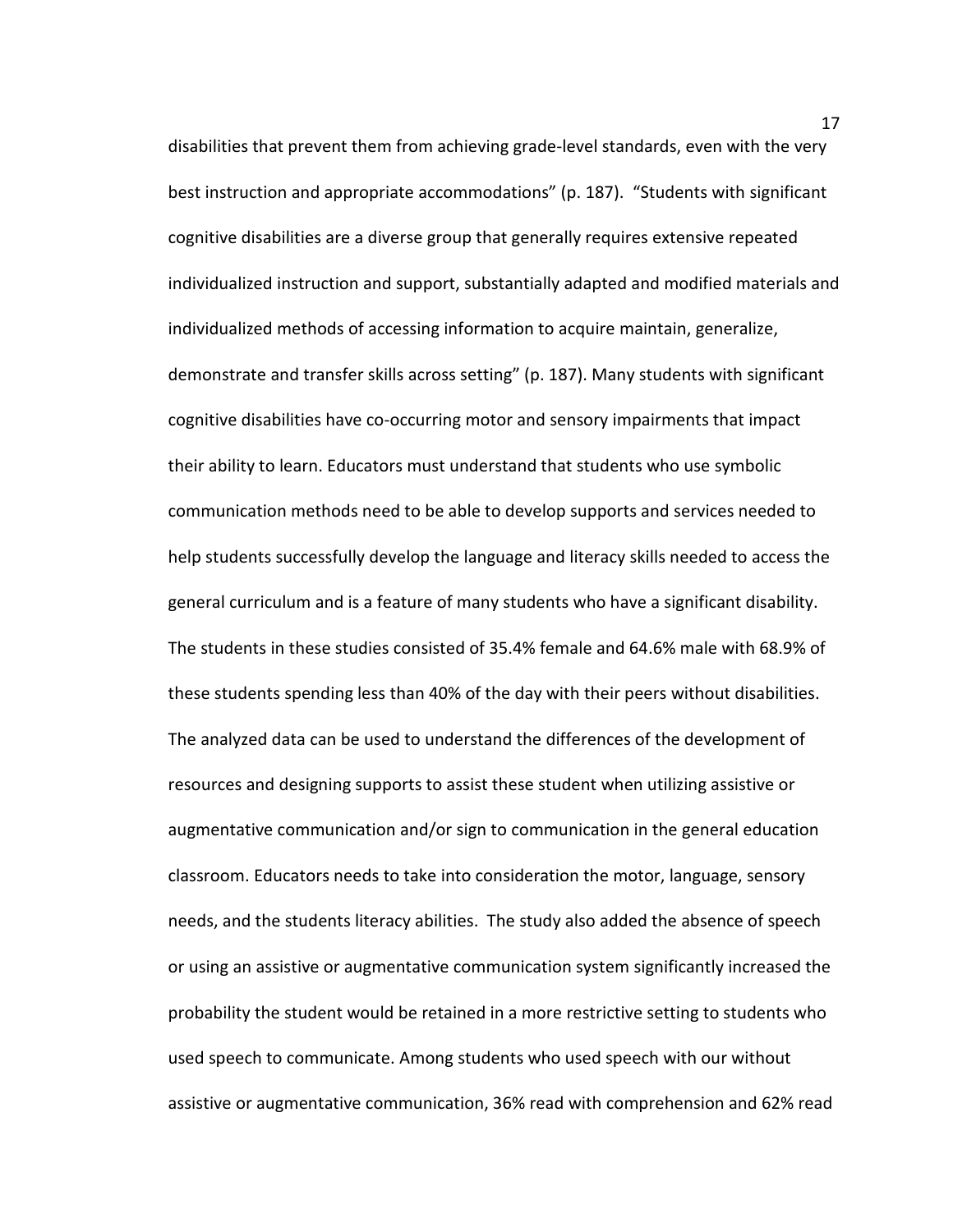disabilities that prevent them from achieving grade-level standards, even with the very best instruction and appropriate accommodations" (p. 187). "Students with significant cognitive disabilities are a diverse group that generally requires extensive repeated individualized instruction and support, substantially adapted and modified materials and individualized methods of accessing information to acquire maintain, generalize, demonstrate and transfer skills across setting" (p. 187). Many students with significant cognitive disabilities have co-occurring motor and sensory impairments that impact their ability to learn. Educators must understand that students who use symbolic communication methods need to be able to develop supports and services needed to help students successfully develop the language and literacy skills needed to access the general curriculum and is a feature of many students who have a significant disability. The students in these studies consisted of 35.4% female and 64.6% male with 68.9% of these students spending less than 40% of the day with their peers without disabilities. The analyzed data can be used to understand the differences of the development of resources and designing supports to assist these student when utilizing assistive or augmentative communication and/or sign to communication in the general education classroom. Educators needs to take into consideration the motor, language, sensory needs, and the students literacy abilities. The study also added the absence of speech or using an assistive or augmentative communication system significantly increased the probability the student would be retained in a more restrictive setting to students who used speech to communicate. Among students who used speech with our without assistive or augmentative communication, 36% read with comprehension and 62% read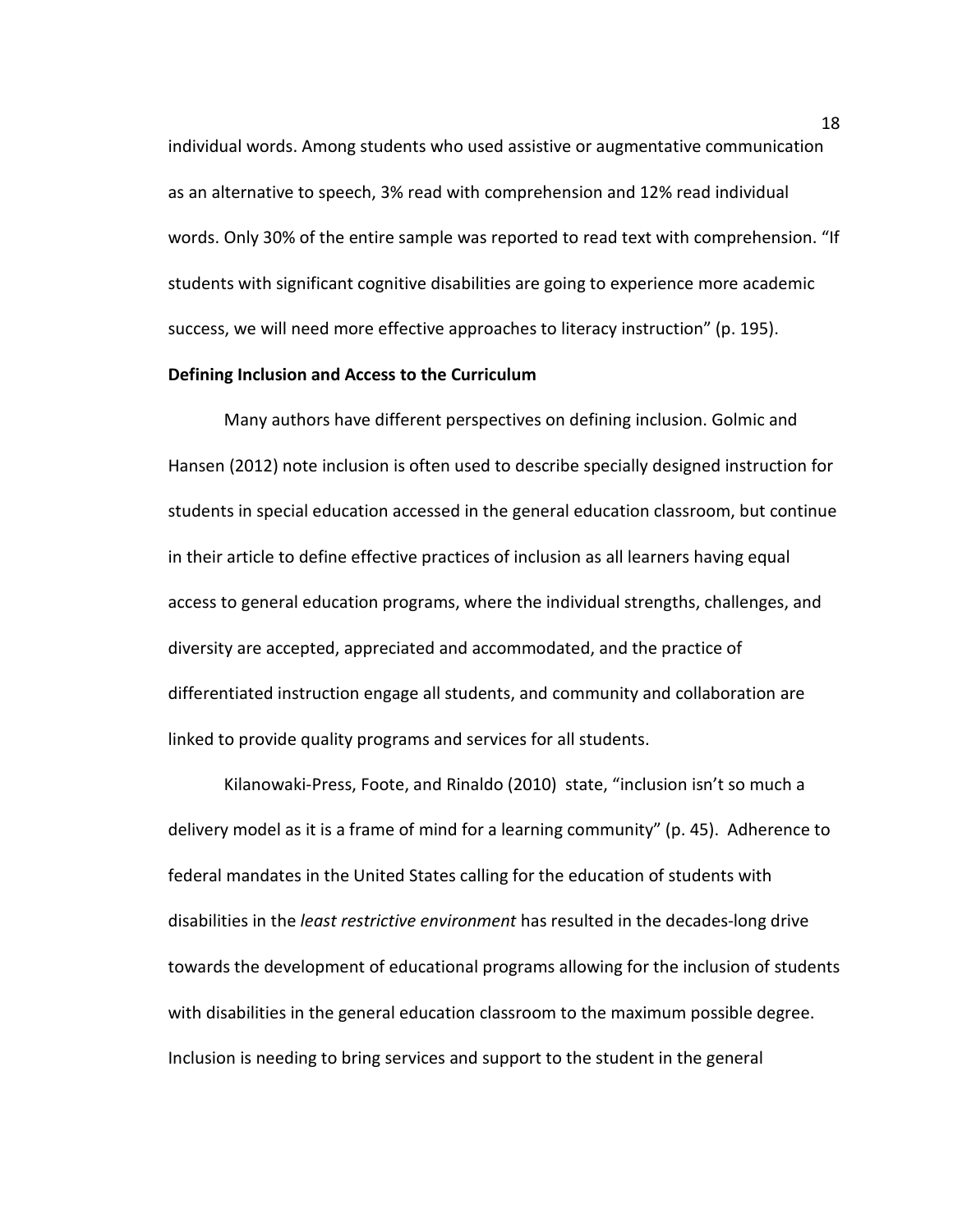individual words. Among students who used assistive or augmentative communication as an alternative to speech, 3% read with comprehension and 12% read individual words. Only 30% of the entire sample was reported to read text with comprehension. "If students with significant cognitive disabilities are going to experience more academic success, we will need more effective approaches to literacy instruction" (p. 195).

**Defining Inclusion and Access to the Curriculum**

Many authors have different perspectives on defining inclusion. Golmic and Hansen (2012) note inclusion is often used to describe specially designed instruction for students in special education accessed in the general education classroom, but continue in their article to define effective practices of inclusion as all learners having equal access to general education programs, where the individual strengths, challenges, and diversity are accepted, appreciated and accommodated, and the practice of differentiated instruction engage all students, and community and collaboration are linked to provide quality programs and services for all students.

Kilanowaki-Press, Foote, and Rinaldo (2010) state, "inclusion isn't so much a delivery model as it is a frame of mind for a learning community" (p. 45). Adherence to federal mandates in the United States calling for the education of students with disabilities in the *least restrictive environment* has resulted in the decades-long drive towards the development of educational programs allowing for the inclusion of students with disabilities in the general education classroom to the maximum possible degree. Inclusion is needing to bring services and support to the student in the general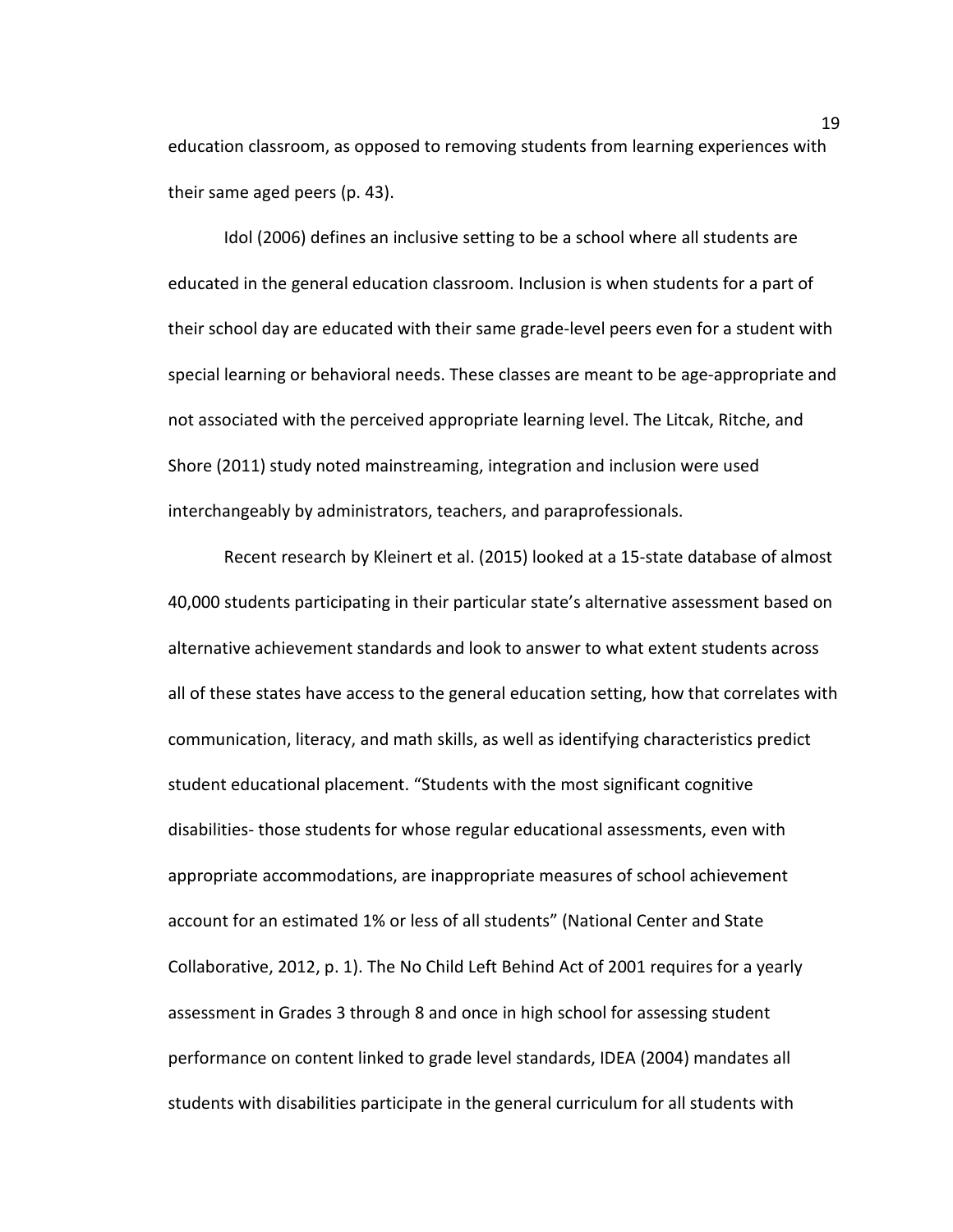education classroom, as opposed to removing students from learning experiences with their same aged peers (p. 43).

Idol (2006) defines an inclusive setting to be a school where all students are educated in the general education classroom. Inclusion is when students for a part of their school day are educated with their same grade-level peers even for a student with special learning or behavioral needs. These classes are meant to be age-appropriate and not associated with the perceived appropriate learning level. The Litcak, Ritche, and Shore (2011) study noted mainstreaming, integration and inclusion were used interchangeably by administrators, teachers, and paraprofessionals.

Recent research by Kleinert et al. (2015) looked at a 15-state database of almost 40,000 students participating in their particular state's alternative assessment based on alternative achievement standards and look to answer to what extent students across all of these states have access to the general education setting, how that correlates with communication, literacy, and math skills, as well as identifying characteristics predict student educational placement. "Students with the most significant cognitive disabilities- those students for whose regular educational assessments, even with appropriate accommodations, are inappropriate measures of school achievement account for an estimated 1% or less of all students" (National Center and State Collaborative, 2012, p. 1). The No Child Left Behind Act of 2001 requires for a yearly assessment in Grades 3 through 8 and once in high school for assessing student performance on content linked to grade level standards, IDEA (2004) mandates all students with disabilities participate in the general curriculum for all students with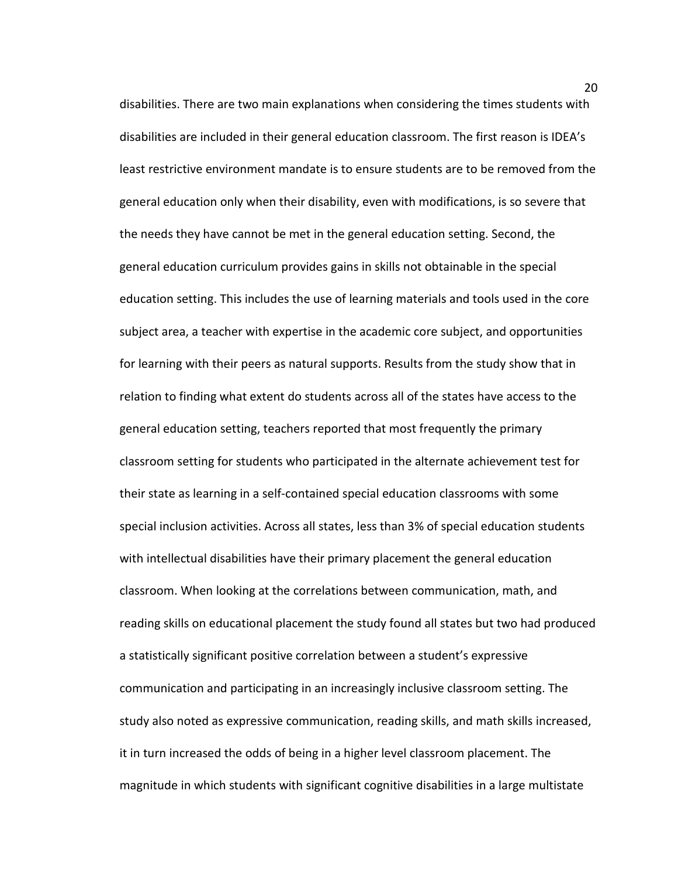disabilities. There are two main explanations when considering the times students with disabilities are included in their general education classroom. The first reason is IDEA's least restrictive environment mandate is to ensure students are to be removed from the general education only when their disability, even with modifications, is so severe that the needs they have cannot be met in the general education setting. Second, the general education curriculum provides gains in skills not obtainable in the special education setting. This includes the use of learning materials and tools used in the core subject area, a teacher with expertise in the academic core subject, and opportunities for learning with their peers as natural supports. Results from the study show that in relation to finding what extent do students across all of the states have access to the general education setting, teachers reported that most frequently the primary classroom setting for students who participated in the alternate achievement test for their state as learning in a self-contained special education classrooms with some special inclusion activities. Across all states, less than 3% of special education students with intellectual disabilities have their primary placement the general education classroom. When looking at the correlations between communication, math, and reading skills on educational placement the study found all states but two had produced a statistically significant positive correlation between a student's expressive communication and participating in an increasingly inclusive classroom setting. The study also noted as expressive communication, reading skills, and math skills increased, it in turn increased the odds of being in a higher level classroom placement. The magnitude in which students with significant cognitive disabilities in a large multistate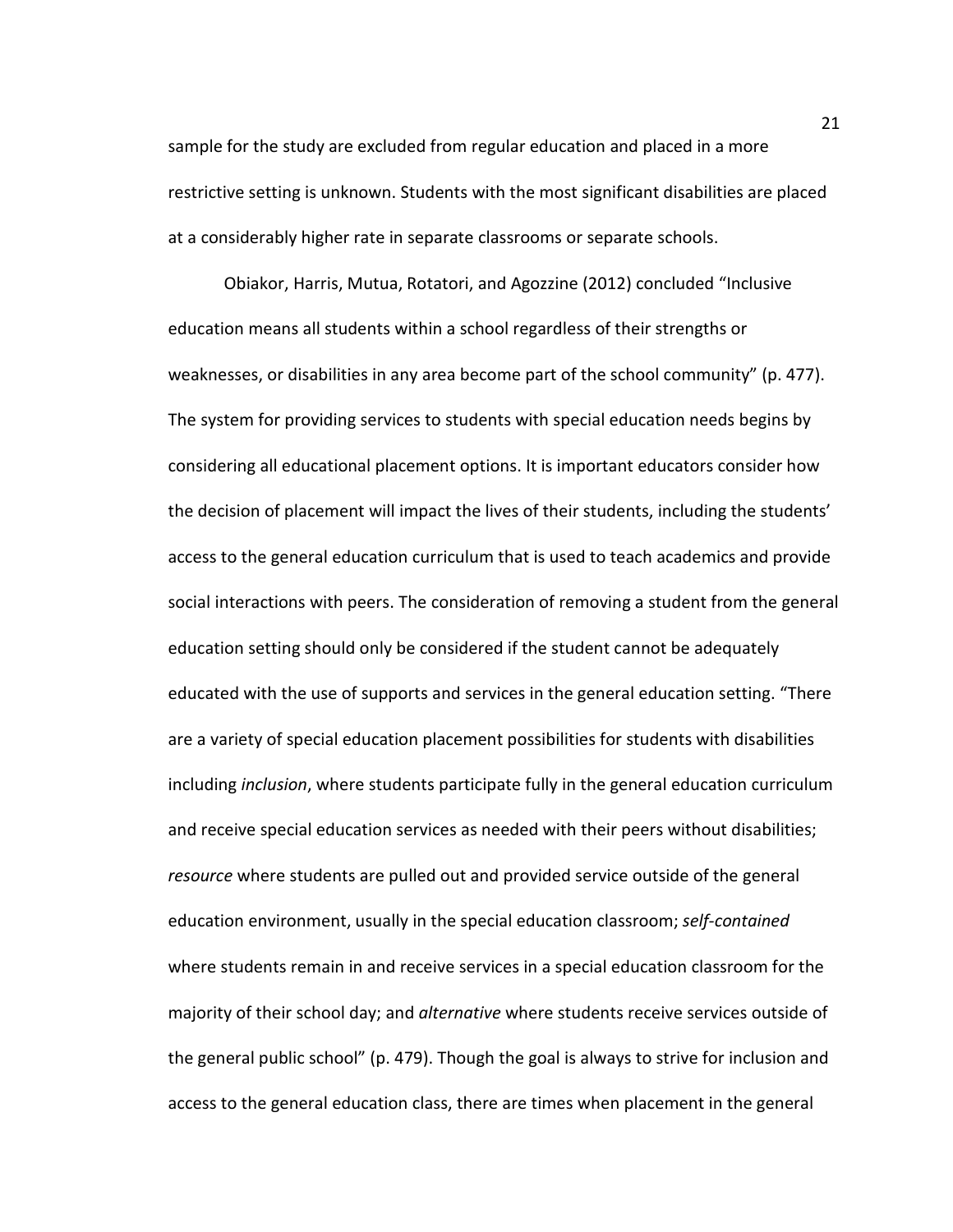sample for the study are excluded from regular education and placed in a more restrictive setting is unknown. Students with the most significant disabilities are placed at a considerably higher rate in separate classrooms or separate schools.

Obiakor, Harris, Mutua, Rotatori, and Agozzine (2012) concluded “Inclusive education means all students within a school regardless of their strengths or weaknesses, or disabilities in any area become part of the school community” (p. 477). The system for providing services to students with special education needs begins by considering all educational placement options. It is important educators consider how the decision of placement will impact the lives of their students, including the students’ access to the general education curriculum that is used to teach academics and provide social interactions with peers. The consideration of removing a student from the general education setting should only be considered if the student cannot be adequately educated with the use of supports and services in the general education setting. “There are a variety of special education placement possibilities for students with disabilities including *inclusion*, where students participate fully in the general education curriculum and receive special education services as needed with their peers without disabilities; *resource* where students are pulled out and provided service outside of the general education environment, usually in the special education classroom; *self-contained* where students remain in and receive services in a special education classroom for the majority of their school day; and *alternative* where students receive services outside of the general public school” (p. 479). Though the goal is always to strive for inclusion and access to the general education class, there are times when placement in the general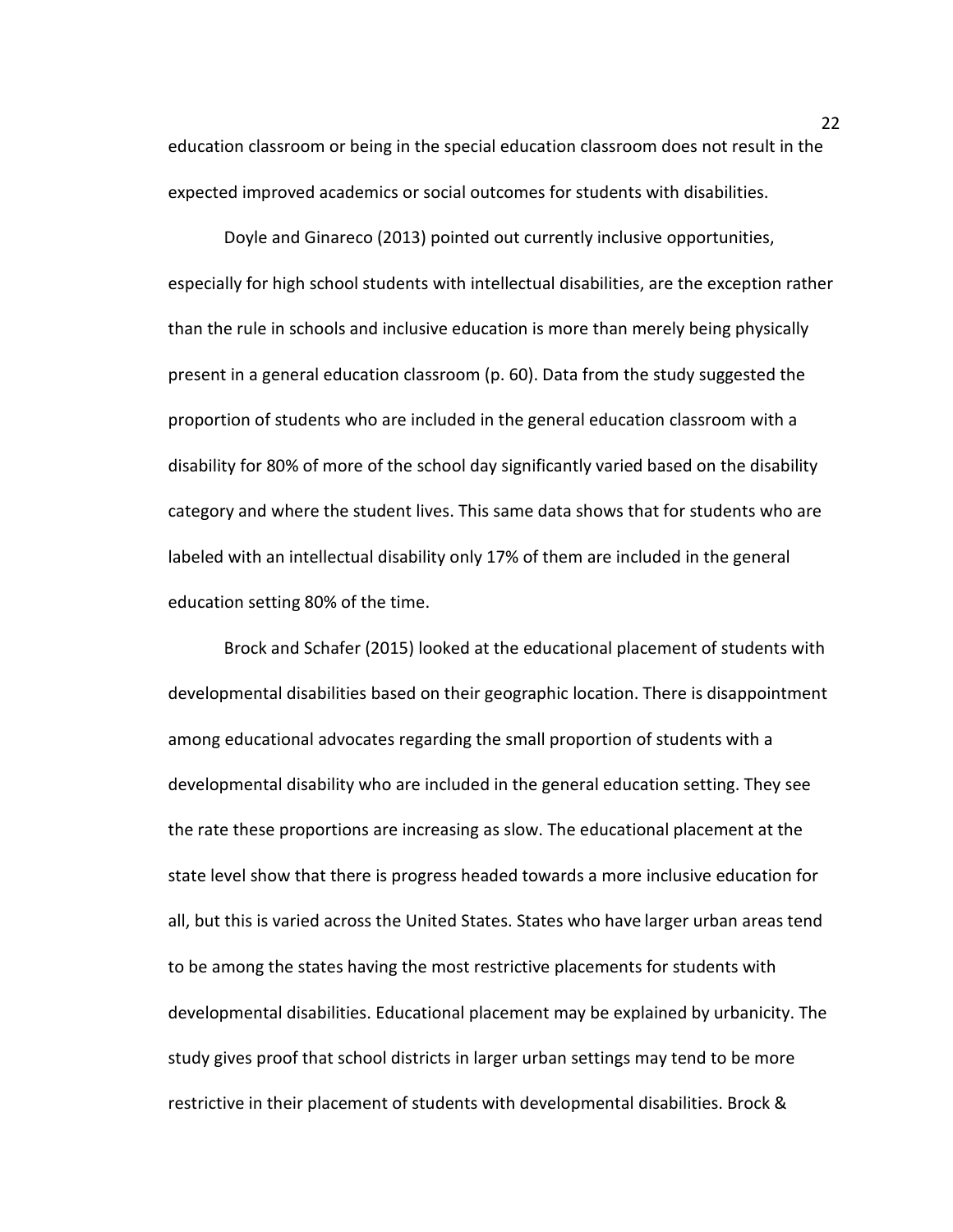education classroom or being in the special education classroom does not result in the expected improved academics or social outcomes for students with disabilities.

Doyle and Ginareco (2013) pointed out currently inclusive opportunities, especially for high school students with intellectual disabilities, are the exception rather than the rule in schools and inclusive education is more than merely being physically present in a general education classroom (p. 60). Data from the study suggested the proportion of students who are included in the general education classroom with a disability for 80% of more of the school day significantly varied based on the disability category and where the student lives. This same data shows that for students who are labeled with an intellectual disability only 17% of them are included in the general education setting 80% of the time.

Brock and Schafer (2015) looked at the educational placement of students with developmental disabilities based on their geographic location. There is disappointment among educational advocates regarding the small proportion of students with a developmental disability who are included in the general education setting. They see the rate these proportions are increasing as slow. The educational placement at the state level show that there is progress headed towards a more inclusive education for all, but this is varied across the United States. States who have larger urban areas tend to be among the states having the most restrictive placements for students with developmental disabilities. Educational placement may be explained by urbanicity. The study gives proof that school districts in larger urban settings may tend to be more restrictive in their placement of students with developmental disabilities. Brock &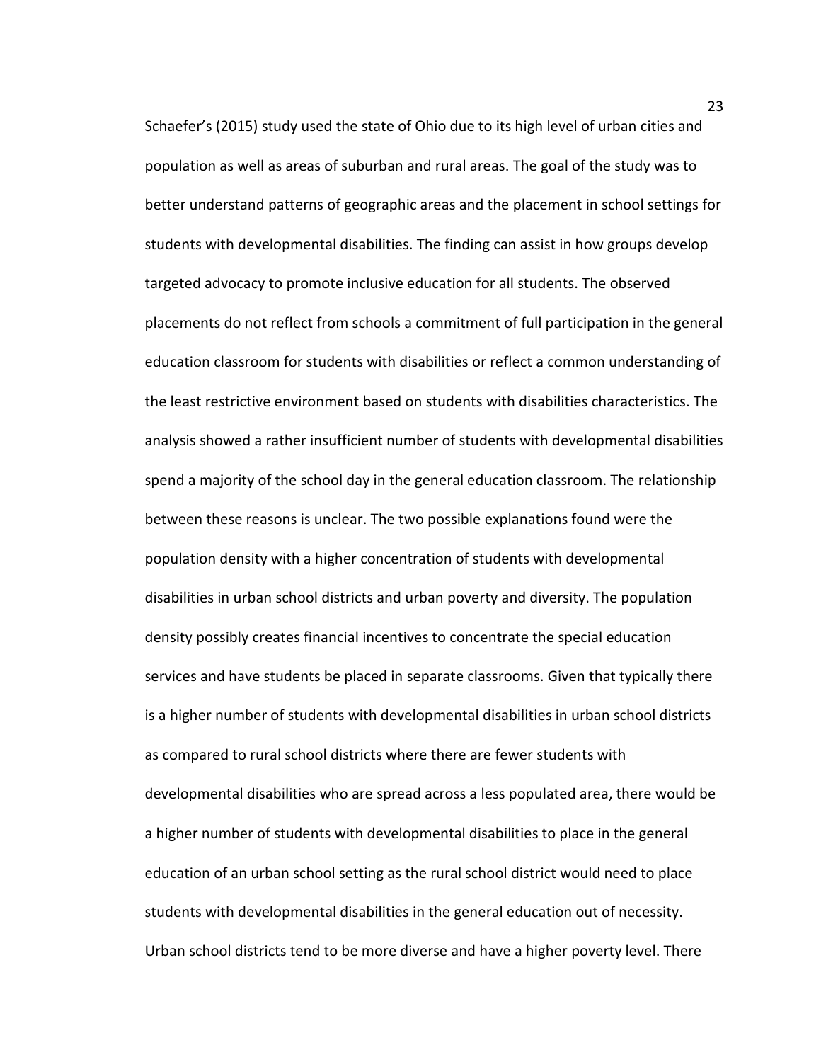Schaefer's (2015) study used the state of Ohio due to its high level of urban cities and population as well as areas of suburban and rural areas. The goal of the study was to better understand patterns of geographic areas and the placement in school settings for students with developmental disabilities. The finding can assist in how groups develop targeted advocacy to promote inclusive education for all students. The observed placements do not reflect from schools a commitment of full participation in the general education classroom for students with disabilities or reflect a common understanding of the least restrictive environment based on students with disabilities characteristics. The analysis showed a rather insufficient number of students with developmental disabilities spend a majority of the school day in the general education classroom. The relationship between these reasons is unclear. The two possible explanations found were the population density with a higher concentration of students with developmental disabilities in urban school districts and urban poverty and diversity. The population density possibly creates financial incentives to concentrate the special education services and have students be placed in separate classrooms. Given that typically there is a higher number of students with developmental disabilities in urban school districts as compared to rural school districts where there are fewer students with developmental disabilities who are spread across a less populated area, there would be a higher number of students with developmental disabilities to place in the general education of an urban school setting as the rural school district would need to place students with developmental disabilities in the general education out of necessity. Urban school districts tend to be more diverse and have a higher poverty level. There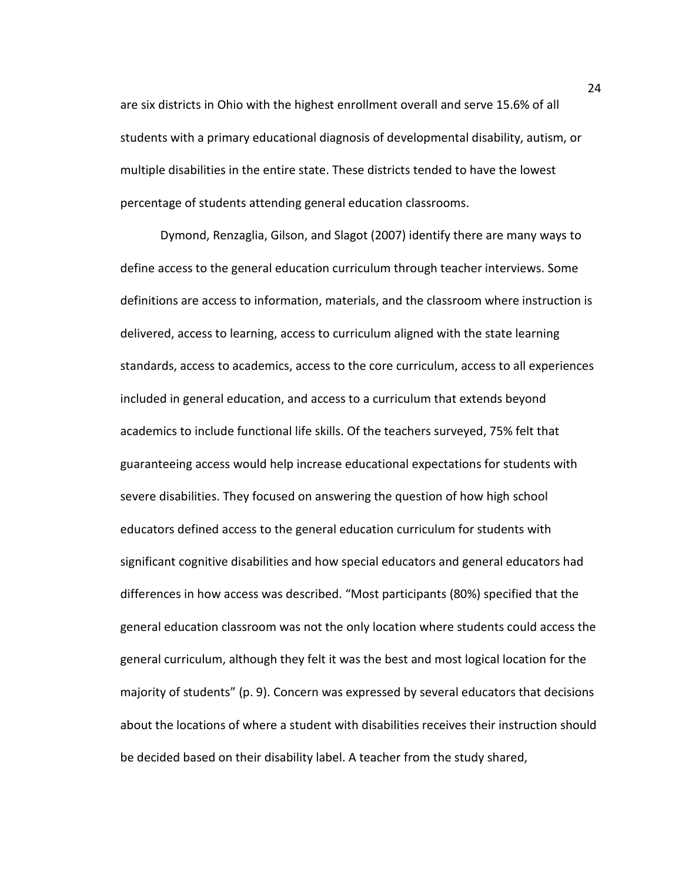are six districts in Ohio with the highest enrollment overall and serve 15.6% of all students with a primary educational diagnosis of developmental disability, autism, or multiple disabilities in the entire state. These districts tended to have the lowest percentage of students attending general education classrooms.

Dymond, Renzaglia, Gilson, and Slagot (2007) identify there are many ways to define access to the general education curriculum through teacher interviews. Some definitions are access to information, materials, and the classroom where instruction is delivered, access to learning, access to curriculum aligned with the state learning standards, access to academics, access to the core curriculum, access to all experiences included in general education, and access to a curriculum that extends beyond academics to include functional life skills. Of the teachers surveyed, 75% felt that guaranteeing access would help increase educational expectations for students with severe disabilities. They focused on answering the question of how high school educators defined access to the general education curriculum for students with significant cognitive disabilities and how special educators and general educators had differences in how access was described. "Most participants (80%) specified that the general education classroom was not the only location where students could access the general curriculum, although they felt it was the best and most logical location for the majority of students" (p. 9). Concern was expressed by several educators that decisions about the locations of where a student with disabilities receives their instruction should be decided based on their disability label. A teacher from the study shared,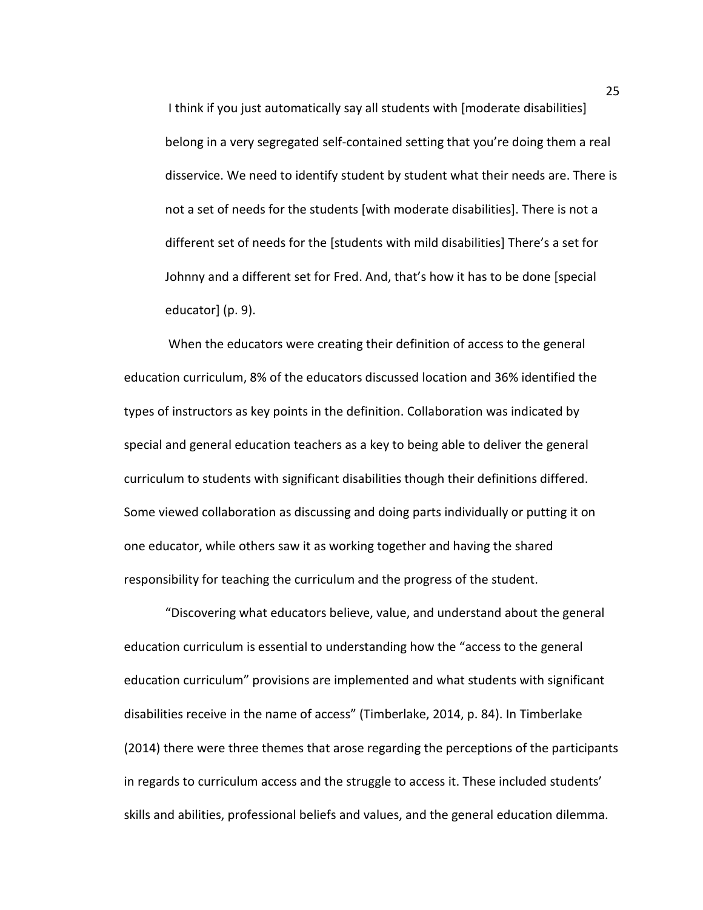> I think if you just automatically say all students with [moderate disabilities] belong in a very segregated self-contained setting that you're doing them a real disservice. We need to identify student by student what their needs are. There is not a set of needs for the students [with moderate disabilities]. There is not a different set of needs for the [students with mild disabilities] There's a set for Johnny and a different set for Fred. And, that's how it has to be done [special educator] (p. 9).

When the educators were creating their definition of access to the general education curriculum, 8% of the educators discussed location and 36% identified the types of instructors as key points in the definition. Collaboration was indicated by special and general education teachers as a key to being able to deliver the general curriculum to students with significant disabilities though their definitions differed. Some viewed collaboration as discussing and doing parts individually or putting it on one educator, while others saw it as working together and having the shared responsibility for teaching the curriculum and the progress of the student.

"Discovering what educators believe, value, and understand about the general education curriculum is essential to understanding how the "access to the general education curriculum" provisions are implemented and what students with significant disabilities receive in the name of access" (Timberlake, 2014, p. 84). In Timberlake (2014) there were three themes that arose regarding the perceptions of the participants in regards to curriculum access and the struggle to access it. These included students' skills and abilities, professional beliefs and values, and the general education dilemma.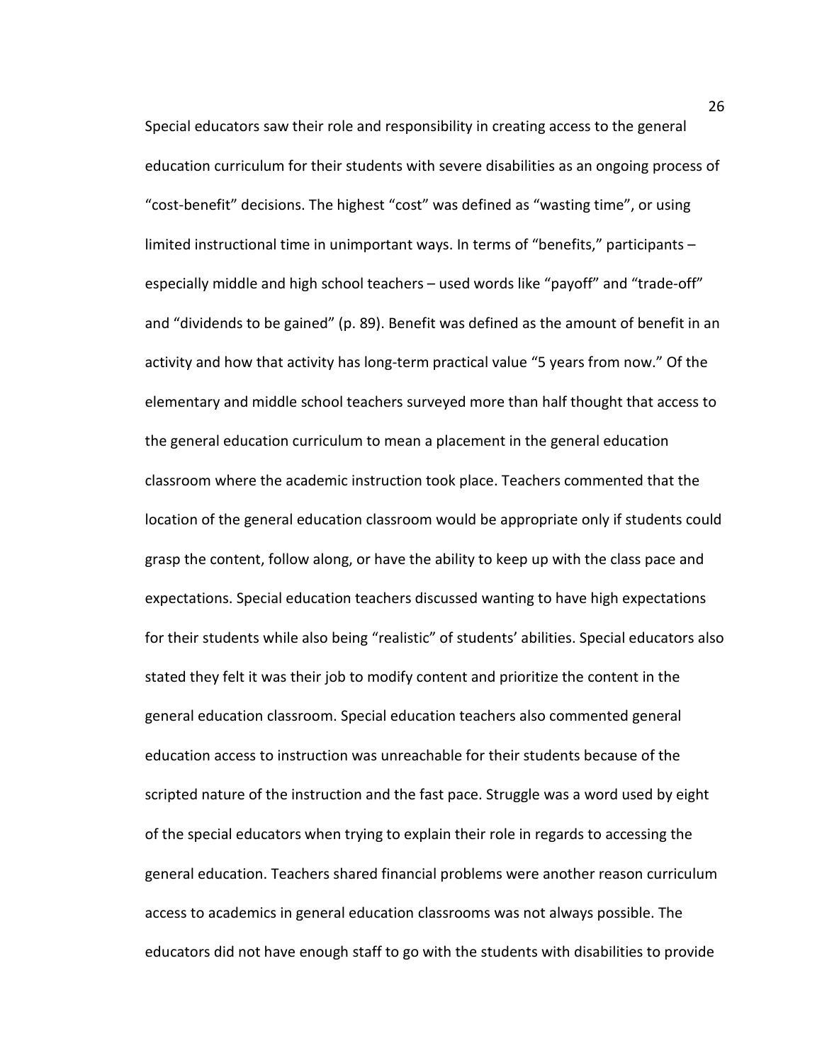Special educators saw their role and responsibility in creating access to the general education curriculum for their students with severe disabilities as an ongoing process of "cost-benefit" decisions. The highest "cost" was defined as "wasting time", or using limited instructional time in unimportant ways. In terms of "benefits," participants – especially middle and high school teachers – used words like "payoff" and "trade-off" and "dividends to be gained" (p. 89). Benefit was defined as the amount of benefit in an activity and how that activity has long-term practical value "5 years from now." Of the elementary and middle school teachers surveyed more than half thought that access to the general education curriculum to mean a placement in the general education classroom where the academic instruction took place. Teachers commented that the location of the general education classroom would be appropriate only if students could grasp the content, follow along, or have the ability to keep up with the class pace and expectations. Special education teachers discussed wanting to have high expectations for their students while also being "realistic" of students' abilities. Special educators also stated they felt it was their job to modify content and prioritize the content in the general education classroom. Special education teachers also commented general education access to instruction was unreachable for their students because of the scripted nature of the instruction and the fast pace. Struggle was a word used by eight of the special educators when trying to explain their role in regards to accessing the general education. Teachers shared financial problems were another reason curriculum access to academics in general education classrooms was not always possible. The educators did not have enough staff to go with the students with disabilities to provide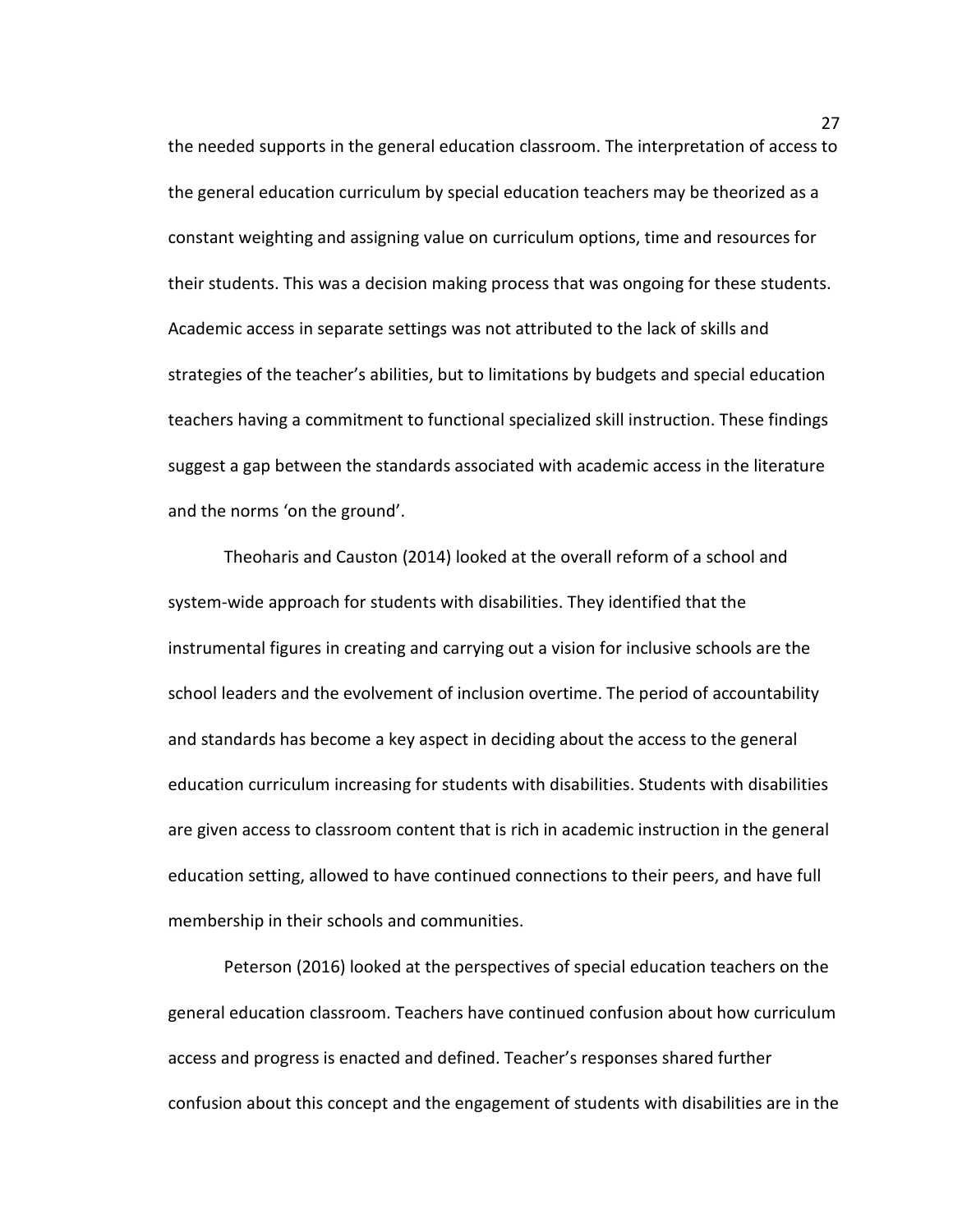the needed supports in the general education classroom. The interpretation of access to the general education curriculum by special education teachers may be theorized as a constant weighting and assigning value on curriculum options, time and resources for their students. This was a decision making process that was ongoing for these students. Academic access in separate settings was not attributed to the lack of skills and strategies of the teacher's abilities, but to limitations by budgets and special education teachers having a commitment to functional specialized skill instruction. These findings suggest a gap between the standards associated with academic access in the literature and the norms 'on the ground'.

Theoharis and Causton (2014) looked at the overall reform of a school and system-wide approach for students with disabilities. They identified that the instrumental figures in creating and carrying out a vision for inclusive schools are the school leaders and the evolvement of inclusion overtime. The period of accountability and standards has become a key aspect in deciding about the access to the general education curriculum increasing for students with disabilities. Students with disabilities are given access to classroom content that is rich in academic instruction in the general education setting, allowed to have continued connections to their peers, and have full membership in their schools and communities.

Peterson (2016) looked at the perspectives of special education teachers on the general education classroom. Teachers have continued confusion about how curriculum access and progress is enacted and defined. Teacher's responses shared further confusion about this concept and the engagement of students with disabilities are in the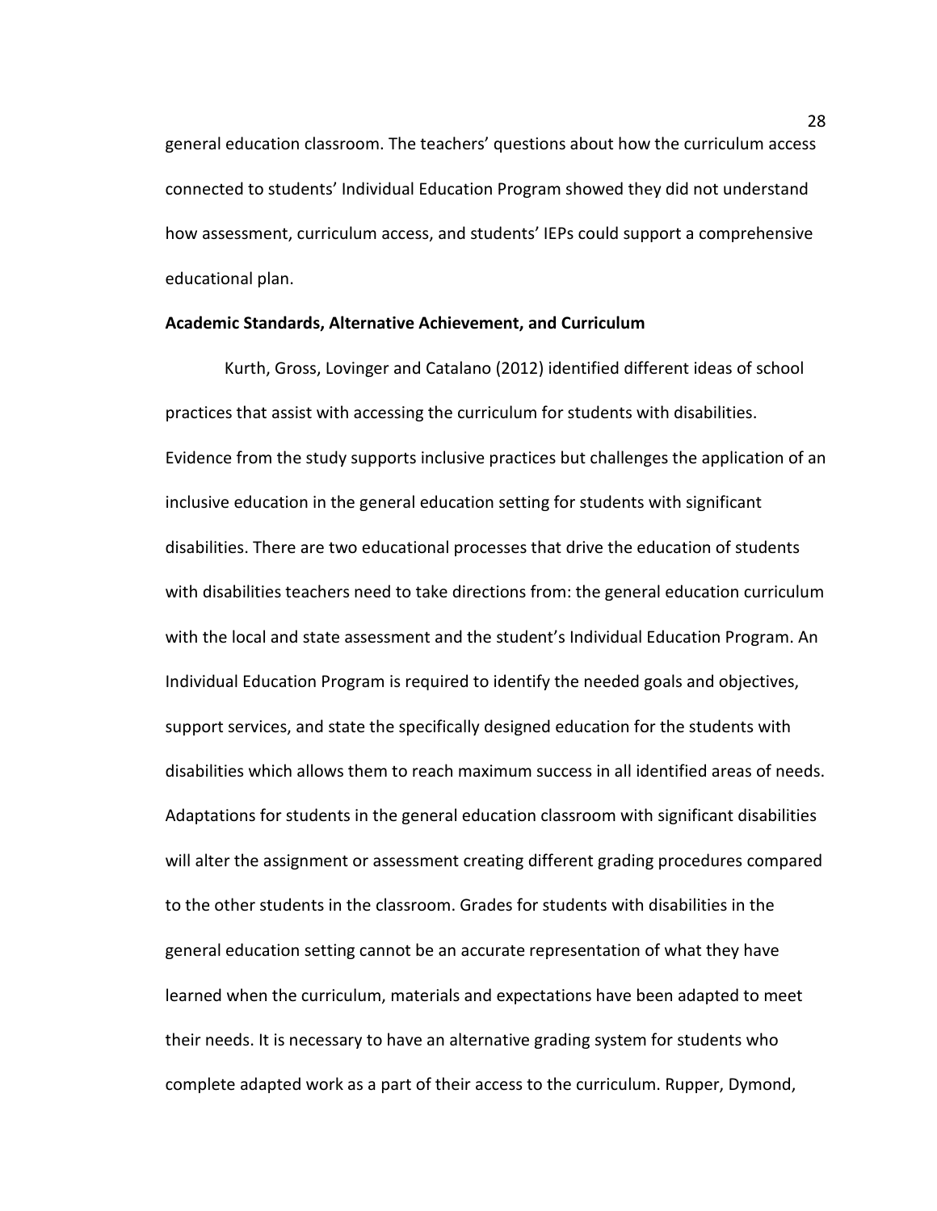general education classroom. The teachers' questions about how the curriculum access connected to students' Individual Education Program showed they did not understand how assessment, curriculum access, and students' IEPs could support a comprehensive educational plan.

### Academic Standards, Alternative Achievement, and Curriculum

Kurth, Gross, Lovinger and Catalano (2012) identified different ideas of school practices that assist with accessing the curriculum for students with disabilities. Evidence from the study supports inclusive practices but challenges the application of an inclusive education in the general education setting for students with significant disabilities. There are two educational processes that drive the education of students with disabilities teachers need to take directions from: the general education curriculum with the local and state assessment and the student's Individual Education Program. An Individual Education Program is required to identify the needed goals and objectives, support services, and state the specifically designed education for the students with disabilities which allows them to reach maximum success in all identified areas of needs. Adaptations for students in the general education classroom with significant disabilities will alter the assignment or assessment creating different grading procedures compared to the other students in the classroom. Grades for students with disabilities in the general education setting cannot be an accurate representation of what they have learned when the curriculum, materials and expectations have been adapted to meet their needs. It is necessary to have an alternative grading system for students who complete adapted work as a part of their access to the curriculum. Rupper, Dymond,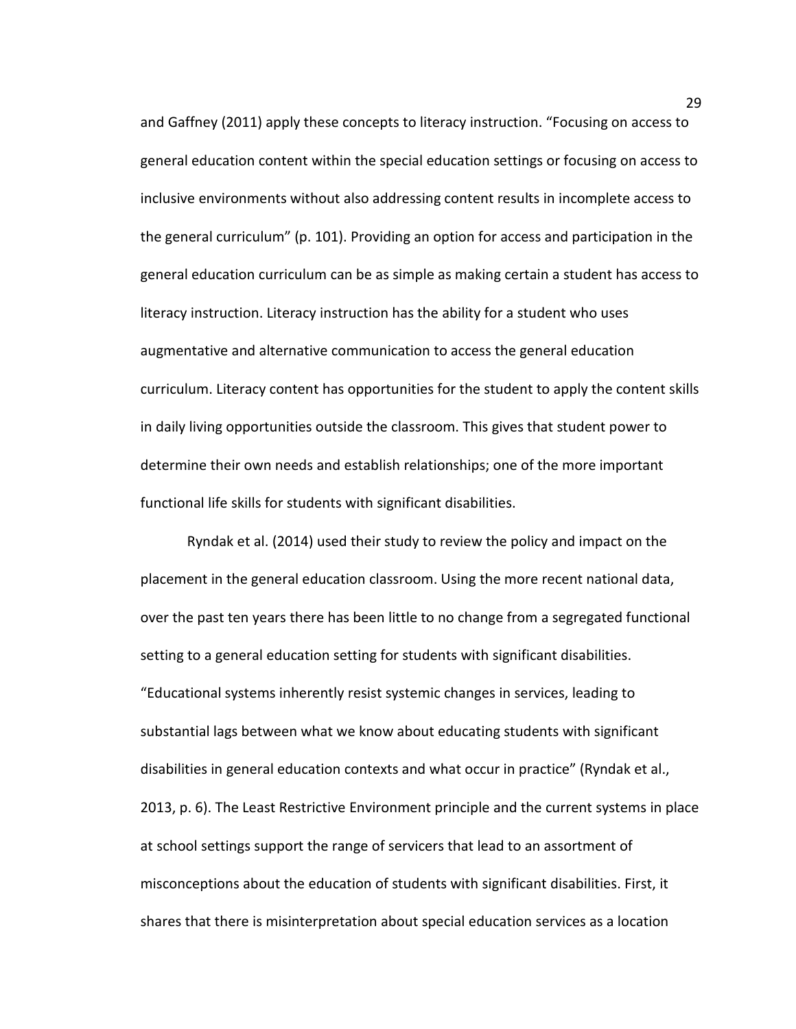and Gaffney (2011) apply these concepts to literacy instruction. “Focusing on access to general education content within the special education settings or focusing on access to inclusive environments without also addressing content results in incomplete access to the general curriculum” (p. 101). Providing an option for access and participation in the general education curriculum can be as simple as making certain a student has access to literacy instruction. Literacy instruction has the ability for a student who uses augmentative and alternative communication to access the general education curriculum. Literacy content has opportunities for the student to apply the content skills in daily living opportunities outside the classroom. This gives that student power to determine their own needs and establish relationships; one of the more important functional life skills for students with significant disabilities.

Ryndak et al. (2014) used their study to review the policy and impact on the placement in the general education classroom. Using the more recent national data, over the past ten years there has been little to no change from a segregated functional setting to a general education setting for students with significant disabilities. “Educational systems inherently resist systemic changes in services, leading to substantial lags between what we know about educating students with significant disabilities in general education contexts and what occur in practice” (Ryndak et al., 2013, p. 6). The Least Restrictive Environment principle and the current systems in place at school settings support the range of servicers that lead to an assortment of misconceptions about the education of students with significant disabilities. First, it shares that there is misinterpretation about special education services as a location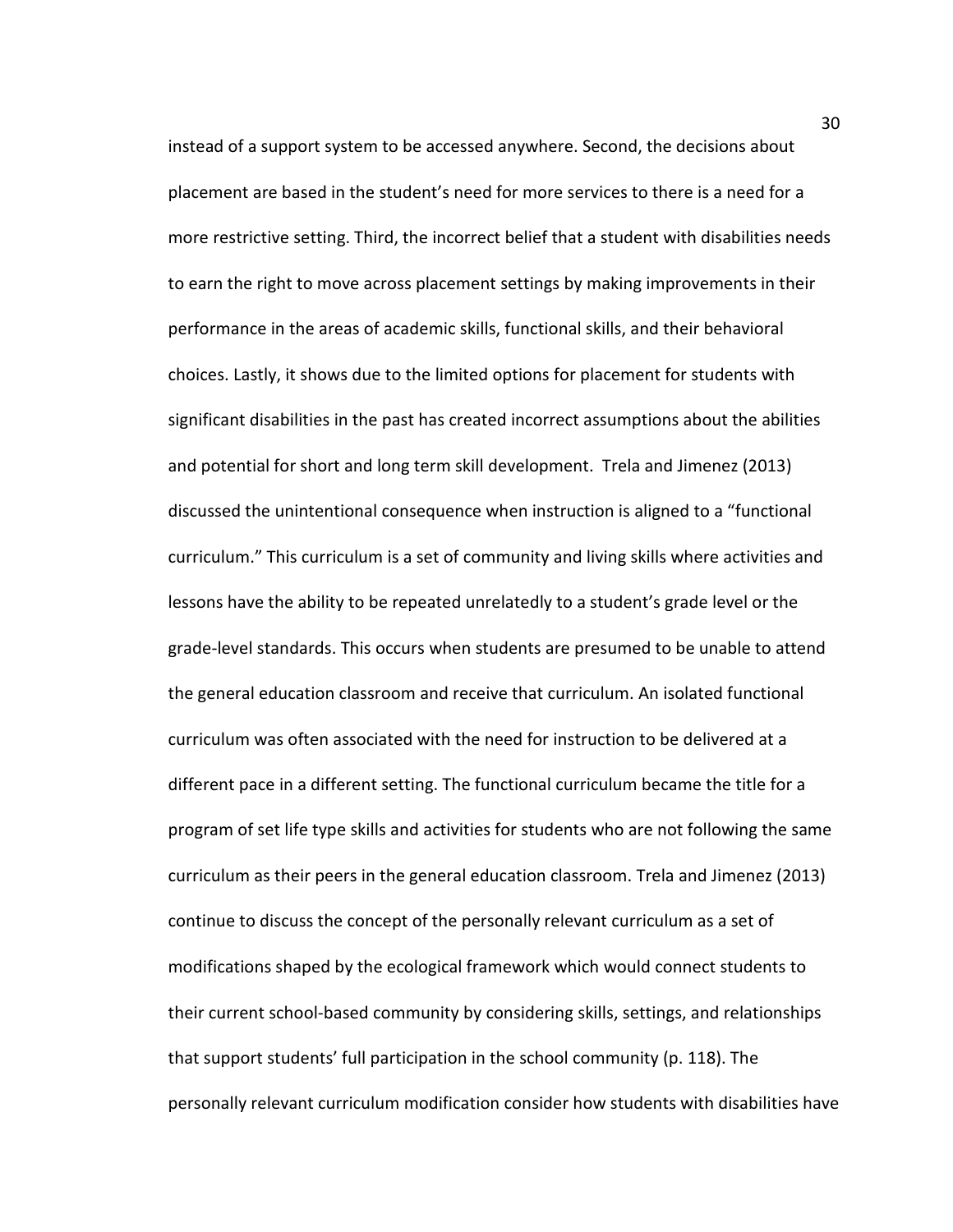instead of a support system to be accessed anywhere. Second, the decisions about placement are based in the student's need for more services to there is a need for a more restrictive setting. Third, the incorrect belief that a student with disabilities needs to earn the right to move across placement settings by making improvements in their performance in the areas of academic skills, functional skills, and their behavioral choices. Lastly, it shows due to the limited options for placement for students with significant disabilities in the past has created incorrect assumptions about the abilities and potential for short and long term skill development. Trela and Jimenez (2013) discussed the unintentional consequence when instruction is aligned to a "functional curriculum." This curriculum is a set of community and living skills where activities and lessons have the ability to be repeated unrelatedly to a student's grade level or the grade-level standards. This occurs when students are presumed to be unable to attend the general education classroom and receive that curriculum. An isolated functional curriculum was often associated with the need for instruction to be delivered at a different pace in a different setting. The functional curriculum became the title for a program of set life type skills and activities for students who are not following the same curriculum as their peers in the general education classroom. Trela and Jimenez (2013) continue to discuss the concept of the personally relevant curriculum as a set of modifications shaped by the ecological framework which would connect students to their current school-based community by considering skills, settings, and relationships that support students' full participation in the school community (p. 118). The personally relevant curriculum modification consider how students with disabilities have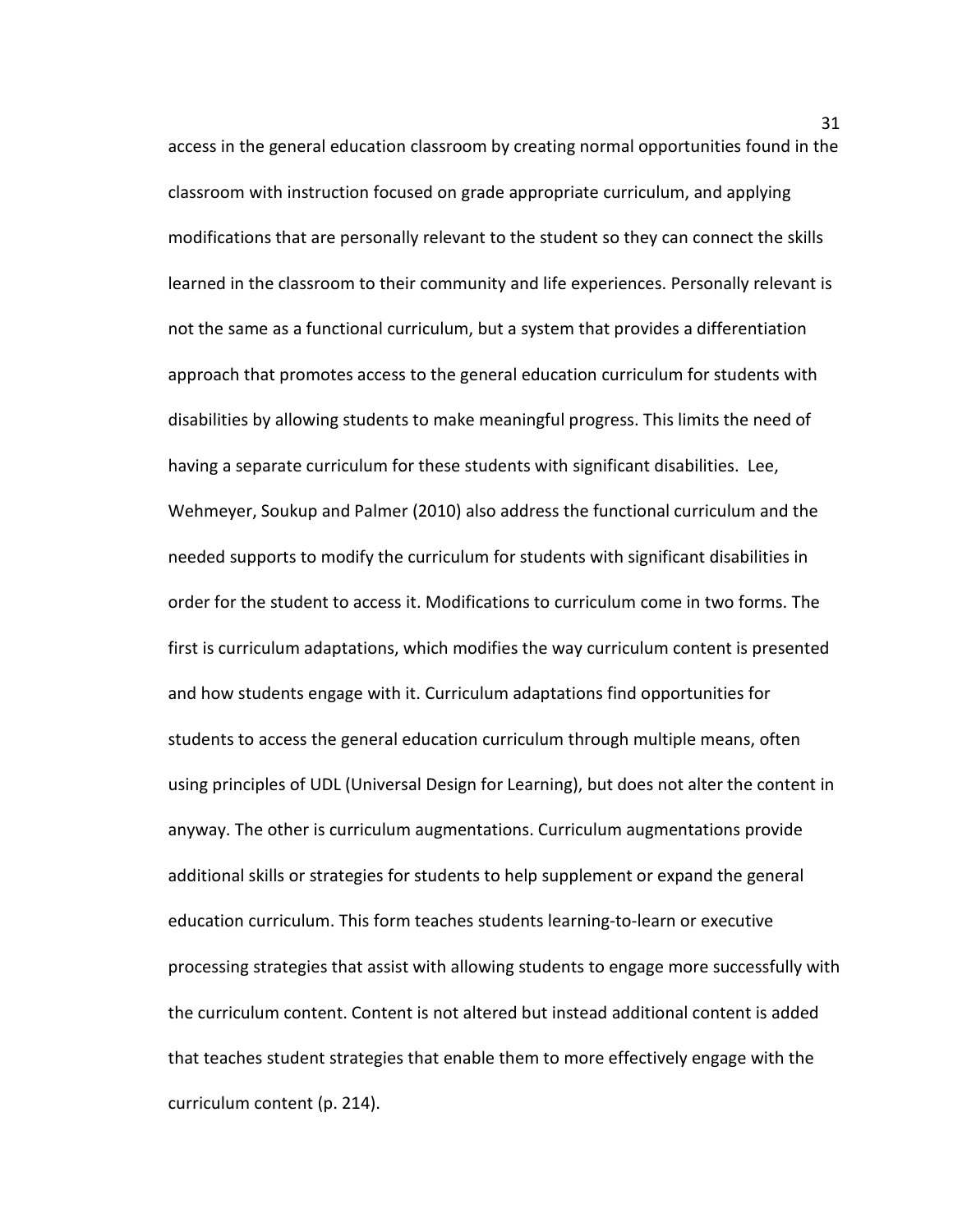access in the general education classroom by creating normal opportunities found in the classroom with instruction focused on grade appropriate curriculum, and applying modifications that are personally relevant to the student so they can connect the skills learned in the classroom to their community and life experiences. Personally relevant is not the same as a functional curriculum, but a system that provides a differentiation approach that promotes access to the general education curriculum for students with disabilities by allowing students to make meaningful progress. This limits the need of having a separate curriculum for these students with significant disabilities. Lee, Wehmeyer, Soukup and Palmer (2010) also address the functional curriculum and the needed supports to modify the curriculum for students with significant disabilities in order for the student to access it. Modifications to curriculum come in two forms. The first is curriculum adaptations, which modifies the way curriculum content is presented and how students engage with it. Curriculum adaptations find opportunities for students to access the general education curriculum through multiple means, often using principles of UDL (Universal Design for Learning), but does not alter the content in anyway. The other is curriculum augmentations. Curriculum augmentations provide additional skills or strategies for students to help supplement or expand the general education curriculum. This form teaches students learning-to-learn or executive processing strategies that assist with allowing students to engage more successfully with the curriculum content. Content is not altered but instead additional content is added that teaches student strategies that enable them to more effectively engage with the curriculum content (p. 214).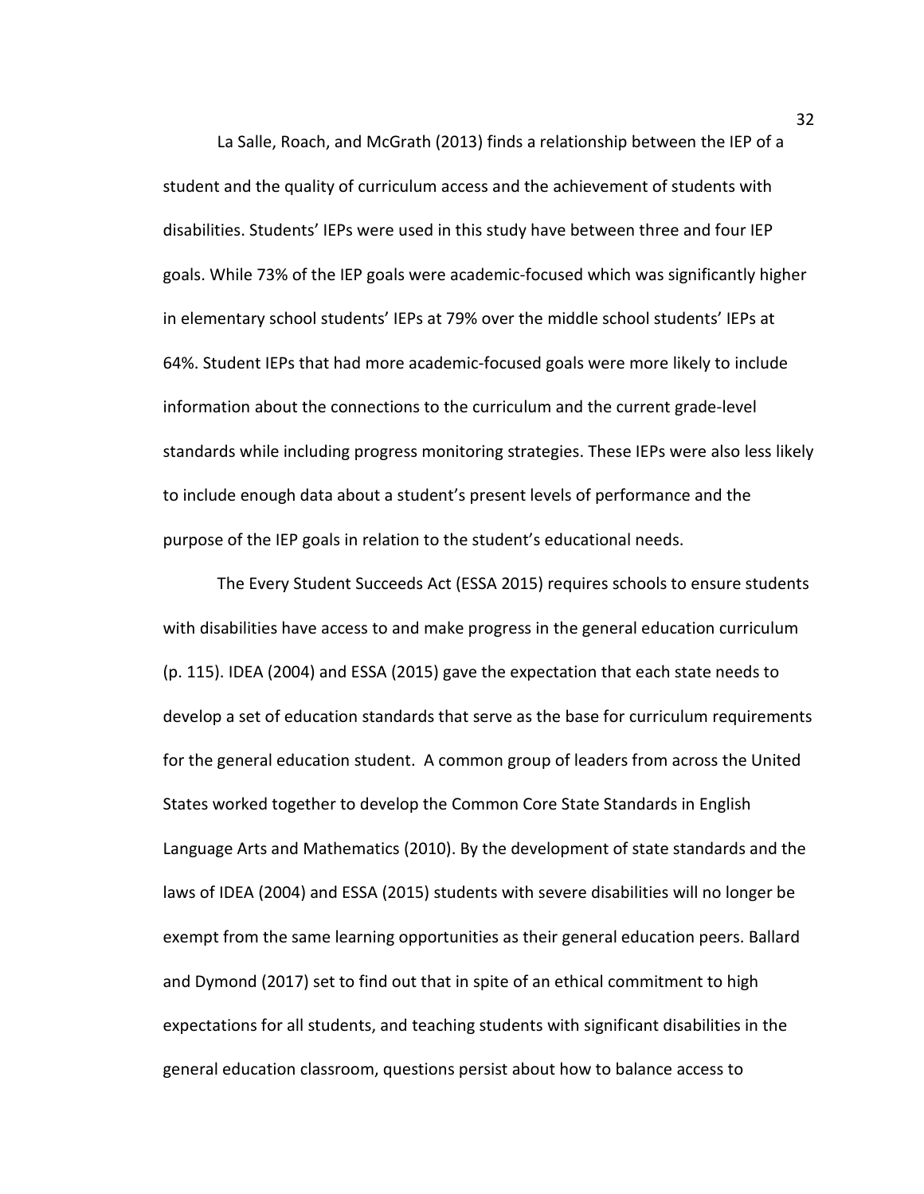La Salle, Roach, and McGrath (2013) finds a relationship between the IEP of a student and the quality of curriculum access and the achievement of students with disabilities. Students' IEPs were used in this study have between three and four IEP goals. While 73% of the IEP goals were academic-focused which was significantly higher in elementary school students' IEPs at 79% over the middle school students' IEPs at 64%. Student IEPs that had more academic-focused goals were more likely to include information about the connections to the curriculum and the current grade-level standards while including progress monitoring strategies. These IEPs were also less likely to include enough data about a student's present levels of performance and the purpose of the IEP goals in relation to the student's educational needs.

The Every Student Succeeds Act (ESSA 2015) requires schools to ensure students with disabilities have access to and make progress in the general education curriculum (p. 115). IDEA (2004) and ESSA (2015) gave the expectation that each state needs to develop a set of education standards that serve as the base for curriculum requirements for the general education student. A common group of leaders from across the United States worked together to develop the Common Core State Standards in English Language Arts and Mathematics (2010). By the development of state standards and the laws of IDEA (2004) and ESSA (2015) students with severe disabilities will no longer be exempt from the same learning opportunities as their general education peers. Ballard and Dymond (2017) set to find out that in spite of an ethical commitment to high expectations for all students, and teaching students with significant disabilities in the general education classroom, questions persist about how to balance access to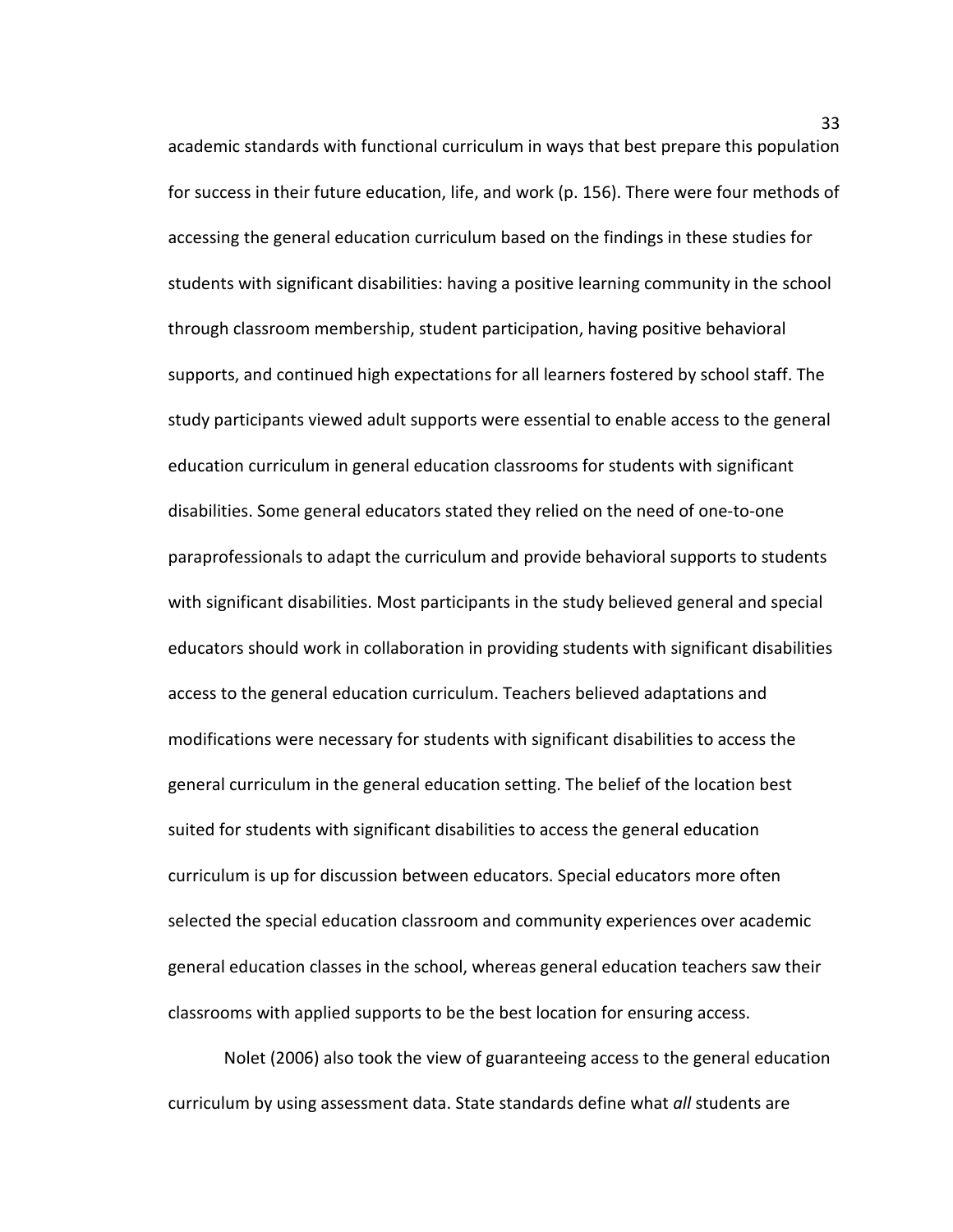academic standards with functional curriculum in ways that best prepare this population for success in their future education, life, and work (p. 156). There were four methods of accessing the general education curriculum based on the findings in these studies for students with significant disabilities: having a positive learning community in the school through classroom membership, student participation, having positive behavioral supports, and continued high expectations for all learners fostered by school staff. The study participants viewed adult supports were essential to enable access to the general education curriculum in general education classrooms for students with significant disabilities. Some general educators stated they relied on the need of one-to-one paraprofessionals to adapt the curriculum and provide behavioral supports to students with significant disabilities. Most participants in the study believed general and special educators should work in collaboration in providing students with significant disabilities access to the general education curriculum. Teachers believed adaptations and modifications were necessary for students with significant disabilities to access the general curriculum in the general education setting. The belief of the location best suited for students with significant disabilities to access the general education curriculum is up for discussion between educators. Special educators more often selected the special education classroom and community experiences over academic general education classes in the school, whereas general education teachers saw their classrooms with applied supports to be the best location for ensuring access.

Nolet (2006) also took the view of guaranteeing access to the general education curriculum by using assessment data. State standards define what *all* students are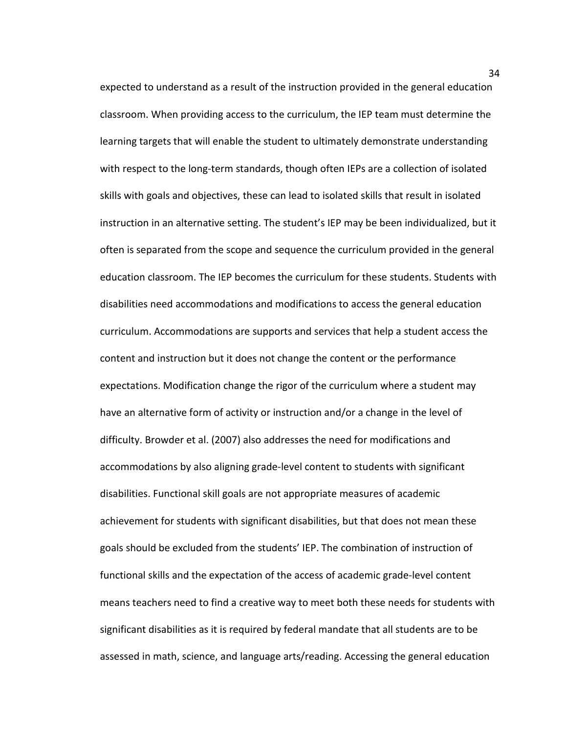expected to understand as a result of the instruction provided in the general education classroom. When providing access to the curriculum, the IEP team must determine the learning targets that will enable the student to ultimately demonstrate understanding with respect to the long-term standards, though often IEPs are a collection of isolated skills with goals and objectives, these can lead to isolated skills that result in isolated instruction in an alternative setting. The student's IEP may be been individualized, but it often is separated from the scope and sequence the curriculum provided in the general education classroom. The IEP becomes the curriculum for these students. Students with disabilities need accommodations and modifications to access the general education curriculum. Accommodations are supports and services that help a student access the content and instruction but it does not change the content or the performance expectations. Modification change the rigor of the curriculum where a student may have an alternative form of activity or instruction and/or a change in the level of difficulty. Browder et al. (2007) also addresses the need for modifications and accommodations by also aligning grade-level content to students with significant disabilities. Functional skill goals are not appropriate measures of academic achievement for students with significant disabilities, but that does not mean these goals should be excluded from the students' IEP. The combination of instruction of functional skills and the expectation of the access of academic grade-level content means teachers need to find a creative way to meet both these needs for students with significant disabilities as it is required by federal mandate that all students are to be assessed in math, science, and language arts/reading. Accessing the general education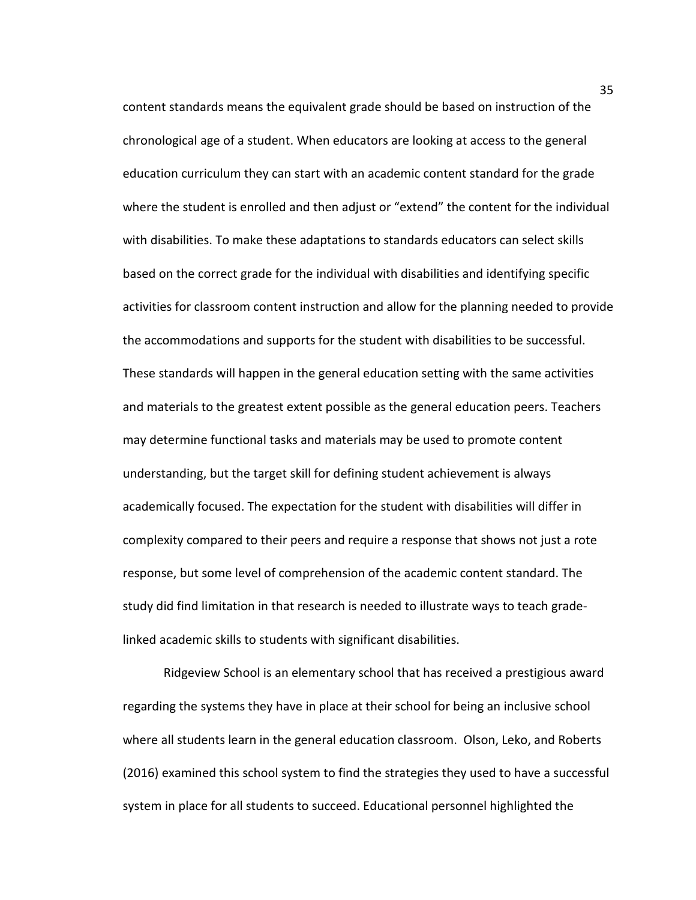content standards means the equivalent grade should be based on instruction of the chronological age of a student. When educators are looking at access to the general education curriculum they can start with an academic content standard for the grade where the student is enrolled and then adjust or "extend" the content for the individual with disabilities. To make these adaptations to standards educators can select skills based on the correct grade for the individual with disabilities and identifying specific activities for classroom content instruction and allow for the planning needed to provide the accommodations and supports for the student with disabilities to be successful. These standards will happen in the general education setting with the same activities and materials to the greatest extent possible as the general education peers. Teachers may determine functional tasks and materials may be used to promote content understanding, but the target skill for defining student achievement is always academically focused. The expectation for the student with disabilities will differ in complexity compared to their peers and require a response that shows not just a rote response, but some level of comprehension of the academic content standard. The study did find limitation in that research is needed to illustrate ways to teach grade-linked academic skills to students with significant disabilities.

Ridgeview School is an elementary school that has received a prestigious award regarding the systems they have in place at their school for being an inclusive school where all students learn in the general education classroom. Olson, Leko, and Roberts (2016) examined this school system to find the strategies they used to have a successful system in place for all students to succeed. Educational personnel highlighted the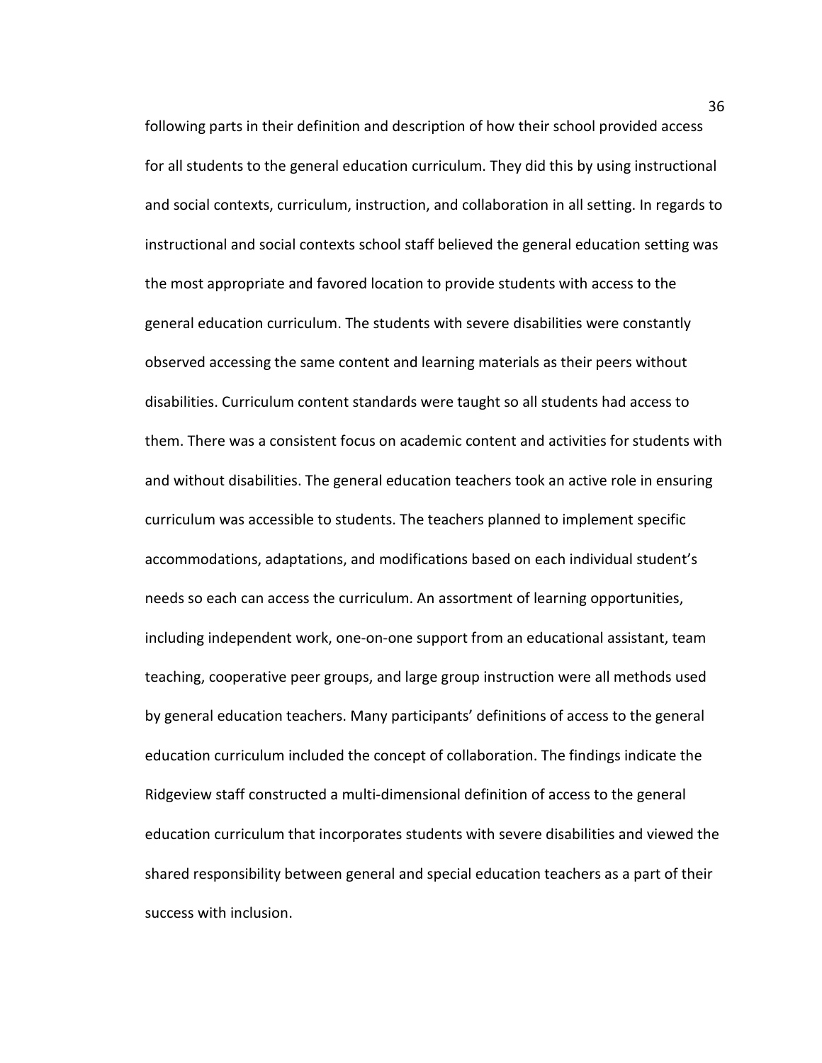following parts in their definition and description of how their school provided access for all students to the general education curriculum. They did this by using instructional and social contexts, curriculum, instruction, and collaboration in all setting. In regards to instructional and social contexts school staff believed the general education setting was the most appropriate and favored location to provide students with access to the general education curriculum. The students with severe disabilities were constantly observed accessing the same content and learning materials as their peers without disabilities. Curriculum content standards were taught so all students had access to them. There was a consistent focus on academic content and activities for students with and without disabilities. The general education teachers took an active role in ensuring curriculum was accessible to students. The teachers planned to implement specific accommodations, adaptations, and modifications based on each individual student's needs so each can access the curriculum. An assortment of learning opportunities, including independent work, one-on-one support from an educational assistant, team teaching, cooperative peer groups, and large group instruction were all methods used by general education teachers. Many participants' definitions of access to the general education curriculum included the concept of collaboration. The findings indicate the Ridgeview staff constructed a multi-dimensional definition of access to the general education curriculum that incorporates students with severe disabilities and viewed the shared responsibility between general and special education teachers as a part of their success with inclusion.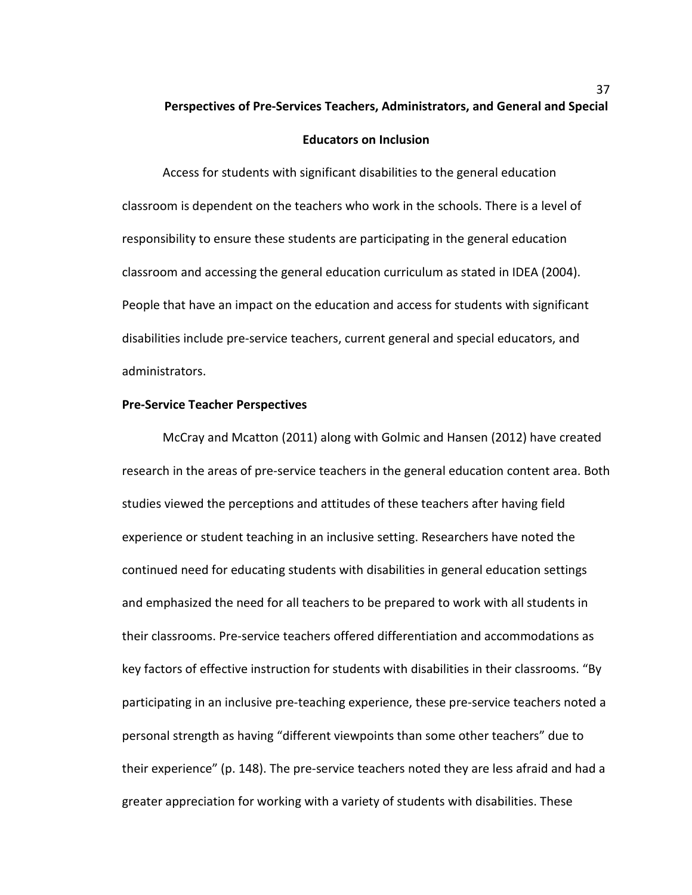## Perspectives of Pre-Services Teachers, Administrators, and General and Special Educators on Inclusion

Access for students with significant disabilities to the general education classroom is dependent on the teachers who work in the schools. There is a level of responsibility to ensure these students are participating in the general education classroom and accessing the general education curriculum as stated in IDEA (2004). People that have an impact on the education and access for students with significant disabilities include pre-service teachers, current general and special educators, and administrators.

### Pre-Service Teacher Perspectives

McCray and Mcatton (2011) along with Golmic and Hansen (2012) have created research in the areas of pre-service teachers in the general education content area. Both studies viewed the perceptions and attitudes of these teachers after having field experience or student teaching in an inclusive setting. Researchers have noted the continued need for educating students with disabilities in general education settings and emphasized the need for all teachers to be prepared to work with all students in their classrooms. Pre-service teachers offered differentiation and accommodations as key factors of effective instruction for students with disabilities in their classrooms. "By participating in an inclusive pre-teaching experience, these pre-service teachers noted a personal strength as having "different viewpoints than some other teachers" due to their experience" (p. 148). The pre-service teachers noted they are less afraid and had a greater appreciation for working with a variety of students with disabilities. These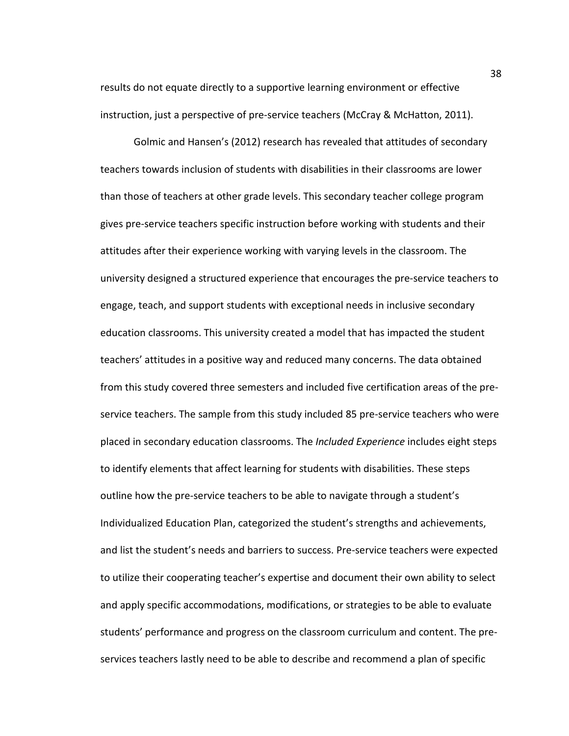results do not equate directly to a supportive learning environment or effective instruction, just a perspective of pre-service teachers (McCray & McHatton, 2011).

Golmic and Hansen's (2012) research has revealed that attitudes of secondary teachers towards inclusion of students with disabilities in their classrooms are lower than those of teachers at other grade levels. This secondary teacher college program gives pre-service teachers specific instruction before working with students and their attitudes after their experience working with varying levels in the classroom. The university designed a structured experience that encourages the pre-service teachers to engage, teach, and support students with exceptional needs in inclusive secondary education classrooms. This university created a model that has impacted the student teachers' attitudes in a positive way and reduced many concerns. The data obtained from this study covered three semesters and included five certification areas of the pre-service teachers. The sample from this study included 85 pre-service teachers who were placed in secondary education classrooms. The *Included Experience* includes eight steps to identify elements that affect learning for students with disabilities. These steps outline how the pre-service teachers to be able to navigate through a student's Individualized Education Plan, categorized the student's strengths and achievements, and list the student's needs and barriers to success. Pre-service teachers were expected to utilize their cooperating teacher's expertise and document their own ability to select and apply specific accommodations, modifications, or strategies to be able to evaluate students' performance and progress on the classroom curriculum and content. The pre-services teachers lastly need to be able to describe and recommend a plan of specific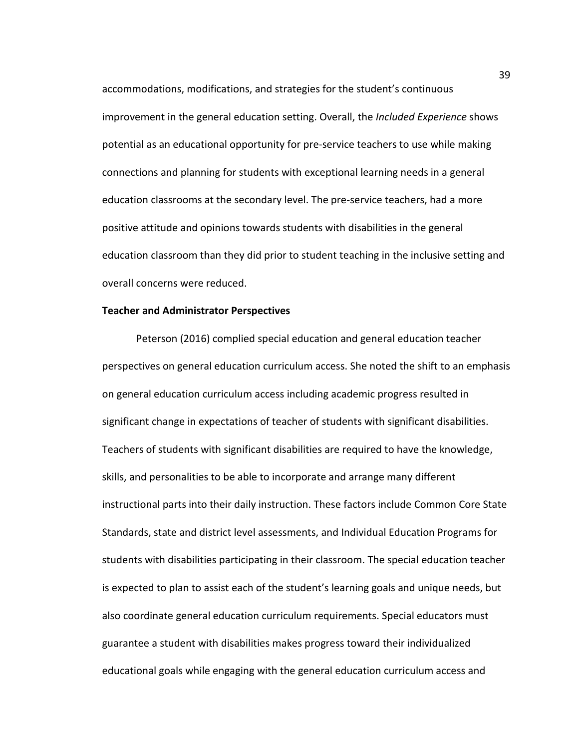accommodations, modifications, and strategies for the student's continuous improvement in the general education setting. Overall, the *Included Experience* shows potential as an educational opportunity for pre-service teachers to use while making connections and planning for students with exceptional learning needs in a general education classrooms at the secondary level. The pre-service teachers, had a more positive attitude and opinions towards students with disabilities in the general education classroom than they did prior to student teaching in the inclusive setting and overall concerns were reduced.

**Teacher and Administrator Perspectives**

Peterson (2016) complied special education and general education teacher perspectives on general education curriculum access. She noted the shift to an emphasis on general education curriculum access including academic progress resulted in significant change in expectations of teacher of students with significant disabilities. Teachers of students with significant disabilities are required to have the knowledge, skills, and personalities to be able to incorporate and arrange many different instructional parts into their daily instruction. These factors include Common Core State Standards, state and district level assessments, and Individual Education Programs for students with disabilities participating in their classroom. The special education teacher is expected to plan to assist each of the student's learning goals and unique needs, but also coordinate general education curriculum requirements. Special educators must guarantee a student with disabilities makes progress toward their individualized educational goals while engaging with the general education curriculum access and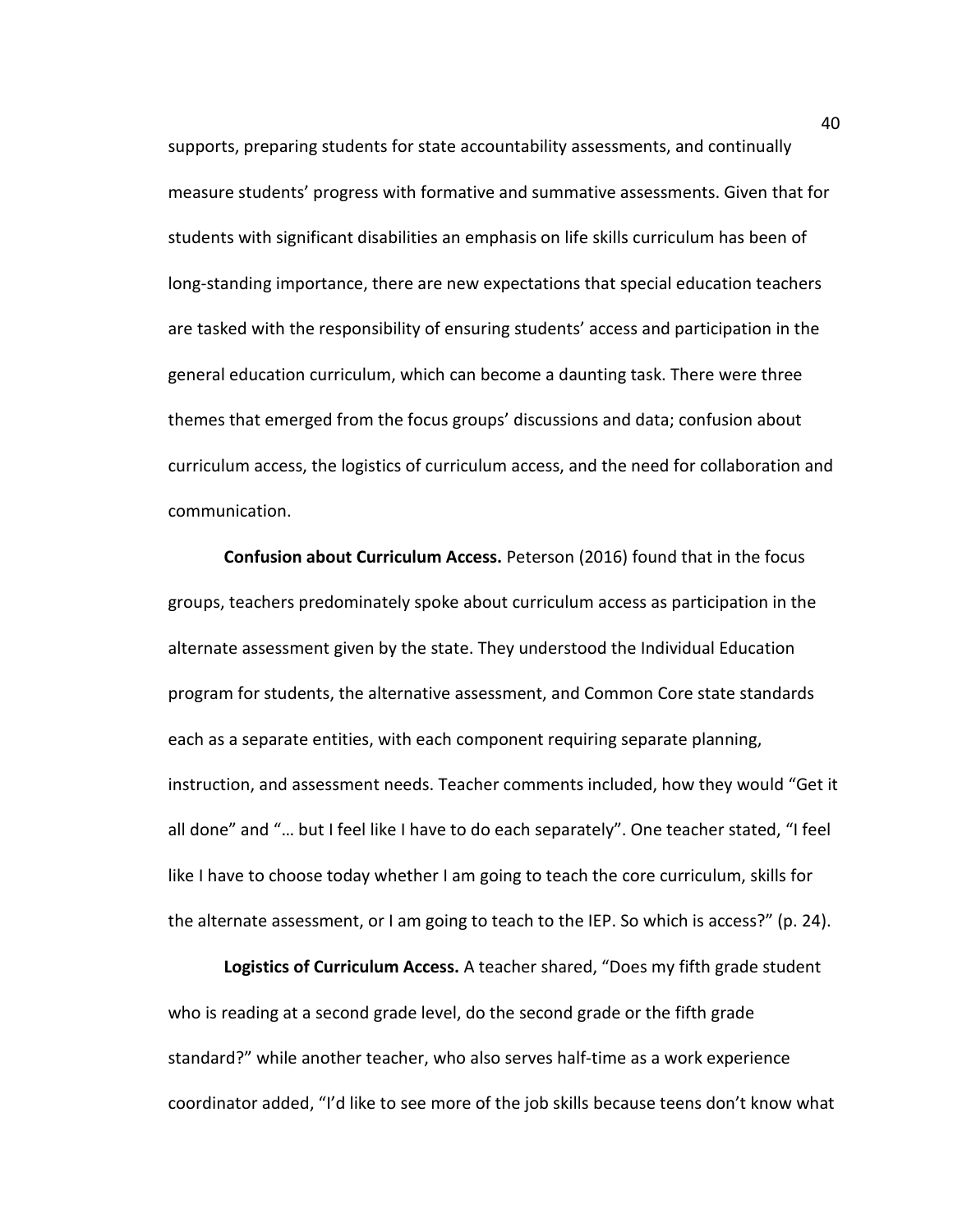supports, preparing students for state accountability assessments, and continually measure students' progress with formative and summative assessments. Given that for students with significant disabilities an emphasis on life skills curriculum has been of long-standing importance, there are new expectations that special education teachers are tasked with the responsibility of ensuring students' access and participation in the general education curriculum, which can become a daunting task. There were three themes that emerged from the focus groups' discussions and data; confusion about curriculum access, the logistics of curriculum access, and the need for collaboration and communication.

**Confusion about Curriculum Access.** Peterson (2016) found that in the focus groups, teachers predominately spoke about curriculum access as participation in the alternate assessment given by the state. They understood the Individual Education program for students, the alternative assessment, and Common Core state standards each as a separate entities, with each component requiring separate planning, instruction, and assessment needs. Teacher comments included, how they would "Get it all done" and "… but I feel like I have to do each separately". One teacher stated, "I feel like I have to choose today whether I am going to teach the core curriculum, skills for the alternate assessment, or I am going to teach to the IEP. So which is access?" (p. 24).

**Logistics of Curriculum Access.** A teacher shared, "Does my fifth grade student who is reading at a second grade level, do the second grade or the fifth grade standard?" while another teacher, who also serves half-time as a work experience coordinator added, "I'd like to see more of the job skills because teens don't know what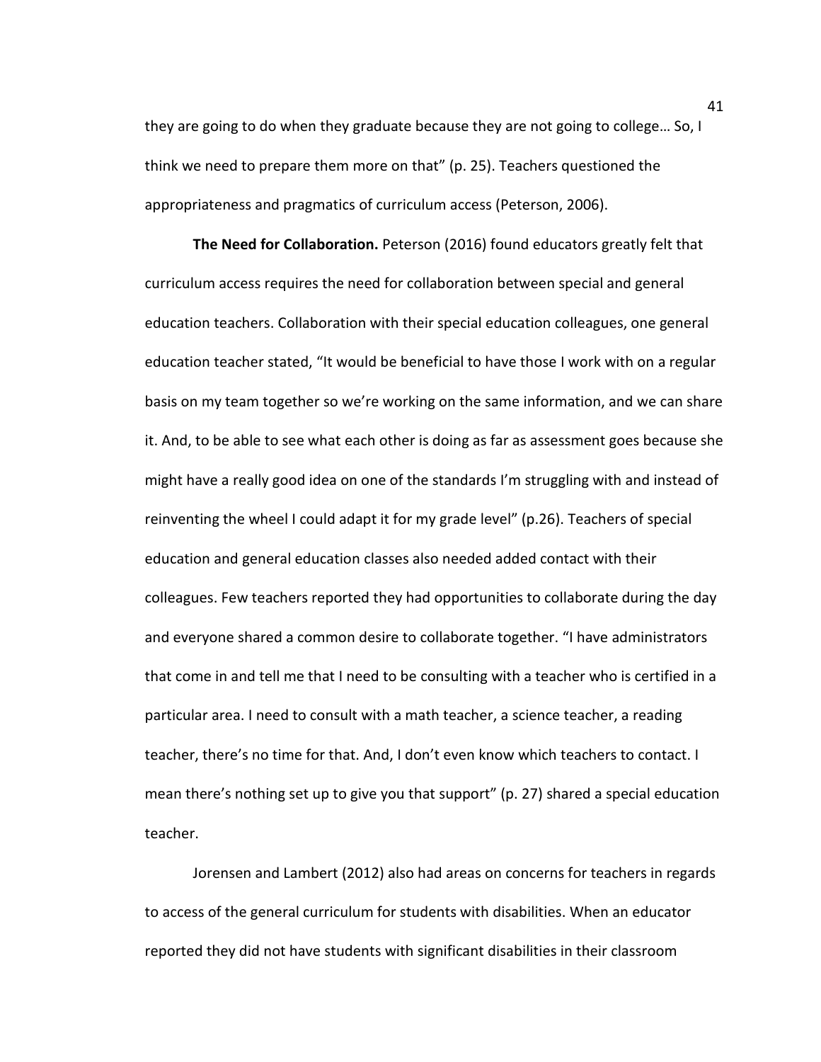they are going to do when they graduate because they are not going to college… So, I think we need to prepare them more on that" (p. 25). Teachers questioned the appropriateness and pragmatics of curriculum access (Peterson, 2006).

**The Need for Collaboration.** Peterson (2016) found educators greatly felt that curriculum access requires the need for collaboration between special and general education teachers. Collaboration with their special education colleagues, one general education teacher stated, "It would be beneficial to have those I work with on a regular basis on my team together so we're working on the same information, and we can share it. And, to be able to see what each other is doing as far as assessment goes because she might have a really good idea on one of the standards I'm struggling with and instead of reinventing the wheel I could adapt it for my grade level" (p.26). Teachers of special education and general education classes also needed added contact with their colleagues. Few teachers reported they had opportunities to collaborate during the day and everyone shared a common desire to collaborate together. "I have administrators that come in and tell me that I need to be consulting with a teacher who is certified in a particular area. I need to consult with a math teacher, a science teacher, a reading teacher, there's no time for that. And, I don't even know which teachers to contact. I mean there's nothing set up to give you that support" (p. 27) shared a special education teacher.

Jorensen and Lambert (2012) also had areas on concerns for teachers in regards to access of the general curriculum for students with disabilities. When an educator reported they did not have students with significant disabilities in their classroom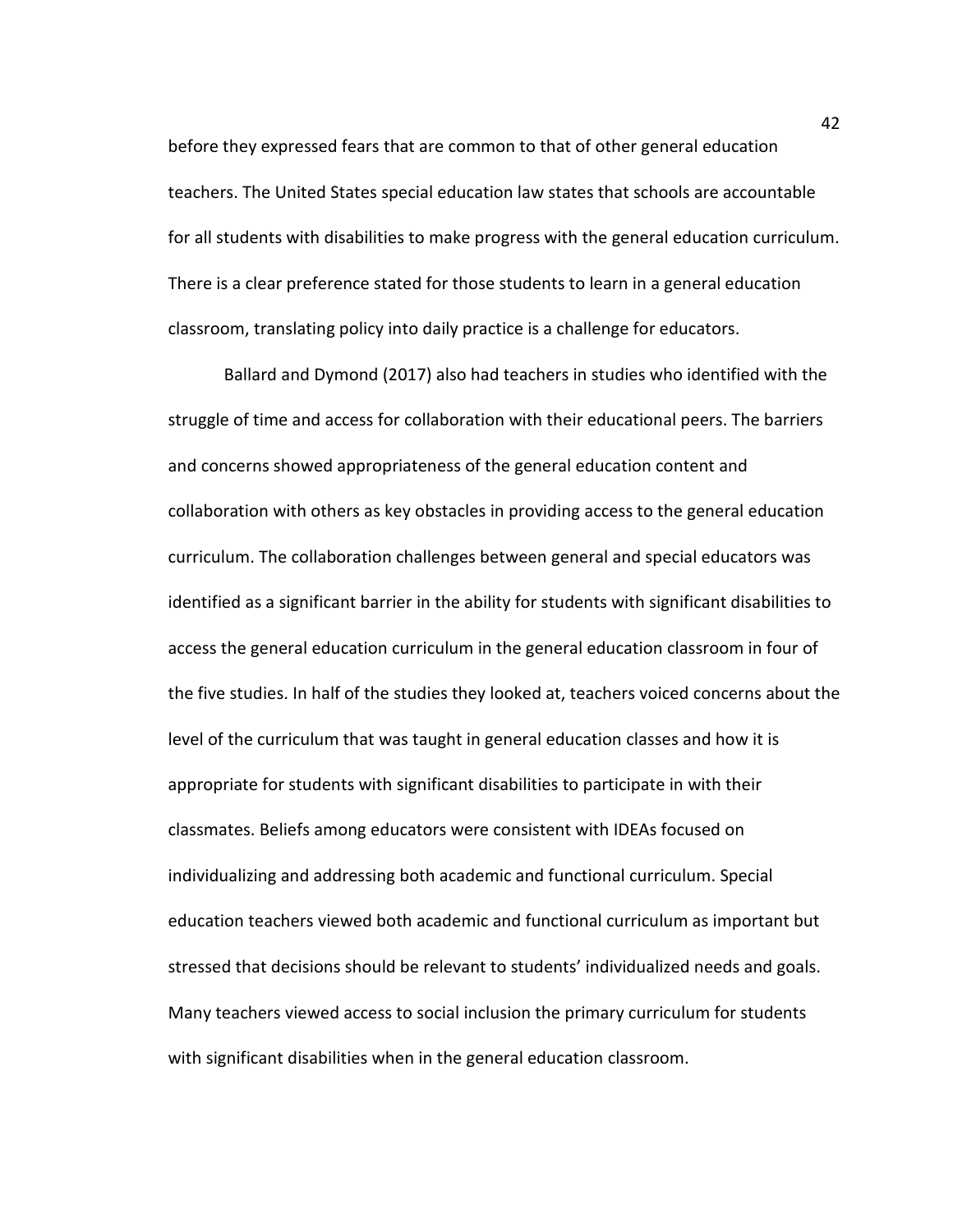before they expressed fears that are common to that of other general education teachers. The United States special education law states that schools are accountable for all students with disabilities to make progress with the general education curriculum. There is a clear preference stated for those students to learn in a general education classroom, translating policy into daily practice is a challenge for educators.

Ballard and Dymond (2017) also had teachers in studies who identified with the struggle of time and access for collaboration with their educational peers. The barriers and concerns showed appropriateness of the general education content and collaboration with others as key obstacles in providing access to the general education curriculum. The collaboration challenges between general and special educators was identified as a significant barrier in the ability for students with significant disabilities to access the general education curriculum in the general education classroom in four of the five studies. In half of the studies they looked at, teachers voiced concerns about the level of the curriculum that was taught in general education classes and how it is appropriate for students with significant disabilities to participate in with their classmates. Beliefs among educators were consistent with IDEAs focused on individualizing and addressing both academic and functional curriculum. Special education teachers viewed both academic and functional curriculum as important but stressed that decisions should be relevant to students' individualized needs and goals. Many teachers viewed access to social inclusion the primary curriculum for students with significant disabilities when in the general education classroom.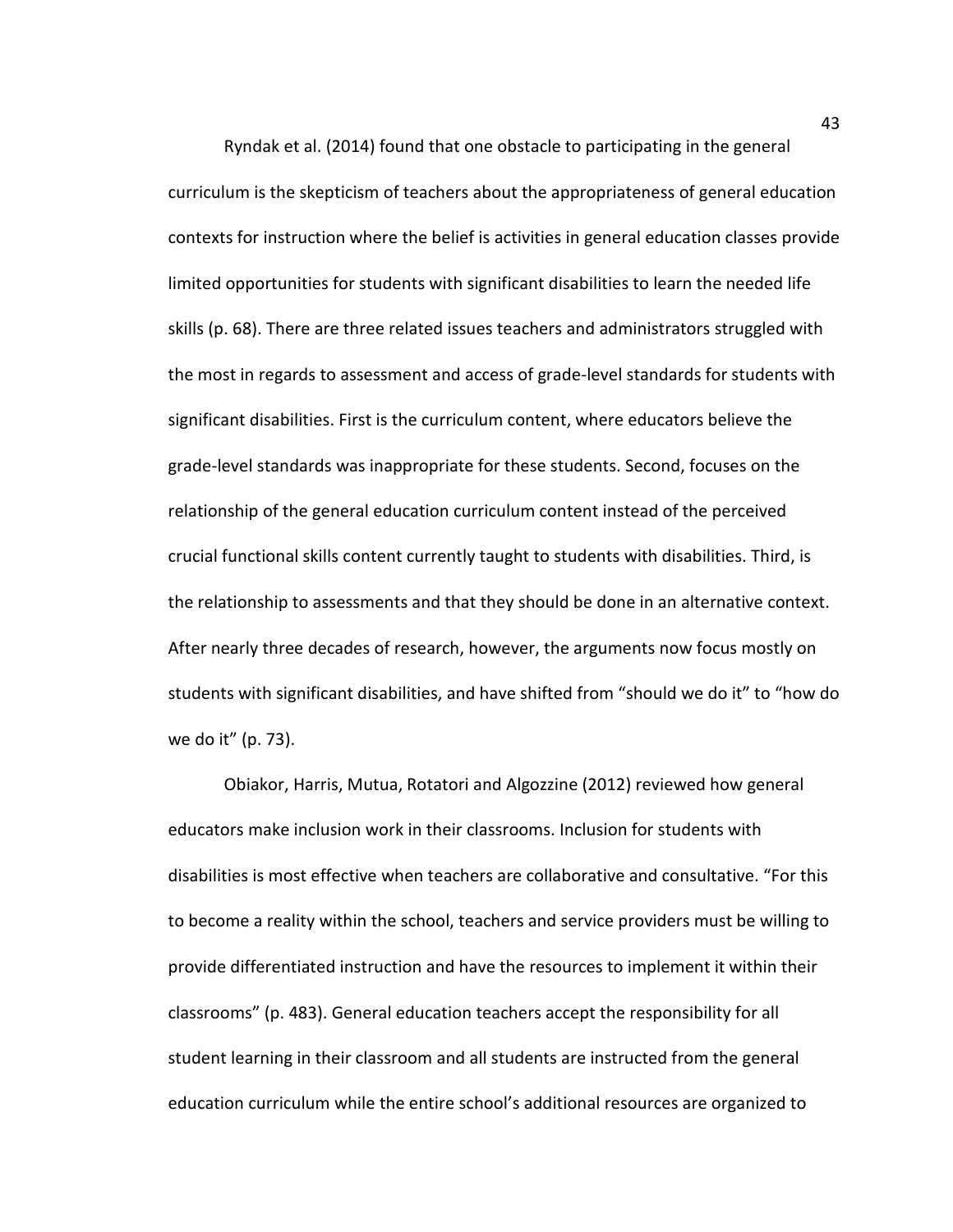Ryndak et al. (2014) found that one obstacle to participating in the general curriculum is the skepticism of teachers about the appropriateness of general education contexts for instruction where the belief is activities in general education classes provide limited opportunities for students with significant disabilities to learn the needed life skills (p. 68). There are three related issues teachers and administrators struggled with the most in regards to assessment and access of grade-level standards for students with significant disabilities. First is the curriculum content, where educators believe the grade-level standards was inappropriate for these students. Second, focuses on the relationship of the general education curriculum content instead of the perceived crucial functional skills content currently taught to students with disabilities. Third, is the relationship to assessments and that they should be done in an alternative context. After nearly three decades of research, however, the arguments now focus mostly on students with significant disabilities, and have shifted from "should we do it" to "how do we do it" (p. 73).

Obiakor, Harris, Mutua, Rotatori and Algozzine (2012) reviewed how general educators make inclusion work in their classrooms. Inclusion for students with disabilities is most effective when teachers are collaborative and consultative. "For this to become a reality within the school, teachers and service providers must be willing to provide differentiated instruction and have the resources to implement it within their classrooms" (p. 483). General education teachers accept the responsibility for all student learning in their classroom and all students are instructed from the general education curriculum while the entire school's additional resources are organized to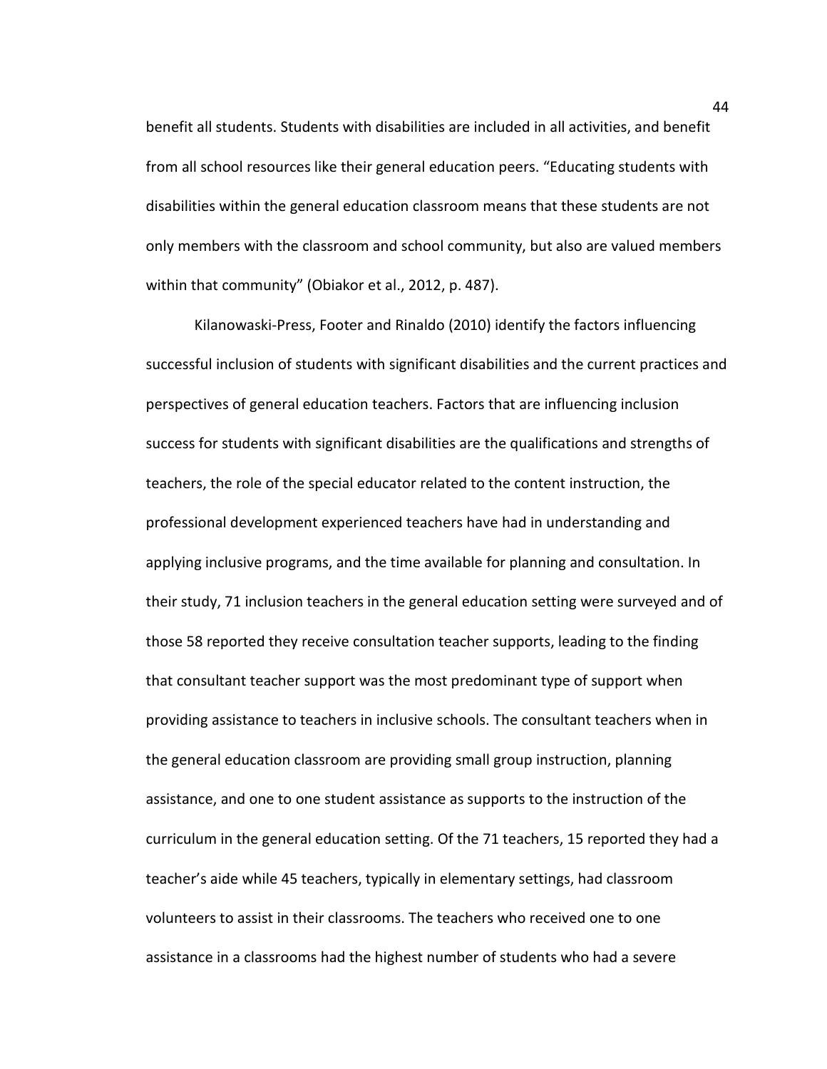benefit all students. Students with disabilities are included in all activities, and benefit from all school resources like their general education peers. "Educating students with disabilities within the general education classroom means that these students are not only members with the classroom and school community, but also are valued members within that community" (Obiakor et al., 2012, p. 487).

Kilanowaski-Press, Footer and Rinaldo (2010) identify the factors influencing successful inclusion of students with significant disabilities and the current practices and perspectives of general education teachers. Factors that are influencing inclusion success for students with significant disabilities are the qualifications and strengths of teachers, the role of the special educator related to the content instruction, the professional development experienced teachers have had in understanding and applying inclusive programs, and the time available for planning and consultation. In their study, 71 inclusion teachers in the general education setting were surveyed and of those 58 reported they receive consultation teacher supports, leading to the finding that consultant teacher support was the most predominant type of support when providing assistance to teachers in inclusive schools. The consultant teachers when in the general education classroom are providing small group instruction, planning assistance, and one to one student assistance as supports to the instruction of the curriculum in the general education setting. Of the 71 teachers, 15 reported they had a teacher's aide while 45 teachers, typically in elementary settings, had classroom volunteers to assist in their classrooms. The teachers who received one to one assistance in a classrooms had the highest number of students who had a severe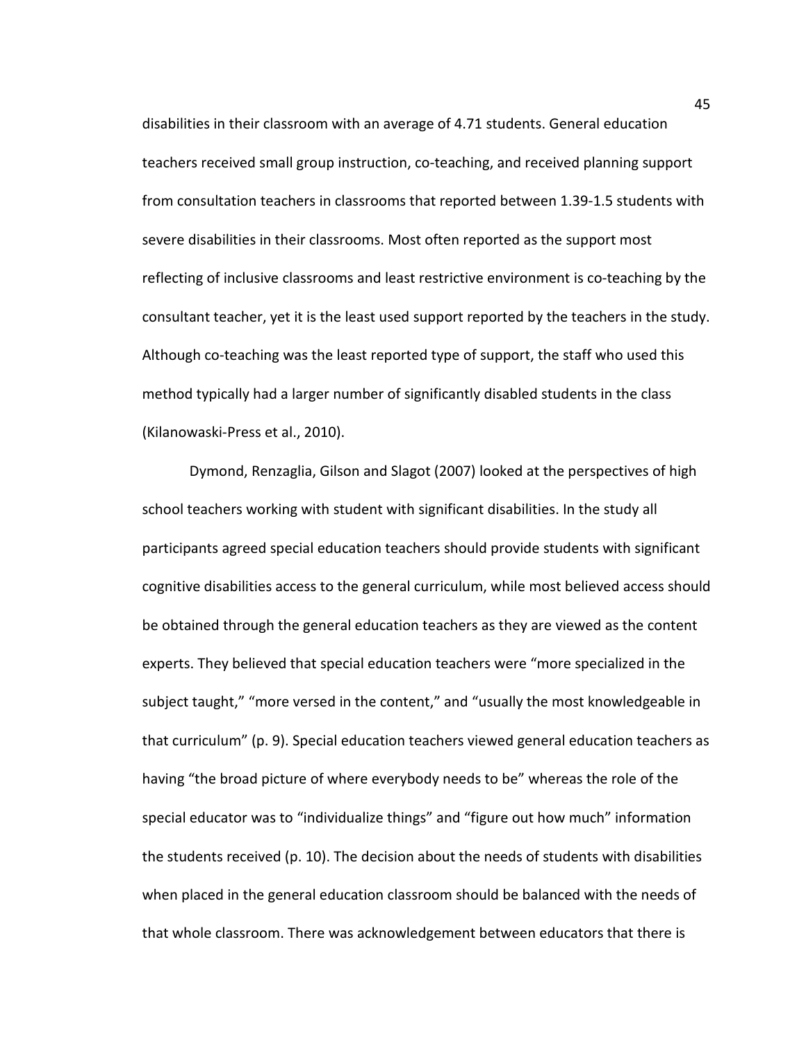disabilities in their classroom with an average of 4.71 students. General education teachers received small group instruction, co-teaching, and received planning support from consultation teachers in classrooms that reported between 1.39-1.5 students with severe disabilities in their classrooms. Most often reported as the support most reflecting of inclusive classrooms and least restrictive environment is co-teaching by the consultant teacher, yet it is the least used support reported by the teachers in the study. Although co-teaching was the least reported type of support, the staff who used this method typically had a larger number of significantly disabled students in the class (Kilanowaski-Press et al., 2010).

Dymond, Renzaglia, Gilson and Slagot (2007) looked at the perspectives of high school teachers working with student with significant disabilities. In the study all participants agreed special education teachers should provide students with significant cognitive disabilities access to the general curriculum, while most believed access should be obtained through the general education teachers as they are viewed as the content experts. They believed that special education teachers were "more specialized in the subject taught," "more versed in the content," and "usually the most knowledgeable in that curriculum" (p. 9). Special education teachers viewed general education teachers as having "the broad picture of where everybody needs to be" whereas the role of the special educator was to "individualize things" and "figure out how much" information the students received (p. 10). The decision about the needs of students with disabilities when placed in the general education classroom should be balanced with the needs of that whole classroom. There was acknowledgement between educators that there is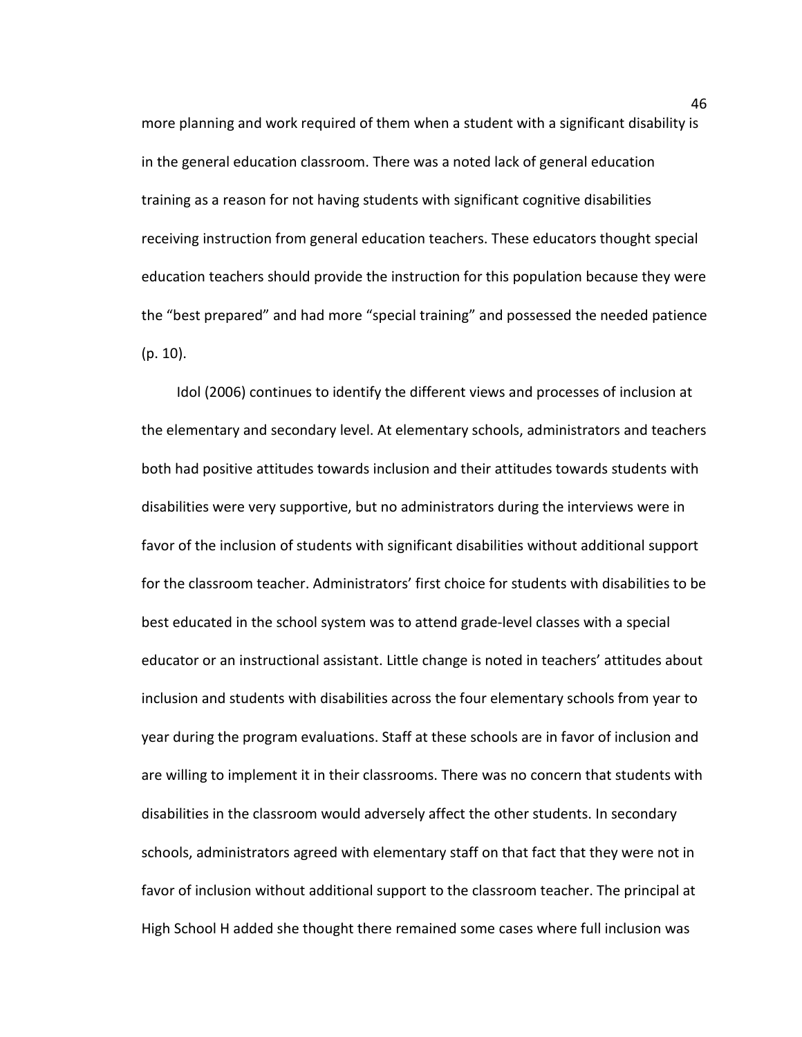more planning and work required of them when a student with a significant disability is in the general education classroom. There was a noted lack of general education training as a reason for not having students with significant cognitive disabilities receiving instruction from general education teachers. These educators thought special education teachers should provide the instruction for this population because they were the "best prepared" and had more "special training" and possessed the needed patience (p. 10).

Idol (2006) continues to identify the different views and processes of inclusion at the elementary and secondary level. At elementary schools, administrators and teachers both had positive attitudes towards inclusion and their attitudes towards students with disabilities were very supportive, but no administrators during the interviews were in favor of the inclusion of students with significant disabilities without additional support for the classroom teacher. Administrators' first choice for students with disabilities to be best educated in the school system was to attend grade-level classes with a special educator or an instructional assistant. Little change is noted in teachers' attitudes about inclusion and students with disabilities across the four elementary schools from year to year during the program evaluations. Staff at these schools are in favor of inclusion and are willing to implement it in their classrooms. There was no concern that students with disabilities in the classroom would adversely affect the other students. In secondary schools, administrators agreed with elementary staff on that fact that they were not in favor of inclusion without additional support to the classroom teacher. The principal at High School H added she thought there remained some cases where full inclusion was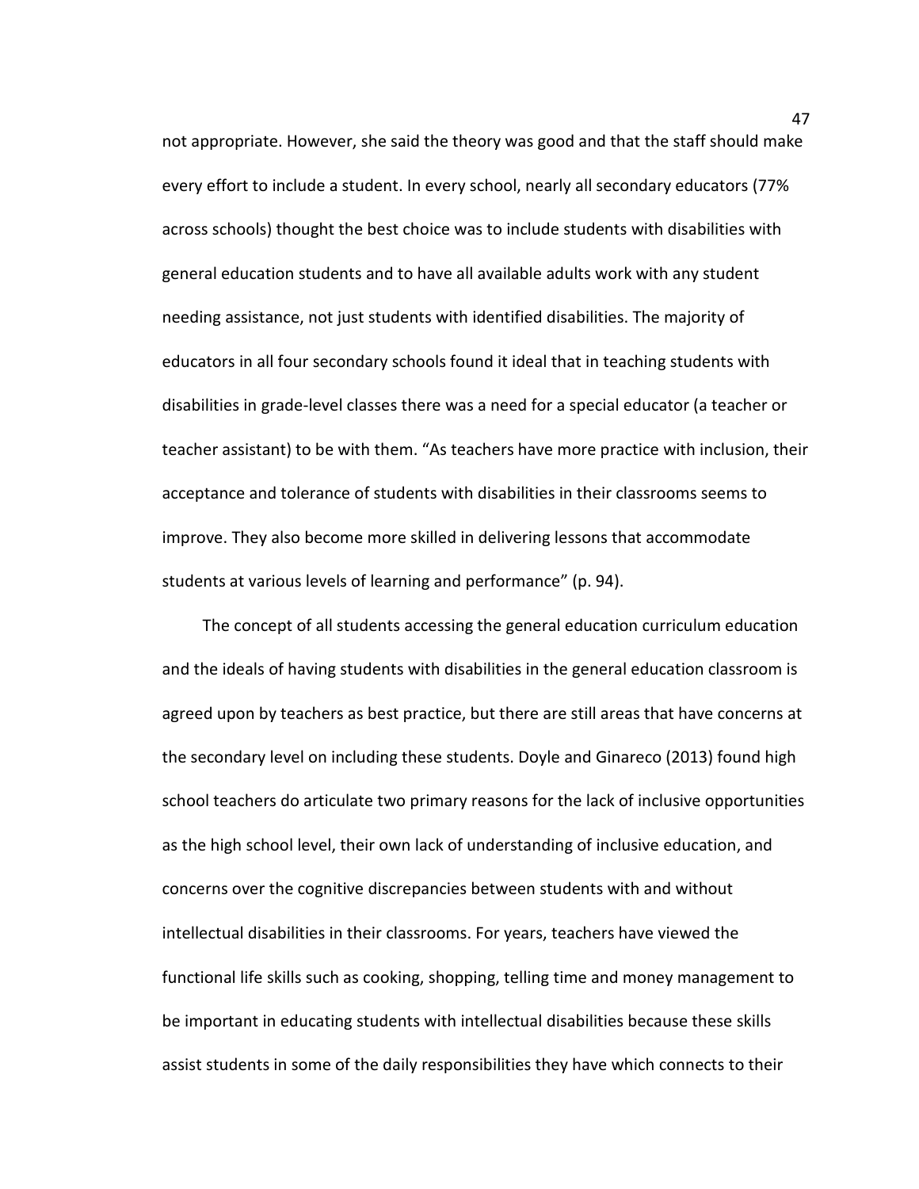not appropriate. However, she said the theory was good and that the staff should make every effort to include a student. In every school, nearly all secondary educators (77% across schools) thought the best choice was to include students with disabilities with general education students and to have all available adults work with any student needing assistance, not just students with identified disabilities. The majority of educators in all four secondary schools found it ideal that in teaching students with disabilities in grade-level classes there was a need for a special educator (a teacher or teacher assistant) to be with them. "As teachers have more practice with inclusion, their acceptance and tolerance of students with disabilities in their classrooms seems to improve. They also become more skilled in delivering lessons that accommodate students at various levels of learning and performance" (p. 94).

The concept of all students accessing the general education curriculum education and the ideals of having students with disabilities in the general education classroom is agreed upon by teachers as best practice, but there are still areas that have concerns at the secondary level on including these students. Doyle and Ginareco (2013) found high school teachers do articulate two primary reasons for the lack of inclusive opportunities as the high school level, their own lack of understanding of inclusive education, and concerns over the cognitive discrepancies between students with and without intellectual disabilities in their classrooms. For years, teachers have viewed the functional life skills such as cooking, shopping, telling time and money management to be important in educating students with intellectual disabilities because these skills assist students in some of the daily responsibilities they have which connects to their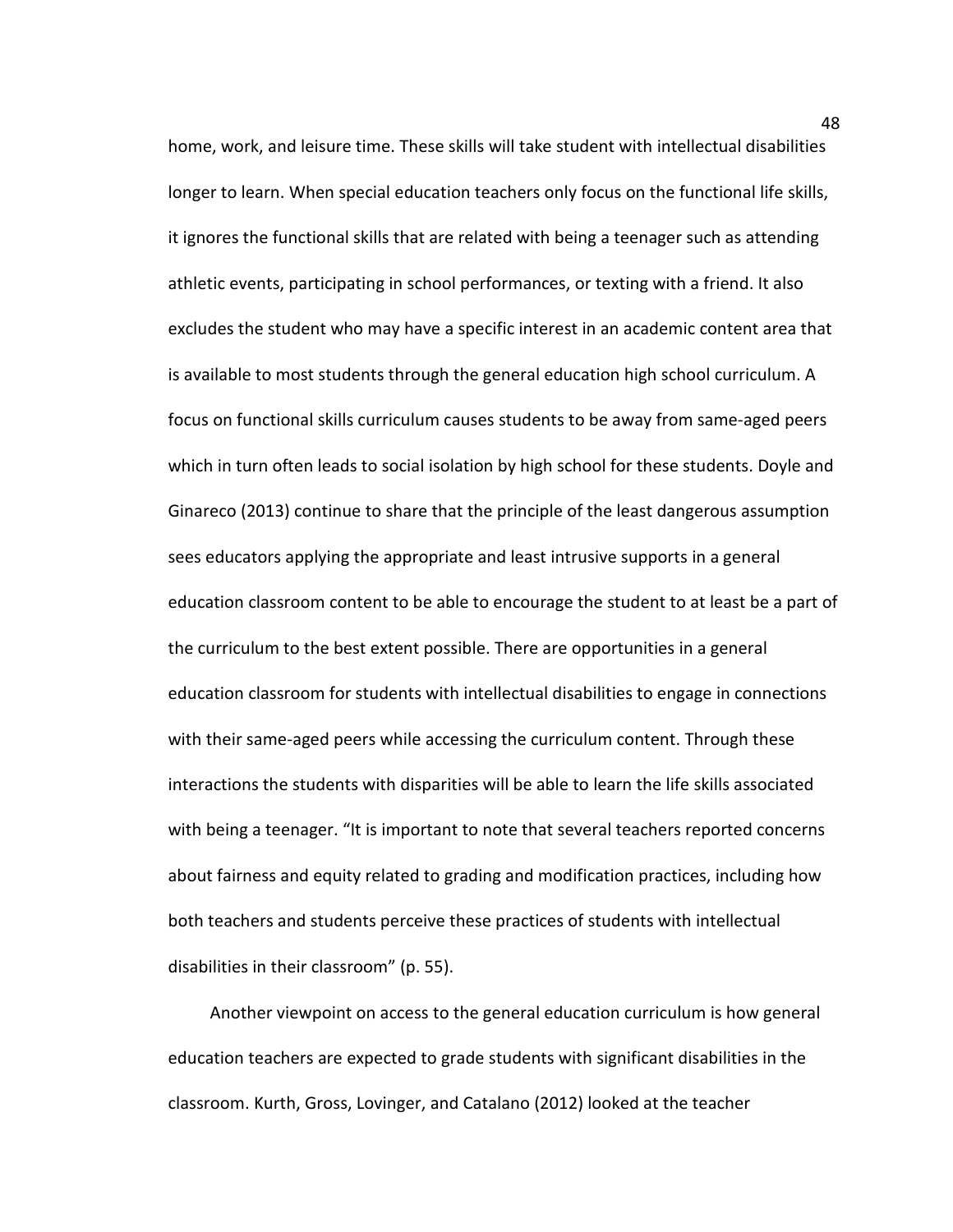home, work, and leisure time. These skills will take student with intellectual disabilities longer to learn. When special education teachers only focus on the functional life skills, it ignores the functional skills that are related with being a teenager such as attending athletic events, participating in school performances, or texting with a friend. It also excludes the student who may have a specific interest in an academic content area that is available to most students through the general education high school curriculum. A focus on functional skills curriculum causes students to be away from same-aged peers which in turn often leads to social isolation by high school for these students. Doyle and Ginareco (2013) continue to share that the principle of the least dangerous assumption sees educators applying the appropriate and least intrusive supports in a general education classroom content to be able to encourage the student to at least be a part of the curriculum to the best extent possible. There are opportunities in a general education classroom for students with intellectual disabilities to engage in connections with their same-aged peers while accessing the curriculum content. Through these interactions the students with disparities will be able to learn the life skills associated with being a teenager. "It is important to note that several teachers reported concerns about fairness and equity related to grading and modification practices, including how both teachers and students perceive these practices of students with intellectual disabilities in their classroom" (p. 55).

Another viewpoint on access to the general education curriculum is how general education teachers are expected to grade students with significant disabilities in the classroom. Kurth, Gross, Lovinger, and Catalano (2012) looked at the teacher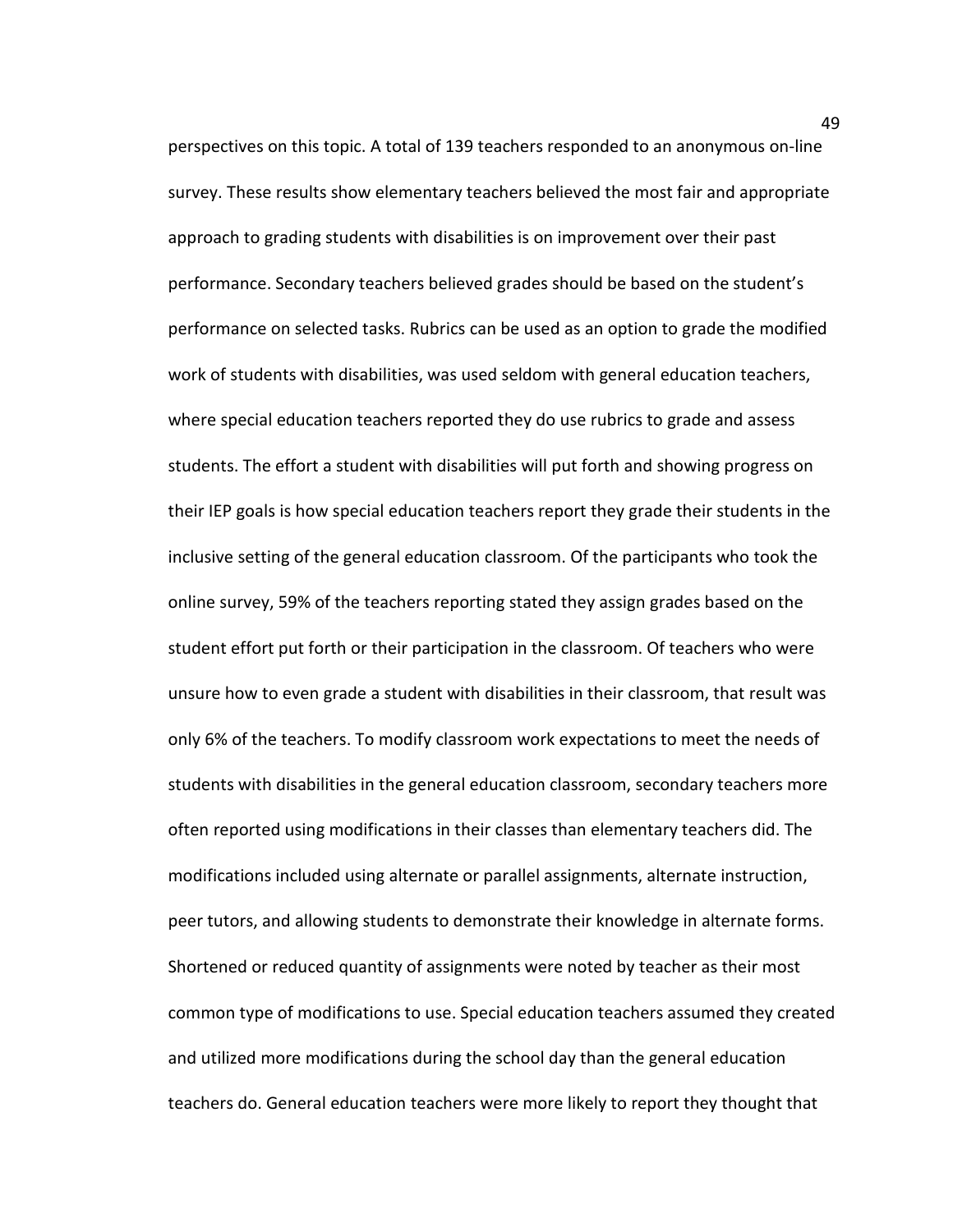perspectives on this topic. A total of 139 teachers responded to an anonymous on-line survey. These results show elementary teachers believed the most fair and appropriate approach to grading students with disabilities is on improvement over their past performance. Secondary teachers believed grades should be based on the student's performance on selected tasks. Rubrics can be used as an option to grade the modified work of students with disabilities, was used seldom with general education teachers, where special education teachers reported they do use rubrics to grade and assess students. The effort a student with disabilities will put forth and showing progress on their IEP goals is how special education teachers report they grade their students in the inclusive setting of the general education classroom. Of the participants who took the online survey, 59% of the teachers reporting stated they assign grades based on the student effort put forth or their participation in the classroom. Of teachers who were unsure how to even grade a student with disabilities in their classroom, that result was only 6% of the teachers. To modify classroom work expectations to meet the needs of students with disabilities in the general education classroom, secondary teachers more often reported using modifications in their classes than elementary teachers did. The modifications included using alternate or parallel assignments, alternate instruction, peer tutors, and allowing students to demonstrate their knowledge in alternate forms. Shortened or reduced quantity of assignments were noted by teacher as their most common type of modifications to use. Special education teachers assumed they created and utilized more modifications during the school day than the general education teachers do. General education teachers were more likely to report they thought that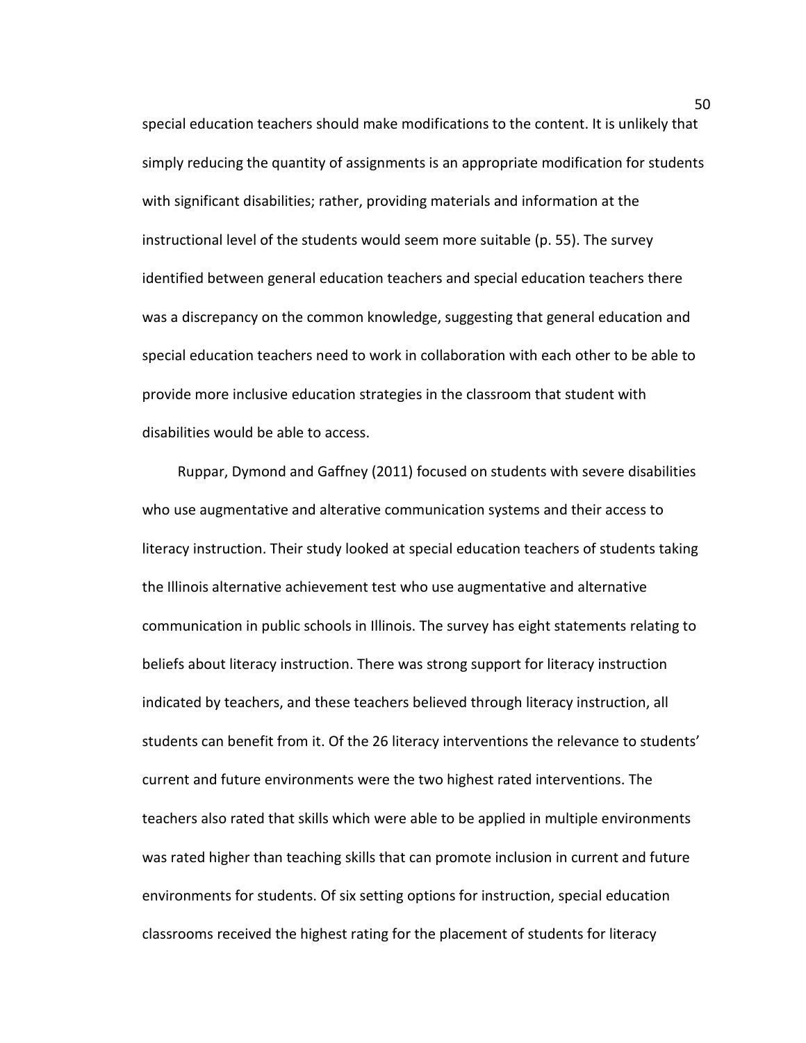special education teachers should make modifications to the content. It is unlikely that simply reducing the quantity of assignments is an appropriate modification for students with significant disabilities; rather, providing materials and information at the instructional level of the students would seem more suitable (p. 55). The survey identified between general education teachers and special education teachers there was a discrepancy on the common knowledge, suggesting that general education and special education teachers need to work in collaboration with each other to be able to provide more inclusive education strategies in the classroom that student with disabilities would be able to access.

Ruppar, Dymond and Gaffney (2011) focused on students with severe disabilities who use augmentative and alterative communication systems and their access to literacy instruction. Their study looked at special education teachers of students taking the Illinois alternative achievement test who use augmentative and alternative communication in public schools in Illinois. The survey has eight statements relating to beliefs about literacy instruction. There was strong support for literacy instruction indicated by teachers, and these teachers believed through literacy instruction, all students can benefit from it. Of the 26 literacy interventions the relevance to students' current and future environments were the two highest rated interventions. The teachers also rated that skills which were able to be applied in multiple environments was rated higher than teaching skills that can promote inclusion in current and future environments for students. Of six setting options for instruction, special education classrooms received the highest rating for the placement of students for literacy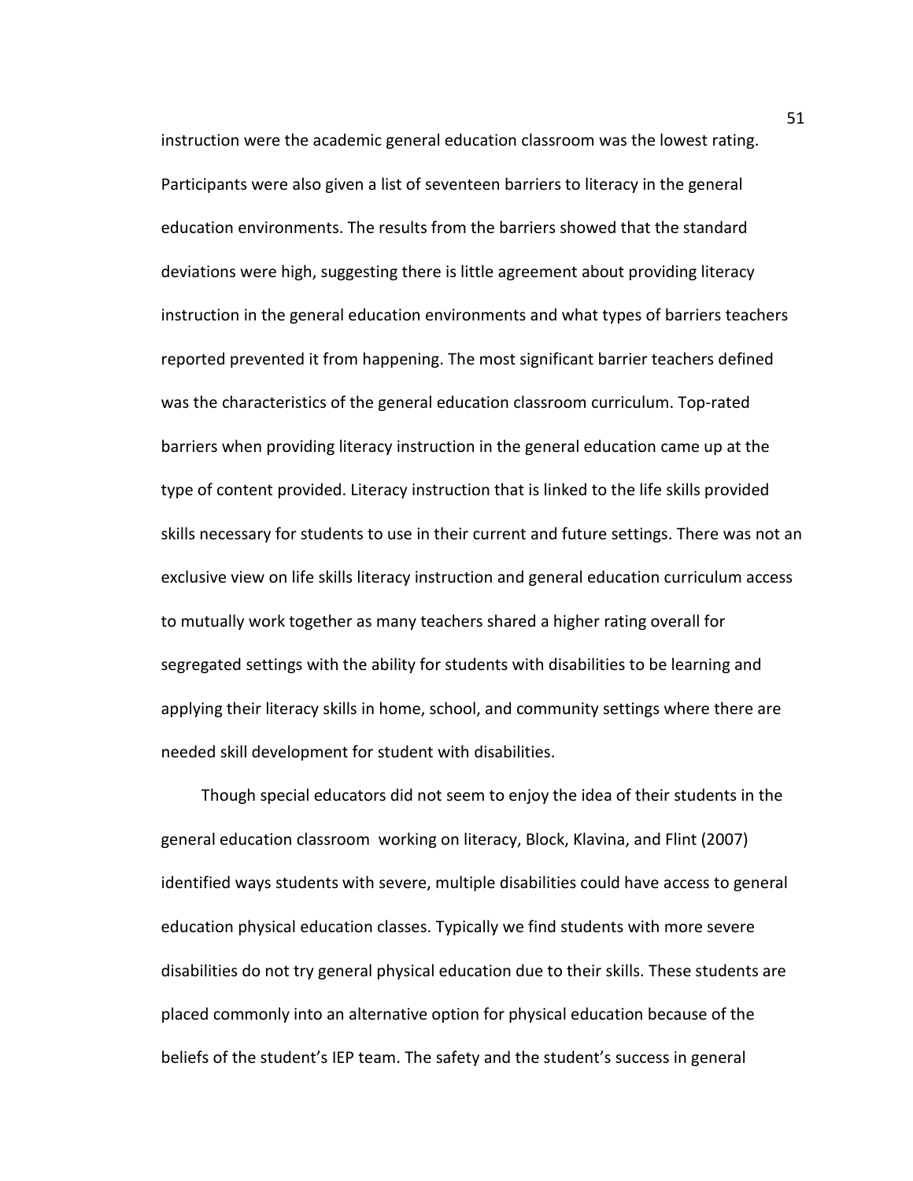instruction were the academic general education classroom was the lowest rating. Participants were also given a list of seventeen barriers to literacy in the general education environments. The results from the barriers showed that the standard deviations were high, suggesting there is little agreement about providing literacy instruction in the general education environments and what types of barriers teachers reported prevented it from happening. The most significant barrier teachers defined was the characteristics of the general education classroom curriculum. Top-rated barriers when providing literacy instruction in the general education came up at the type of content provided. Literacy instruction that is linked to the life skills provided skills necessary for students to use in their current and future settings. There was not an exclusive view on life skills literacy instruction and general education curriculum access to mutually work together as many teachers shared a higher rating overall for segregated settings with the ability for students with disabilities to be learning and applying their literacy skills in home, school, and community settings where there are needed skill development for student with disabilities.

Though special educators did not seem to enjoy the idea of their students in the general education classroom working on literacy, Block, Klavina, and Flint (2007) identified ways students with severe, multiple disabilities could have access to general education physical education classes. Typically we find students with more severe disabilities do not try general physical education due to their skills. These students are placed commonly into an alternative option for physical education because of the beliefs of the student's IEP team. The safety and the student's success in general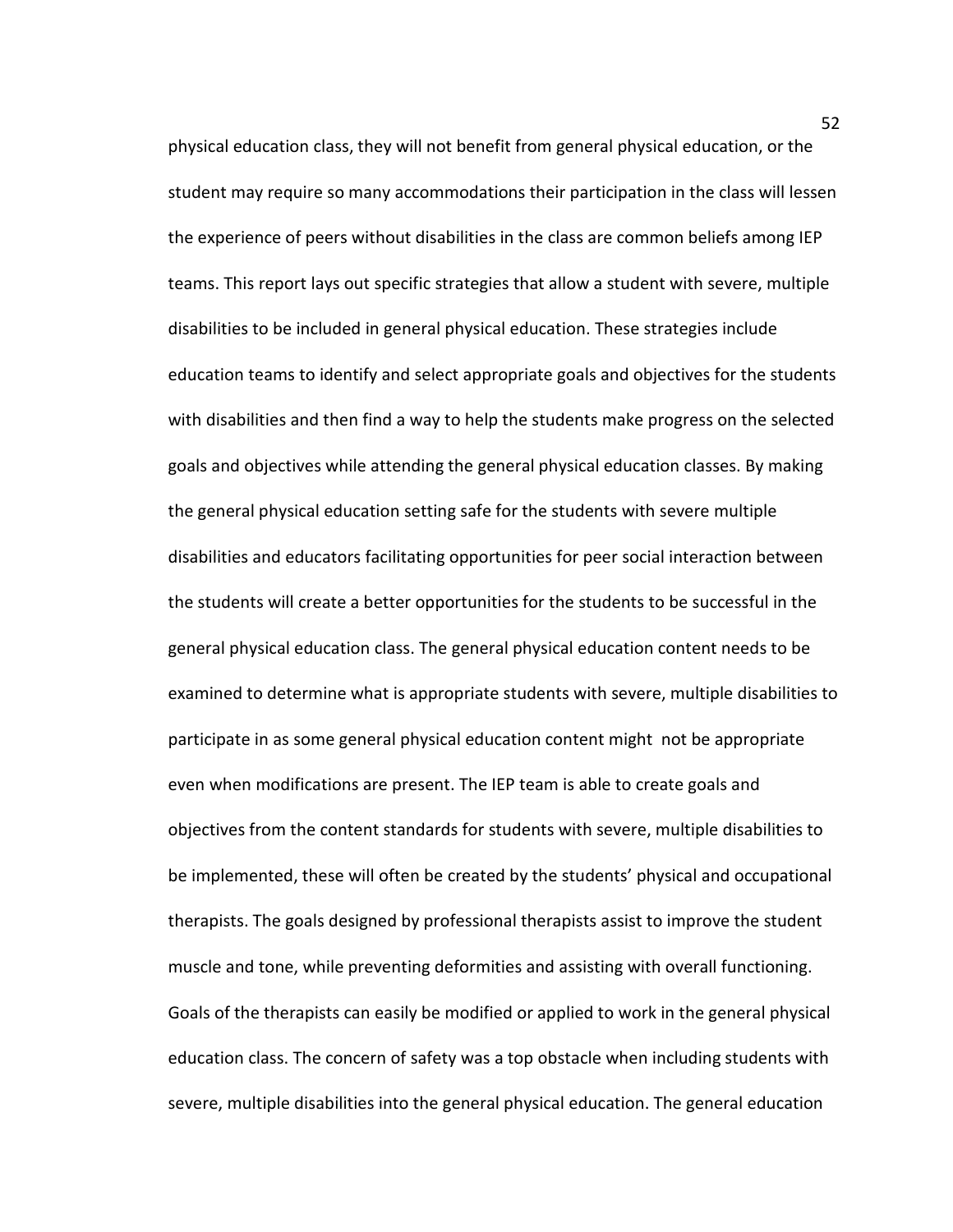physical education class, they will not benefit from general physical education, or the student may require so many accommodations their participation in the class will lessen the experience of peers without disabilities in the class are common beliefs among IEP teams. This report lays out specific strategies that allow a student with severe, multiple disabilities to be included in general physical education. These strategies include education teams to identify and select appropriate goals and objectives for the students with disabilities and then find a way to help the students make progress on the selected goals and objectives while attending the general physical education classes. By making the general physical education setting safe for the students with severe multiple disabilities and educators facilitating opportunities for peer social interaction between the students will create a better opportunities for the students to be successful in the general physical education class. The general physical education content needs to be examined to determine what is appropriate students with severe, multiple disabilities to participate in as some general physical education content might not be appropriate even when modifications are present. The IEP team is able to create goals and objectives from the content standards for students with severe, multiple disabilities to be implemented, these will often be created by the students' physical and occupational therapists. The goals designed by professional therapists assist to improve the student muscle and tone, while preventing deformities and assisting with overall functioning. Goals of the therapists can easily be modified or applied to work in the general physical education class. The concern of safety was a top obstacle when including students with severe, multiple disabilities into the general physical education. The general education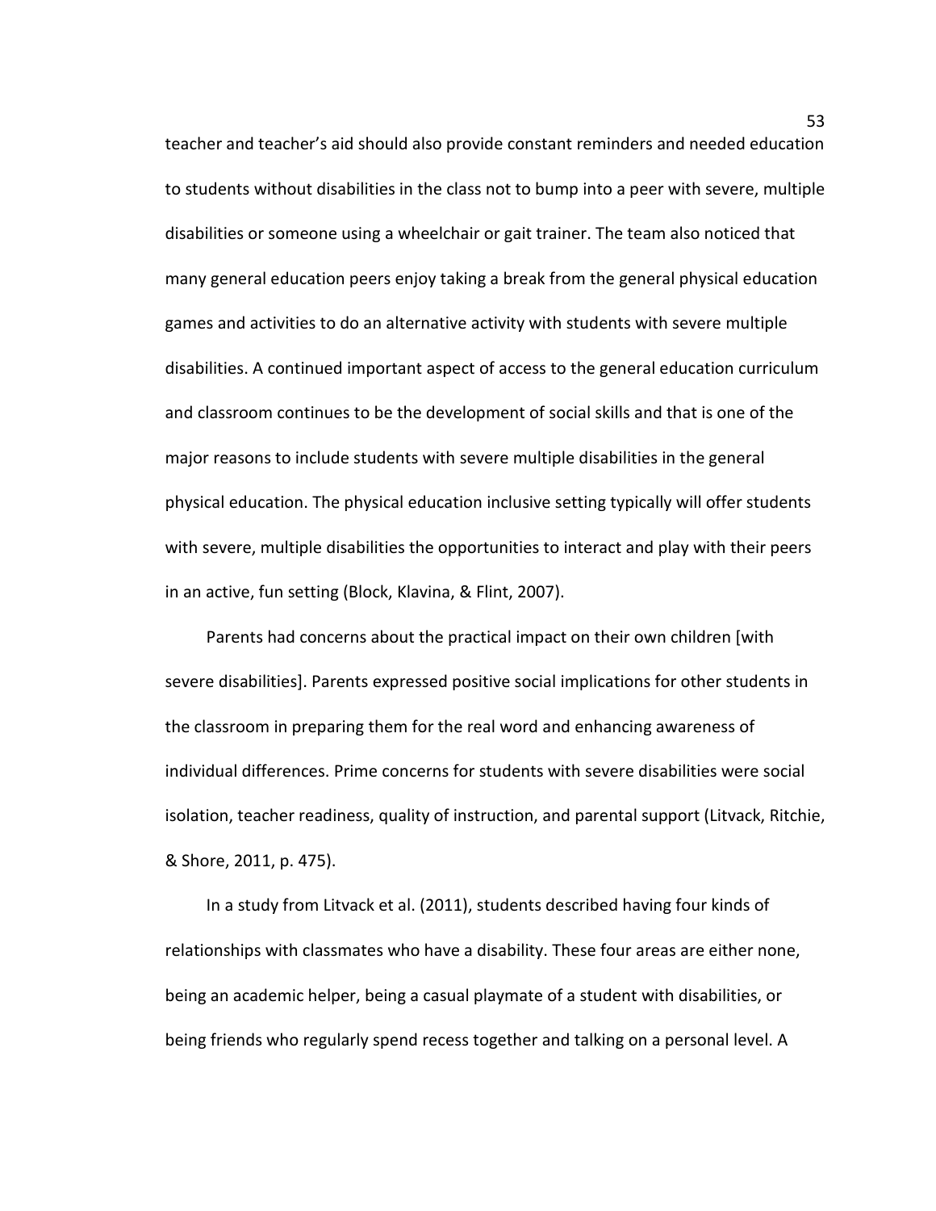teacher and teacher's aid should also provide constant reminders and needed education to students without disabilities in the class not to bump into a peer with severe, multiple disabilities or someone using a wheelchair or gait trainer. The team also noticed that many general education peers enjoy taking a break from the general physical education games and activities to do an alternative activity with students with severe multiple disabilities. A continued important aspect of access to the general education curriculum and classroom continues to be the development of social skills and that is one of the major reasons to include students with severe multiple disabilities in the general physical education. The physical education inclusive setting typically will offer students with severe, multiple disabilities the opportunities to interact and play with their peers in an active, fun setting (Block, Klavina, & Flint, 2007).

Parents had concerns about the practical impact on their own children [with severe disabilities]. Parents expressed positive social implications for other students in the classroom in preparing them for the real word and enhancing awareness of individual differences. Prime concerns for students with severe disabilities were social isolation, teacher readiness, quality of instruction, and parental support (Litvack, Ritchie, & Shore, 2011, p. 475).

In a study from Litvack et al. (2011), students described having four kinds of relationships with classmates who have a disability. These four areas are either none, being an academic helper, being a casual playmate of a student with disabilities, or being friends who regularly spend recess together and talking on a personal level. A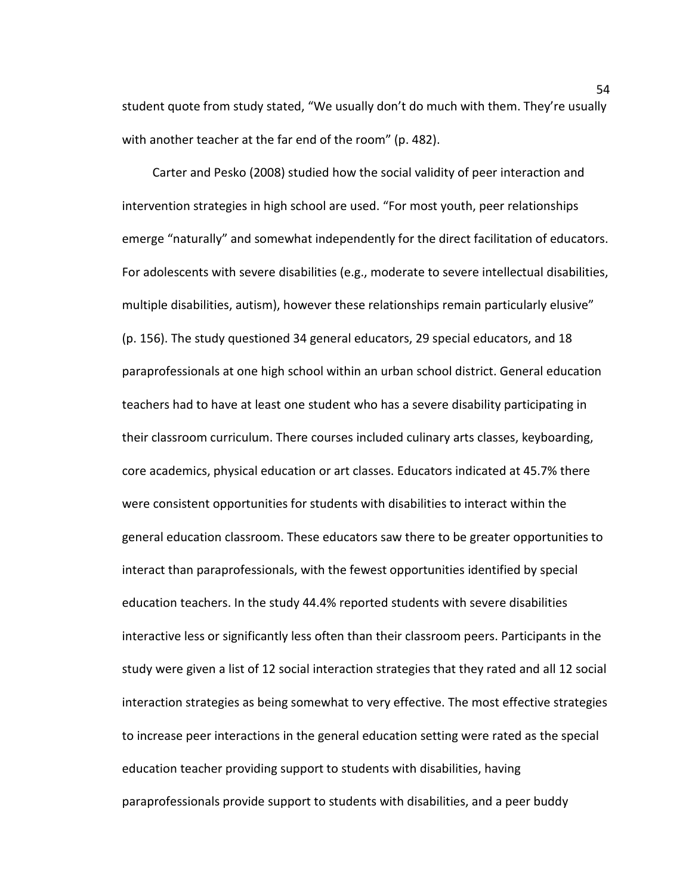student quote from study stated, “We usually don’t do much with them. They’re usually with another teacher at the far end of the room” (p. 482).

Carter and Pesko (2008) studied how the social validity of peer interaction and intervention strategies in high school are used. “For most youth, peer relationships emerge “naturally” and somewhat independently for the direct facilitation of educators. For adolescents with severe disabilities (e.g., moderate to severe intellectual disabilities, multiple disabilities, autism), however these relationships remain particularly elusive” (p. 156). The study questioned 34 general educators, 29 special educators, and 18 paraprofessionals at one high school within an urban school district. General education teachers had to have at least one student who has a severe disability participating in their classroom curriculum. There courses included culinary arts classes, keyboarding, core academics, physical education or art classes. Educators indicated at 45.7% there were consistent opportunities for students with disabilities to interact within the general education classroom. These educators saw there to be greater opportunities to interact than paraprofessionals, with the fewest opportunities identified by special education teachers. In the study 44.4% reported students with severe disabilities interactive less or significantly less often than their classroom peers. Participants in the study were given a list of 12 social interaction strategies that they rated and all 12 social interaction strategies as being somewhat to very effective. The most effective strategies to increase peer interactions in the general education setting were rated as the special education teacher providing support to students with disabilities, having paraprofessionals provide support to students with disabilities, and a peer buddy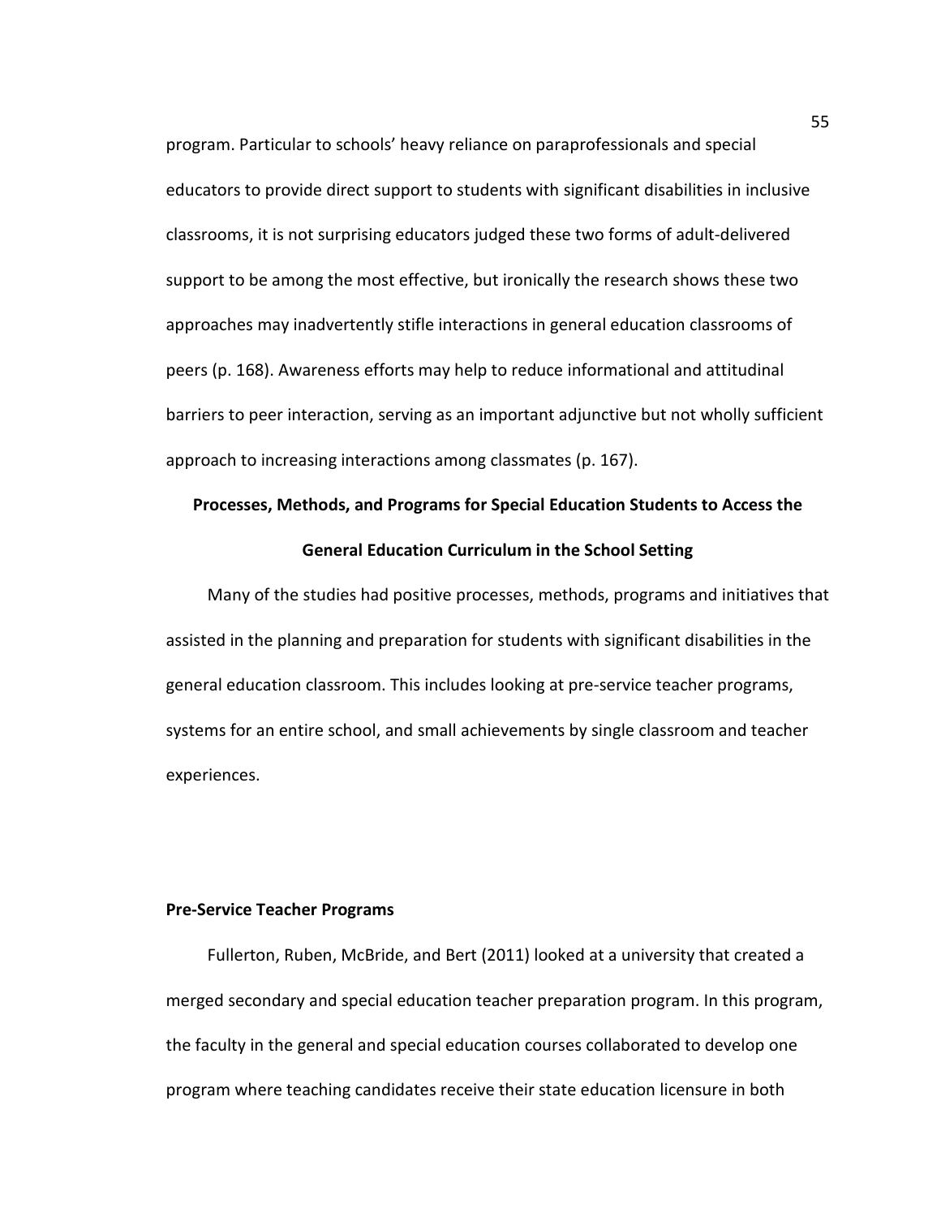program. Particular to schools' heavy reliance on paraprofessionals and special educators to provide direct support to students with significant disabilities in inclusive classrooms, it is not surprising educators judged these two forms of adult-delivered support to be among the most effective, but ironically the research shows these two approaches may inadvertently stifle interactions in general education classrooms of peers (p. 168). Awareness efforts may help to reduce informational and attitudinal barriers to peer interaction, serving as an important adjunctive but not wholly sufficient approach to increasing interactions among classmates (p. 167).

## Processes, Methods, and Programs for Special Education Students to Access the General Education Curriculum in the School Setting

Many of the studies had positive processes, methods, programs and initiatives that assisted in the planning and preparation for students with significant disabilities in the general education classroom. This includes looking at pre-service teacher programs, systems for an entire school, and small achievements by single classroom and teacher experiences.

### Pre-Service Teacher Programs

Fullerton, Ruben, McBride, and Bert (2011) looked at a university that created a merged secondary and special education teacher preparation program. In this program, the faculty in the general and special education courses collaborated to develop one program where teaching candidates receive their state education licensure in both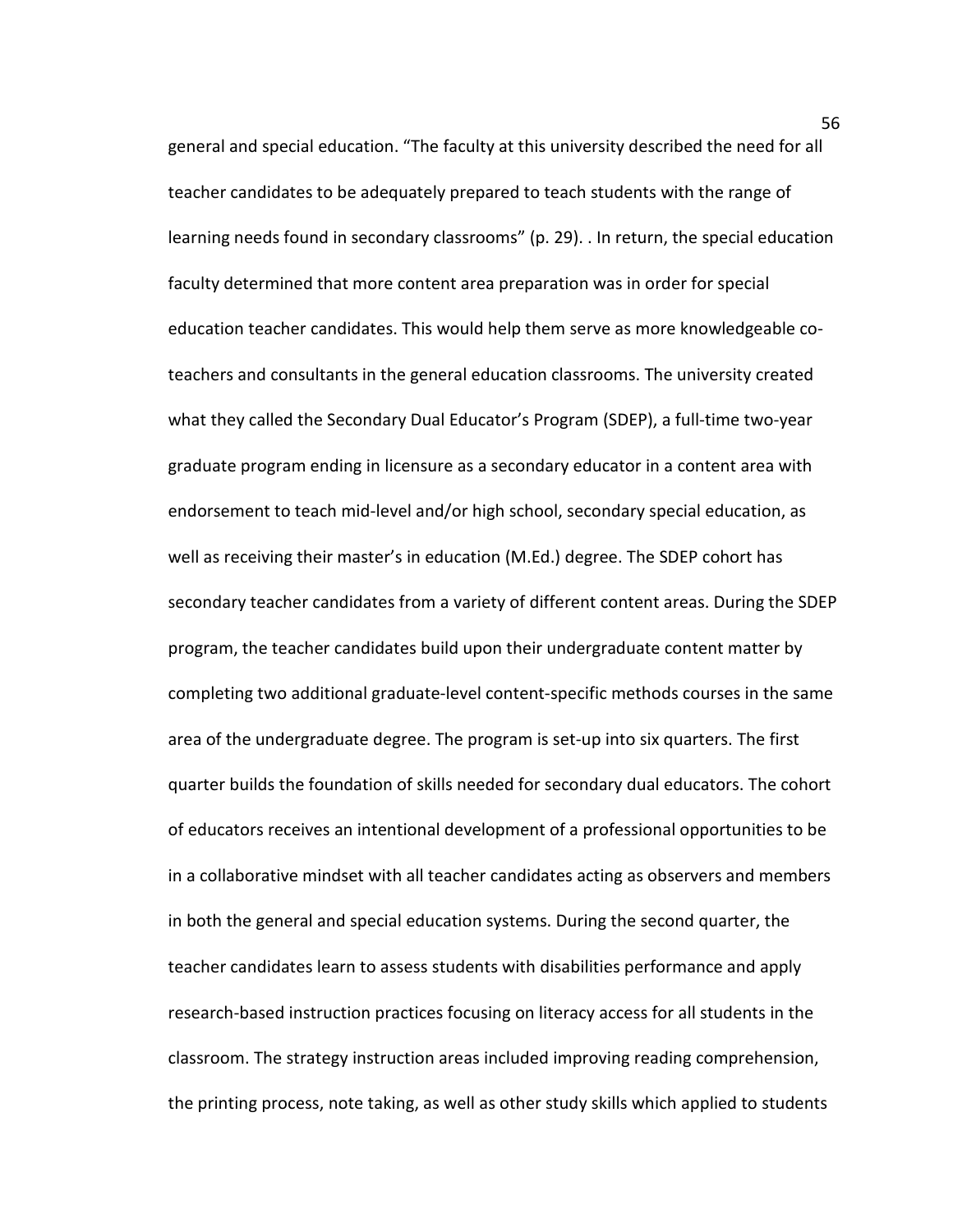general and special education. "The faculty at this university described the need for all teacher candidates to be adequately prepared to teach students with the range of learning needs found in secondary classrooms" (p. 29). . In return, the special education faculty determined that more content area preparation was in order for special education teacher candidates. This would help them serve as more knowledgeable co-teachers and consultants in the general education classrooms. The university created what they called the Secondary Dual Educator's Program (SDEP), a full-time two-year graduate program ending in licensure as a secondary educator in a content area with endorsement to teach mid-level and/or high school, secondary special education, as well as receiving their master's in education (M.Ed.) degree. The SDEP cohort has secondary teacher candidates from a variety of different content areas. During the SDEP program, the teacher candidates build upon their undergraduate content matter by completing two additional graduate-level content-specific methods courses in the same area of the undergraduate degree. The program is set-up into six quarters. The first quarter builds the foundation of skills needed for secondary dual educators. The cohort of educators receives an intentional development of a professional opportunities to be in a collaborative mindset with all teacher candidates acting as observers and members in both the general and special education systems. During the second quarter, the teacher candidates learn to assess students with disabilities performance and apply research-based instruction practices focusing on literacy access for all students in the classroom. The strategy instruction areas included improving reading comprehension, the printing process, note taking, as well as other study skills which applied to students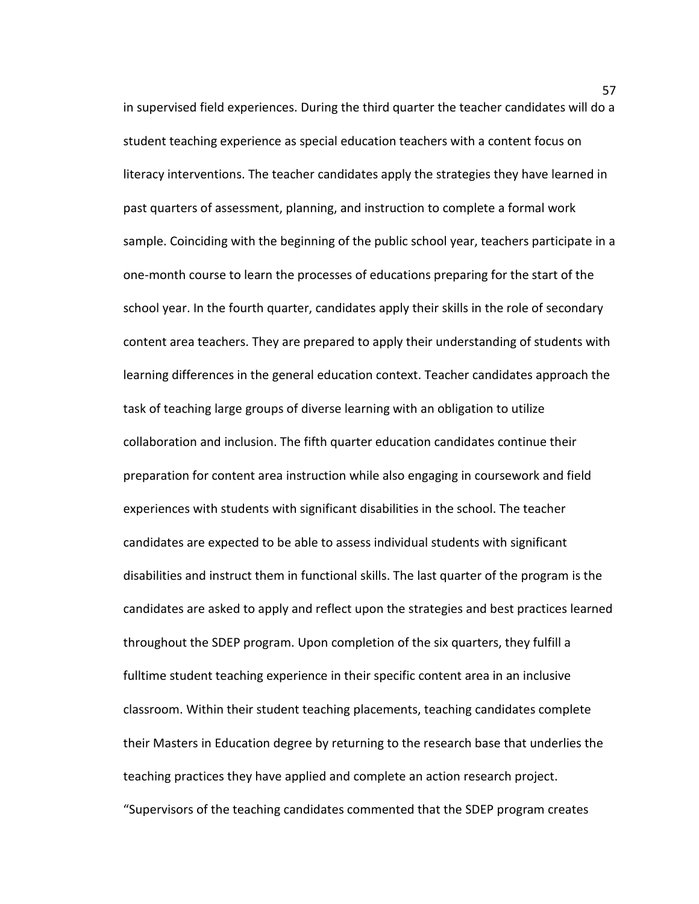in supervised field experiences. During the third quarter the teacher candidates will do a student teaching experience as special education teachers with a content focus on literacy interventions. The teacher candidates apply the strategies they have learned in past quarters of assessment, planning, and instruction to complete a formal work sample. Coinciding with the beginning of the public school year, teachers participate in a one-month course to learn the processes of educations preparing for the start of the school year. In the fourth quarter, candidates apply their skills in the role of secondary content area teachers. They are prepared to apply their understanding of students with learning differences in the general education context. Teacher candidates approach the task of teaching large groups of diverse learning with an obligation to utilize collaboration and inclusion. The fifth quarter education candidates continue their preparation for content area instruction while also engaging in coursework and field experiences with students with significant disabilities in the school. The teacher candidates are expected to be able to assess individual students with significant disabilities and instruct them in functional skills. The last quarter of the program is the candidates are asked to apply and reflect upon the strategies and best practices learned throughout the SDEP program. Upon completion of the six quarters, they fulfill a fulltime student teaching experience in their specific content area in an inclusive classroom. Within their student teaching placements, teaching candidates complete their Masters in Education degree by returning to the research base that underlies the teaching practices they have applied and complete an action research project. "Supervisors of the teaching candidates commented that the SDEP program creates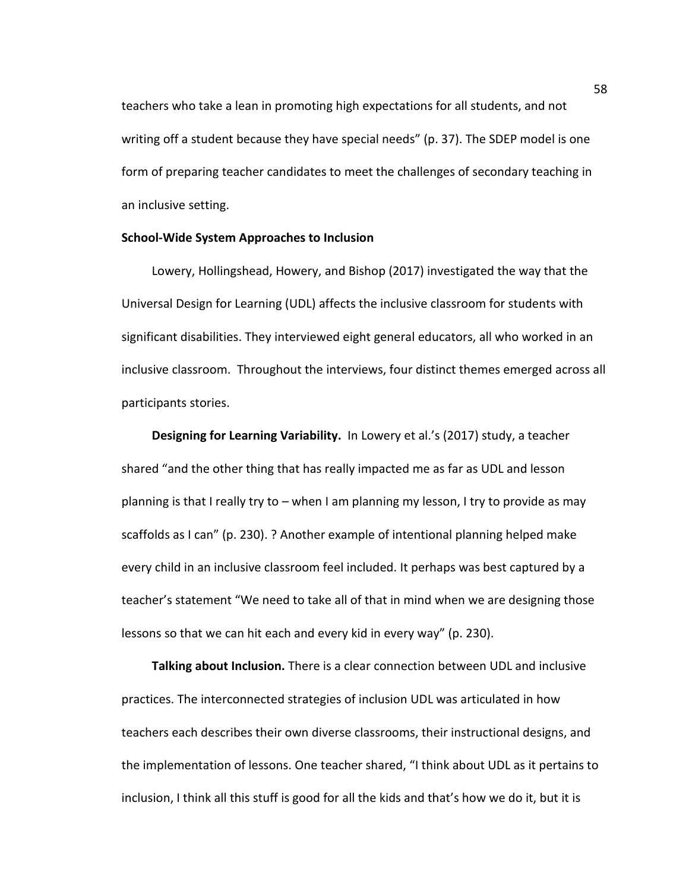teachers who take a lean in promoting high expectations for all students, and not writing off a student because they have special needs" (p. 37). The SDEP model is one form of preparing teacher candidates to meet the challenges of secondary teaching in an inclusive setting.

### School-Wide System Approaches to Inclusion

Lowery, Hollingshead, Howery, and Bishop (2017) investigated the way that the Universal Design for Learning (UDL) affects the inclusive classroom for students with significant disabilities. They interviewed eight general educators, all who worked in an inclusive classroom. Throughout the interviews, four distinct themes emerged across all participants stories.

**Designing for Learning Variability.** In Lowery et al.'s (2017) study, a teacher shared "and the other thing that has really impacted me as far as UDL and lesson planning is that I really try to – when I am planning my lesson, I try to provide as may scaffolds as I can" (p. 230). ? Another example of intentional planning helped make every child in an inclusive classroom feel included. It perhaps was best captured by a teacher's statement "We need to take all of that in mind when we are designing those lessons so that we can hit each and every kid in every way" (p. 230).

**Talking about Inclusion.** There is a clear connection between UDL and inclusive practices. The interconnected strategies of inclusion UDL was articulated in how teachers each describes their own diverse classrooms, their instructional designs, and the implementation of lessons. One teacher shared, "I think about UDL as it pertains to inclusion, I think all this stuff is good for all the kids and that's how we do it, but it is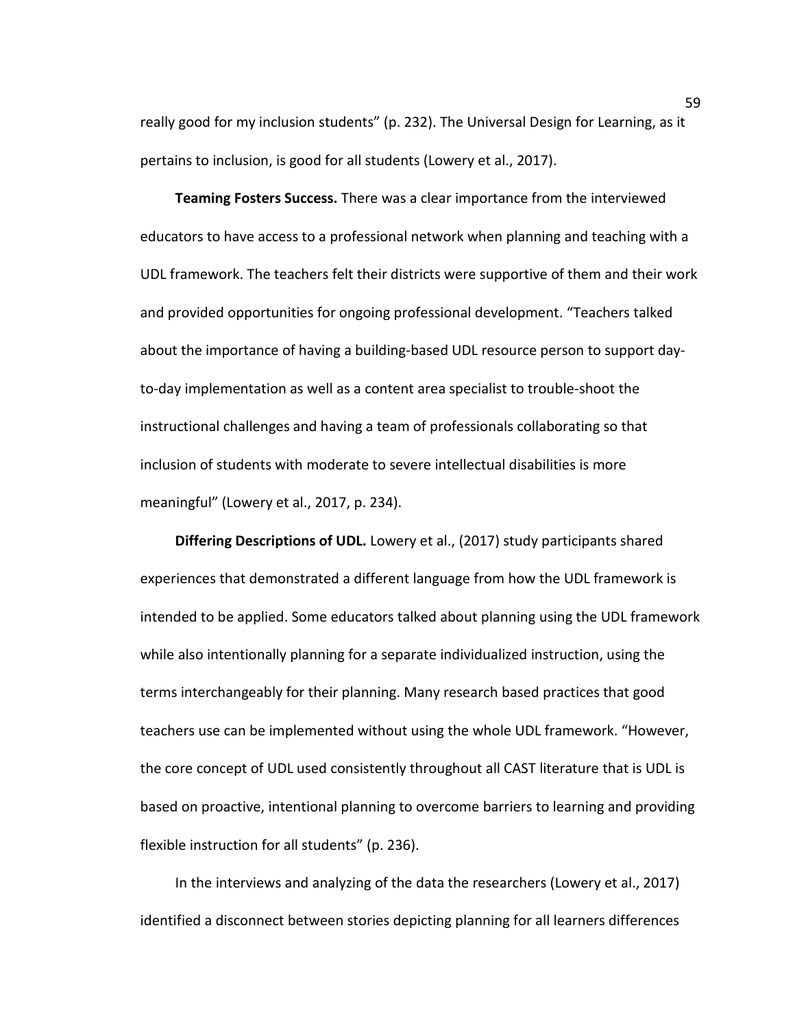really good for my inclusion students" (p. 232). The Universal Design for Learning, as it pertains to inclusion, is good for all students (Lowery et al., 2017).

**Teaming Fosters Success.** There was a clear importance from the interviewed educators to have access to a professional network when planning and teaching with a UDL framework. The teachers felt their districts were supportive of them and their work and provided opportunities for ongoing professional development. "Teachers talked about the importance of having a building-based UDL resource person to support day-to-day implementation as well as a content area specialist to trouble-shoot the instructional challenges and having a team of professionals collaborating so that inclusion of students with moderate to severe intellectual disabilities is more meaningful" (Lowery et al., 2017, p. 234).

**Differing Descriptions of UDL.** Lowery et al., (2017) study participants shared experiences that demonstrated a different language from how the UDL framework is intended to be applied. Some educators talked about planning using the UDL framework while also intentionally planning for a separate individualized instruction, using the terms interchangeably for their planning. Many research based practices that good teachers use can be implemented without using the whole UDL framework. "However, the core concept of UDL used consistently throughout all CAST literature that is UDL is based on proactive, intentional planning to overcome barriers to learning and providing flexible instruction for all students" (p. 236).

In the interviews and analyzing of the data the researchers (Lowery et al., 2017) identified a disconnect between stories depicting planning for all learners differences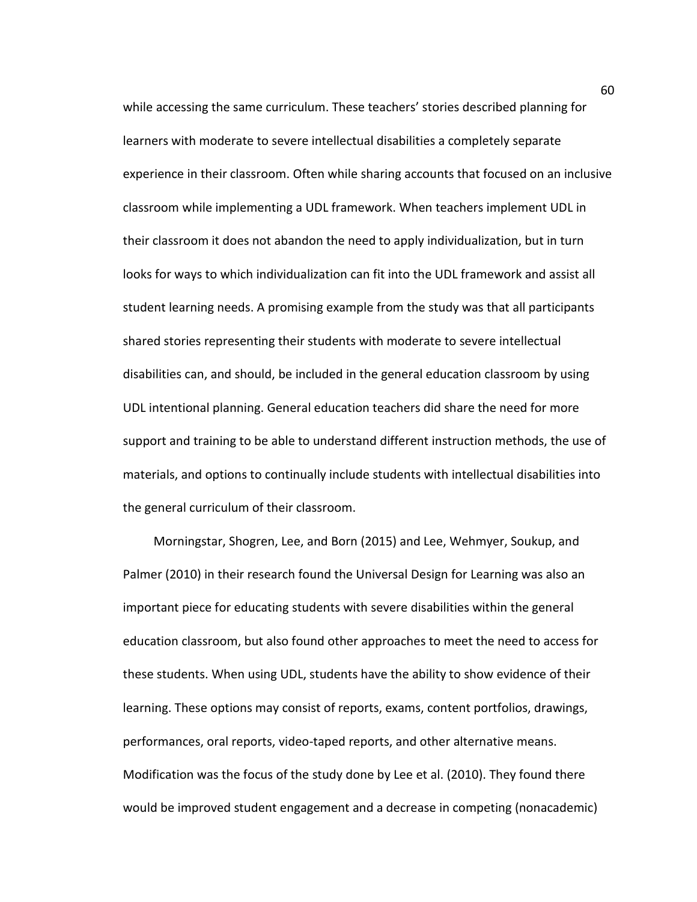while accessing the same curriculum. These teachers' stories described planning for learners with moderate to severe intellectual disabilities a completely separate experience in their classroom. Often while sharing accounts that focused on an inclusive classroom while implementing a UDL framework. When teachers implement UDL in their classroom it does not abandon the need to apply individualization, but in turn looks for ways to which individualization can fit into the UDL framework and assist all student learning needs. A promising example from the study was that all participants shared stories representing their students with moderate to severe intellectual disabilities can, and should, be included in the general education classroom by using UDL intentional planning. General education teachers did share the need for more support and training to be able to understand different instruction methods, the use of materials, and options to continually include students with intellectual disabilities into the general curriculum of their classroom.

Morningstar, Shogren, Lee, and Born (2015) and Lee, Wehmyer, Soukup, and Palmer (2010) in their research found the Universal Design for Learning was also an important piece for educating students with severe disabilities within the general education classroom, but also found other approaches to meet the need to access for these students. When using UDL, students have the ability to show evidence of their learning. These options may consist of reports, exams, content portfolios, drawings, performances, oral reports, video-taped reports, and other alternative means. Modification was the focus of the study done by Lee et al. (2010). They found there would be improved student engagement and a decrease in competing (nonacademic)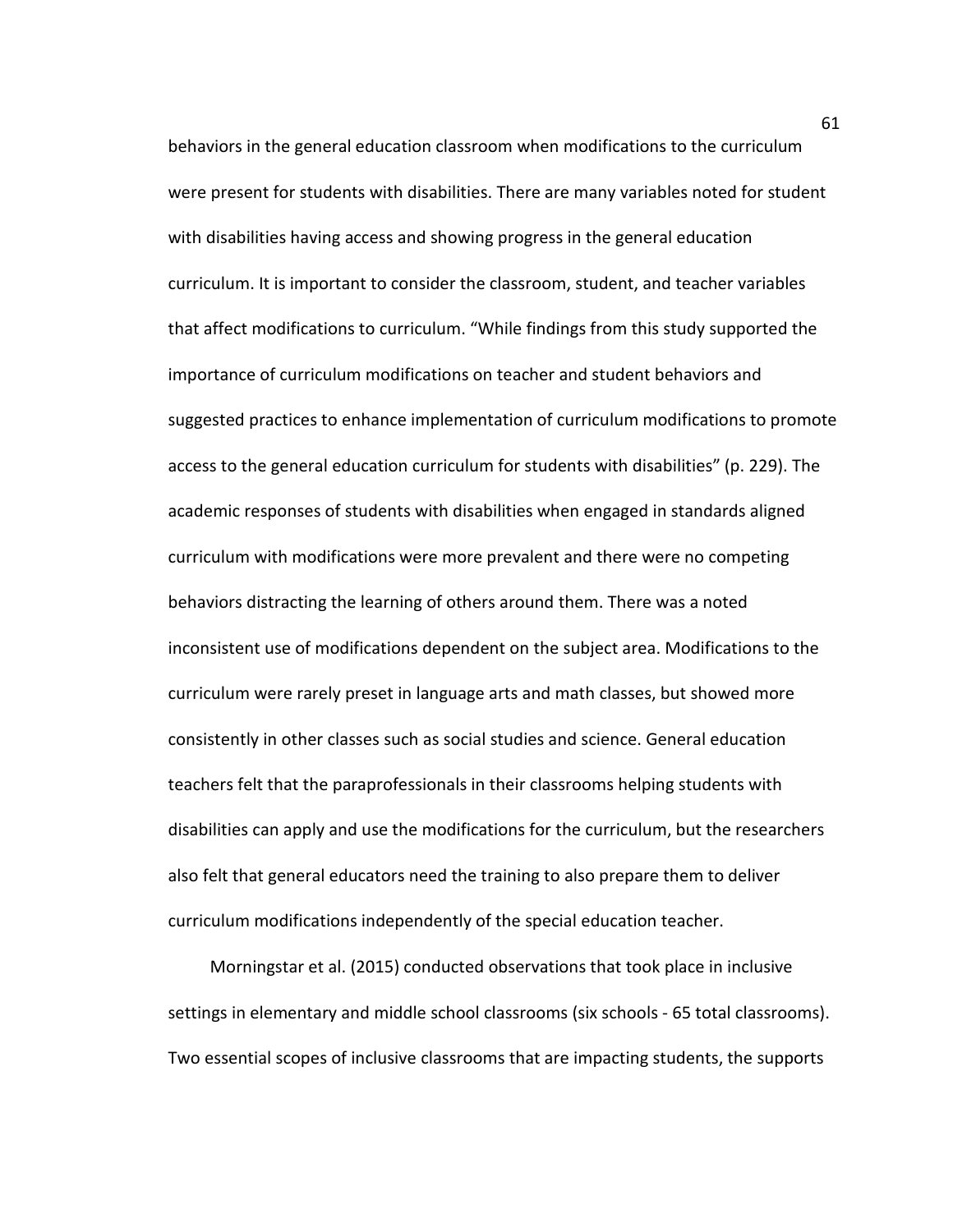behaviors in the general education classroom when modifications to the curriculum were present for students with disabilities. There are many variables noted for student with disabilities having access and showing progress in the general education curriculum. It is important to consider the classroom, student, and teacher variables that affect modifications to curriculum. “While findings from this study supported the importance of curriculum modifications on teacher and student behaviors and suggested practices to enhance implementation of curriculum modifications to promote access to the general education curriculum for students with disabilities” (p. 229). The academic responses of students with disabilities when engaged in standards aligned curriculum with modifications were more prevalent and there were no competing behaviors distracting the learning of others around them. There was a noted inconsistent use of modifications dependent on the subject area. Modifications to the curriculum were rarely preset in language arts and math classes, but showed more consistently in other classes such as social studies and science. General education teachers felt that the paraprofessionals in their classrooms helping students with disabilities can apply and use the modifications for the curriculum, but the researchers also felt that general educators need the training to also prepare them to deliver curriculum modifications independently of the special education teacher.

Morningstar et al. (2015) conducted observations that took place in inclusive settings in elementary and middle school classrooms (six schools - 65 total classrooms). Two essential scopes of inclusive classrooms that are impacting students, the supports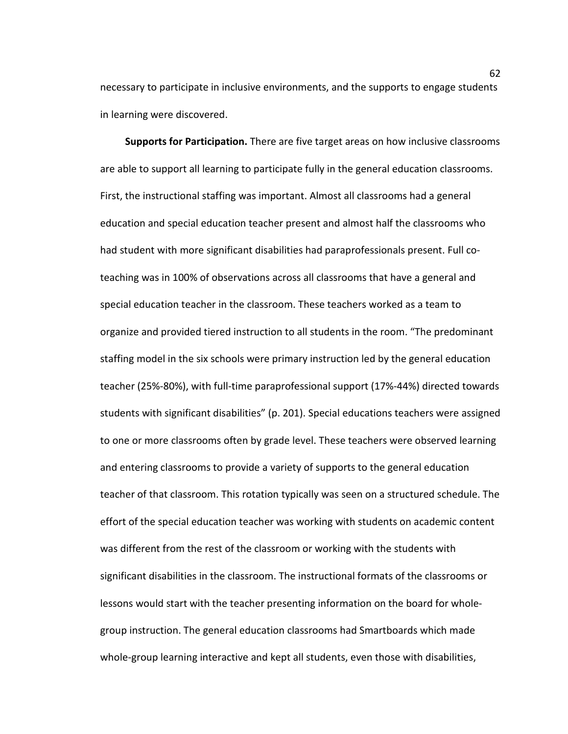necessary to participate in inclusive environments, and the supports to engage students in learning were discovered.

**Supports for Participation.** There are five target areas on how inclusive classrooms are able to support all learning to participate fully in the general education classrooms. First, the instructional staffing was important. Almost all classrooms had a general education and special education teacher present and almost half the classrooms who had student with more significant disabilities had paraprofessionals present. Full co-teaching was in 100% of observations across all classrooms that have a general and special education teacher in the classroom. These teachers worked as a team to organize and provided tiered instruction to all students in the room. "The predominant staffing model in the six schools were primary instruction led by the general education teacher (25%-80%), with full-time paraprofessional support (17%-44%) directed towards students with significant disabilities" (p. 201). Special educations teachers were assigned to one or more classrooms often by grade level. These teachers were observed learning and entering classrooms to provide a variety of supports to the general education teacher of that classroom. This rotation typically was seen on a structured schedule. The effort of the special education teacher was working with students on academic content was different from the rest of the classroom or working with the students with significant disabilities in the classroom. The instructional formats of the classrooms or lessons would start with the teacher presenting information on the board for whole-group instruction. The general education classrooms had Smartboards which made whole-group learning interactive and kept all students, even those with disabilities,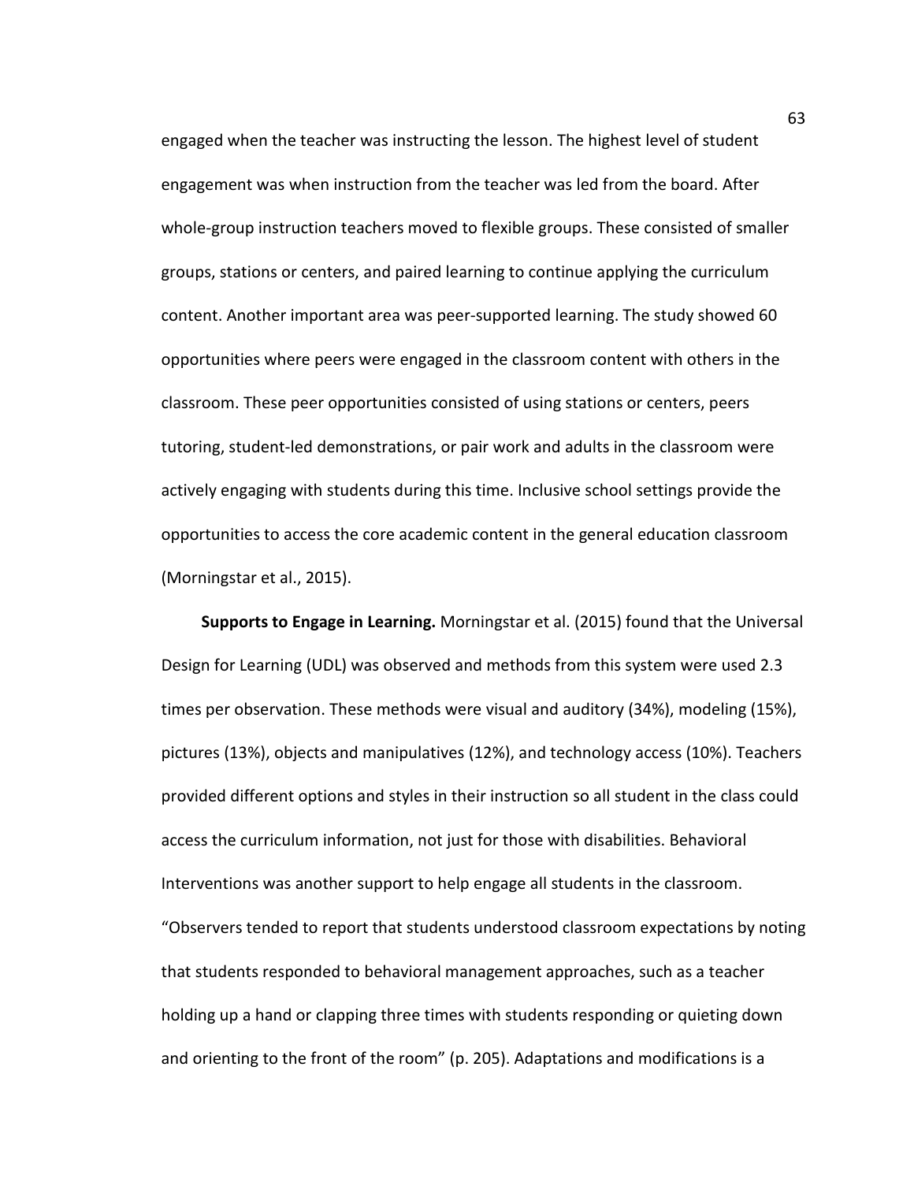engaged when the teacher was instructing the lesson. The highest level of student engagement was when instruction from the teacher was led from the board. After whole-group instruction teachers moved to flexible groups. These consisted of smaller groups, stations or centers, and paired learning to continue applying the curriculum content. Another important area was peer-supported learning. The study showed 60 opportunities where peers were engaged in the classroom content with others in the classroom. These peer opportunities consisted of using stations or centers, peers tutoring, student-led demonstrations, or pair work and adults in the classroom were actively engaging with students during this time. Inclusive school settings provide the opportunities to access the core academic content in the general education classroom (Morningstar et al., 2015).

**Supports to Engage in Learning.** Morningstar et al. (2015) found that the Universal Design for Learning (UDL) was observed and methods from this system were used 2.3 times per observation. These methods were visual and auditory (34%), modeling (15%), pictures (13%), objects and manipulatives (12%), and technology access (10%). Teachers provided different options and styles in their instruction so all student in the class could access the curriculum information, not just for those with disabilities. Behavioral Interventions was another support to help engage all students in the classroom. "Observers tended to report that students understood classroom expectations by noting that students responded to behavioral management approaches, such as a teacher holding up a hand or clapping three times with students responding or quieting down and orienting to the front of the room" (p. 205). Adaptations and modifications is a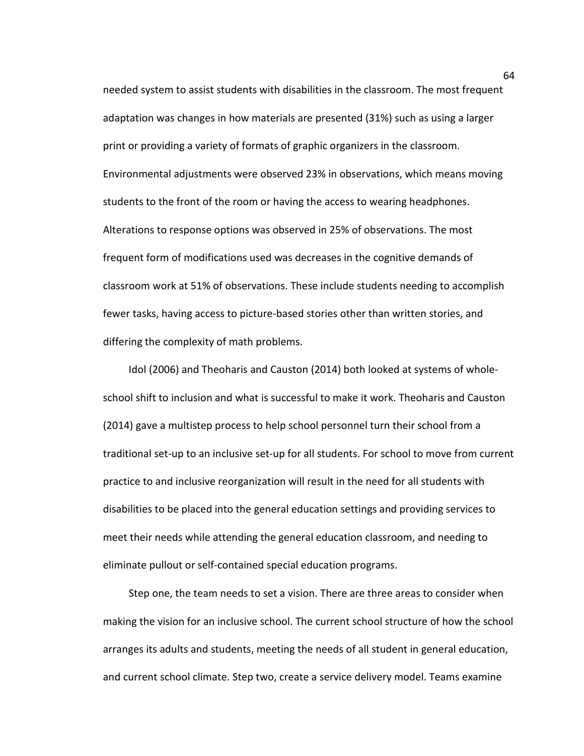needed system to assist students with disabilities in the classroom. The most frequent adaptation was changes in how materials are presented (31%) such as using a larger print or providing a variety of formats of graphic organizers in the classroom. Environmental adjustments were observed 23% in observations, which means moving students to the front of the room or having the access to wearing headphones. Alterations to response options was observed in 25% of observations. The most frequent form of modifications used was decreases in the cognitive demands of classroom work at 51% of observations. These include students needing to accomplish fewer tasks, having access to picture-based stories other than written stories, and differing the complexity of math problems.

Idol (2006) and Theoharis and Causton (2014) both looked at systems of whole-school shift to inclusion and what is successful to make it work. Theoharis and Causton (2014) gave a multistep process to help school personnel turn their school from a traditional set-up to an inclusive set-up for all students. For school to move from current practice to and inclusive reorganization will result in the need for all students with disabilities to be placed into the general education settings and providing services to meet their needs while attending the general education classroom, and needing to eliminate pullout or self-contained special education programs.

Step one, the team needs to set a vision. There are three areas to consider when making the vision for an inclusive school. The current school structure of how the school arranges its adults and students, meeting the needs of all student in general education, and current school climate. Step two, create a service delivery model. Teams examine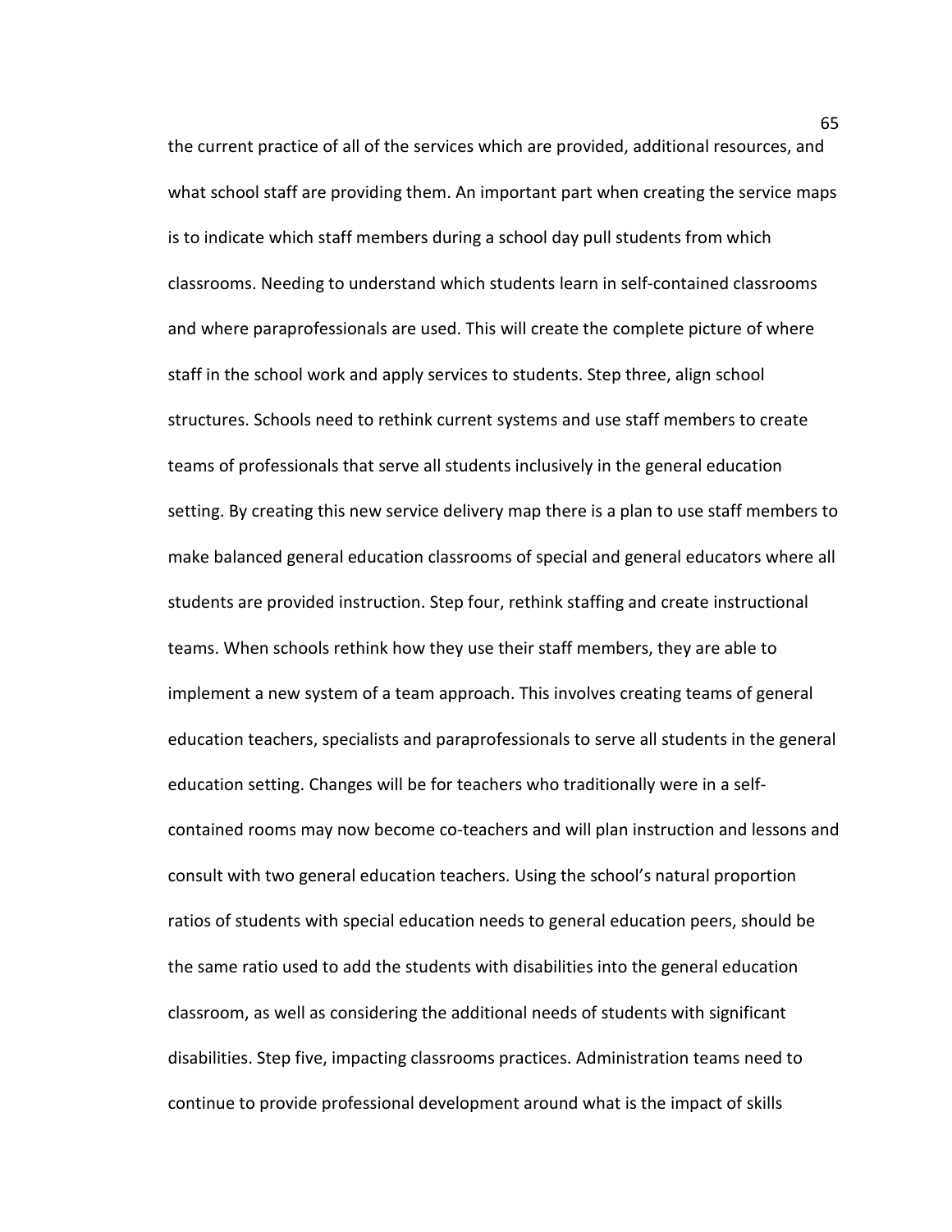the current practice of all of the services which are provided, additional resources, and what school staff are providing them. An important part when creating the service maps is to indicate which staff members during a school day pull students from which classrooms. Needing to understand which students learn in self-contained classrooms and where paraprofessionals are used. This will create the complete picture of where staff in the school work and apply services to students. Step three, align school structures. Schools need to rethink current systems and use staff members to create teams of professionals that serve all students inclusively in the general education setting. By creating this new service delivery map there is a plan to use staff members to make balanced general education classrooms of special and general educators where all students are provided instruction. Step four, rethink staffing and create instructional teams. When schools rethink how they use their staff members, they are able to implement a new system of a team approach. This involves creating teams of general education teachers, specialists and paraprofessionals to serve all students in the general education setting. Changes will be for teachers who traditionally were in a self-contained rooms may now become co-teachers and will plan instruction and lessons and consult with two general education teachers. Using the school's natural proportion ratios of students with special education needs to general education peers, should be the same ratio used to add the students with disabilities into the general education classroom, as well as considering the additional needs of students with significant disabilities. Step five, impacting classrooms practices. Administration teams need to continue to provide professional development around what is the impact of skills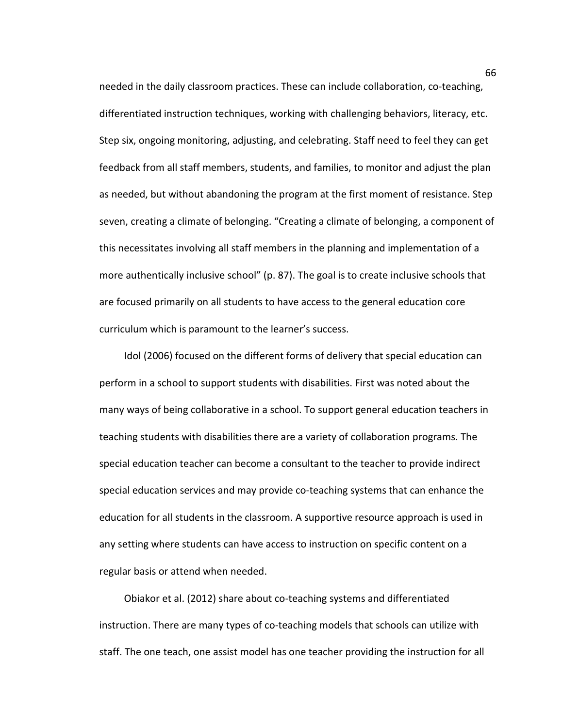needed in the daily classroom practices. These can include collaboration, co-teaching, differentiated instruction techniques, working with challenging behaviors, literacy, etc. Step six, ongoing monitoring, adjusting, and celebrating. Staff need to feel they can get feedback from all staff members, students, and families, to monitor and adjust the plan as needed, but without abandoning the program at the first moment of resistance. Step seven, creating a climate of belonging. "Creating a climate of belonging, a component of this necessitates involving all staff members in the planning and implementation of a more authentically inclusive school" (p. 87). The goal is to create inclusive schools that are focused primarily on all students to have access to the general education core curriculum which is paramount to the learner's success.

Idol (2006) focused on the different forms of delivery that special education can perform in a school to support students with disabilities. First was noted about the many ways of being collaborative in a school. To support general education teachers in teaching students with disabilities there are a variety of collaboration programs. The special education teacher can become a consultant to the teacher to provide indirect special education services and may provide co-teaching systems that can enhance the education for all students in the classroom. A supportive resource approach is used in any setting where students can have access to instruction on specific content on a regular basis or attend when needed.

Obiakor et al. (2012) share about co-teaching systems and differentiated instruction. There are many types of co-teaching models that schools can utilize with staff. The one teach, one assist model has one teacher providing the instruction for all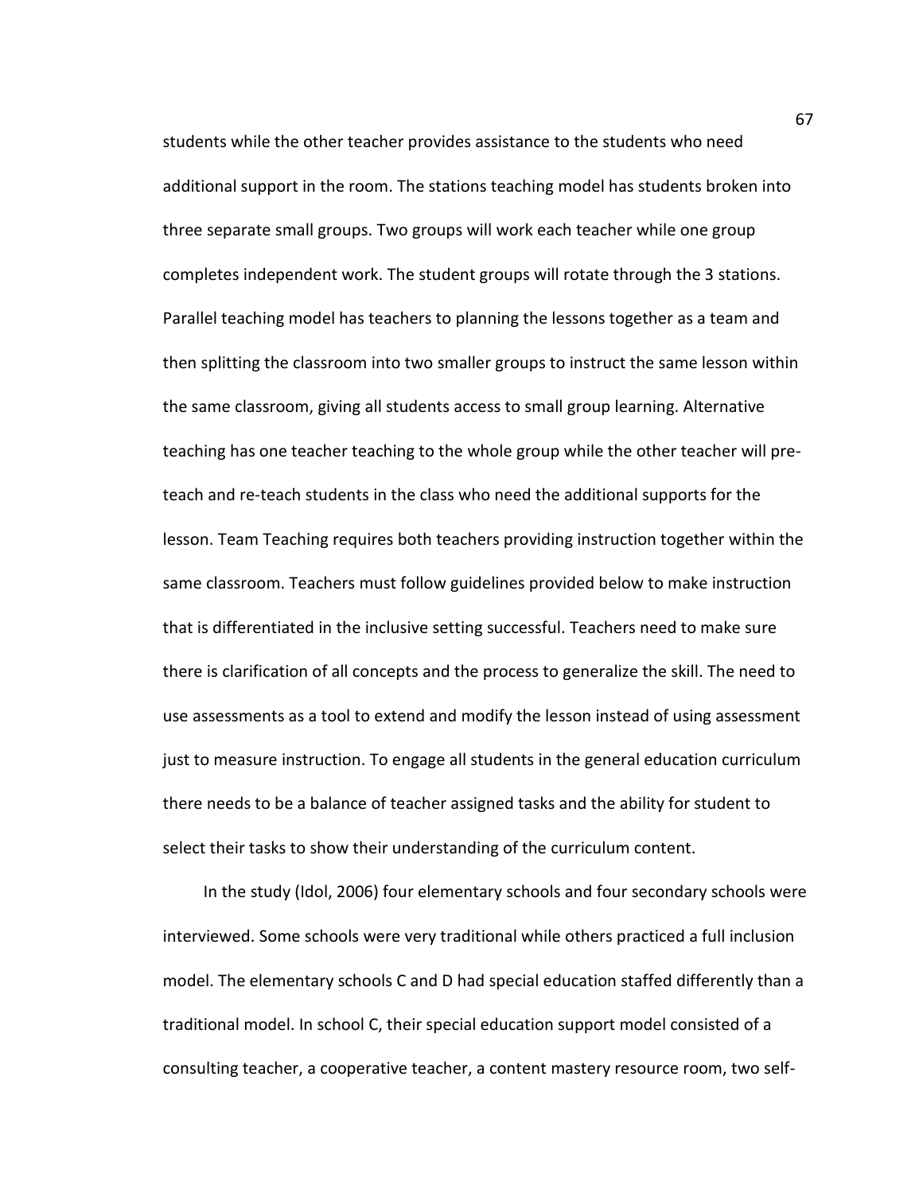students while the other teacher provides assistance to the students who need additional support in the room. The stations teaching model has students broken into three separate small groups. Two groups will work each teacher while one group completes independent work. The student groups will rotate through the 3 stations. Parallel teaching model has teachers to planning the lessons together as a team and then splitting the classroom into two smaller groups to instruct the same lesson within the same classroom, giving all students access to small group learning. Alternative teaching has one teacher teaching to the whole group while the other teacher will pre-teach and re-teach students in the class who need the additional supports for the lesson. Team Teaching requires both teachers providing instruction together within the same classroom. Teachers must follow guidelines provided below to make instruction that is differentiated in the inclusive setting successful. Teachers need to make sure there is clarification of all concepts and the process to generalize the skill. The need to use assessments as a tool to extend and modify the lesson instead of using assessment just to measure instruction. To engage all students in the general education curriculum there needs to be a balance of teacher assigned tasks and the ability for student to select their tasks to show their understanding of the curriculum content.

In the study (Idol, 2006) four elementary schools and four secondary schools were interviewed. Some schools were very traditional while others practiced a full inclusion model. The elementary schools C and D had special education staffed differently than a traditional model. In school C, their special education support model consisted of a consulting teacher, a cooperative teacher, a content mastery resource room, two self-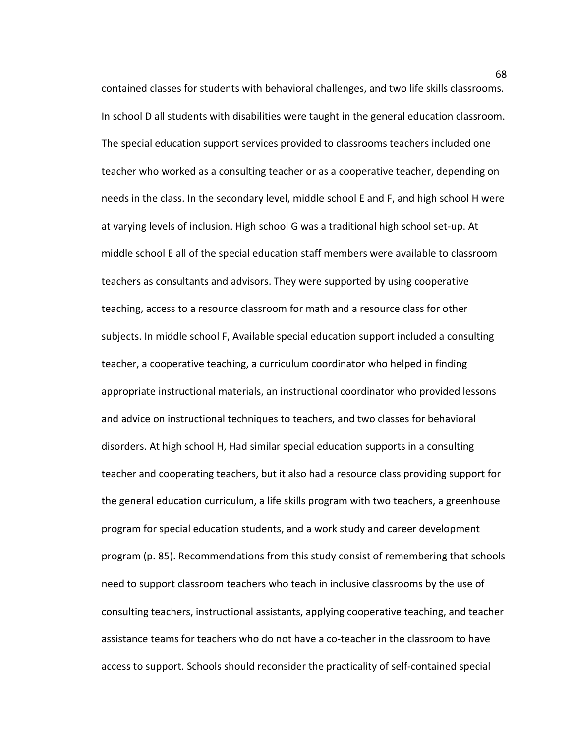contained classes for students with behavioral challenges, and two life skills classrooms. In school D all students with disabilities were taught in the general education classroom. The special education support services provided to classrooms teachers included one teacher who worked as a consulting teacher or as a cooperative teacher, depending on needs in the class. In the secondary level, middle school E and F, and high school H were at varying levels of inclusion. High school G was a traditional high school set-up. At middle school E all of the special education staff members were available to classroom teachers as consultants and advisors. They were supported by using cooperative teaching, access to a resource classroom for math and a resource class for other subjects. In middle school F, Available special education support included a consulting teacher, a cooperative teaching, a curriculum coordinator who helped in finding appropriate instructional materials, an instructional coordinator who provided lessons and advice on instructional techniques to teachers, and two classes for behavioral disorders. At high school H, Had similar special education supports in a consulting teacher and cooperating teachers, but it also had a resource class providing support for the general education curriculum, a life skills program with two teachers, a greenhouse program for special education students, and a work study and career development program (p. 85). Recommendations from this study consist of remembering that schools need to support classroom teachers who teach in inclusive classrooms by the use of consulting teachers, instructional assistants, applying cooperative teaching, and teacher assistance teams for teachers who do not have a co-teacher in the classroom to have access to support. Schools should reconsider the practicality of self-contained special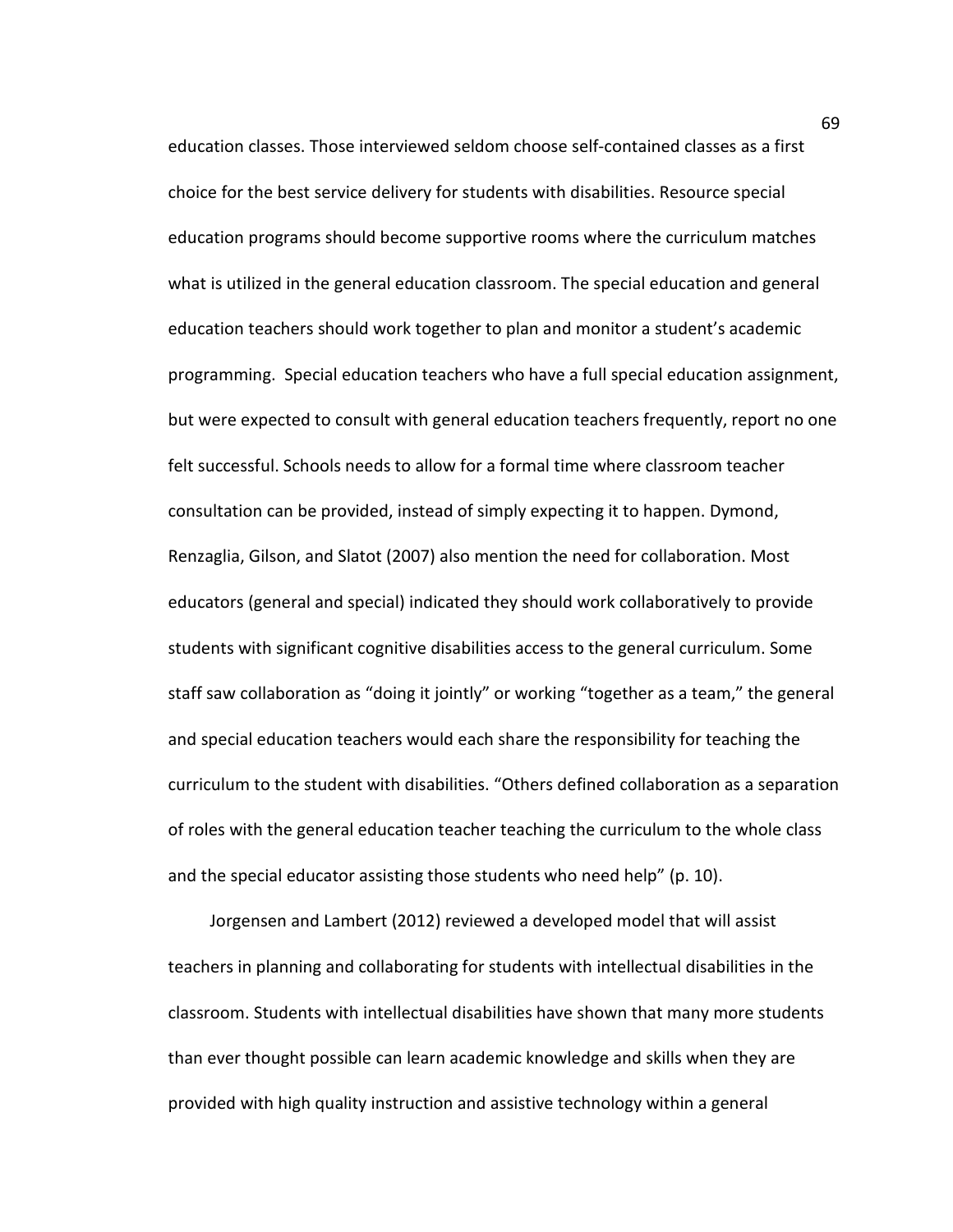education classes. Those interviewed seldom choose self-contained classes as a first choice for the best service delivery for students with disabilities. Resource special education programs should become supportive rooms where the curriculum matches what is utilized in the general education classroom. The special education and general education teachers should work together to plan and monitor a student's academic programming. Special education teachers who have a full special education assignment, but were expected to consult with general education teachers frequently, report no one felt successful. Schools needs to allow for a formal time where classroom teacher consultation can be provided, instead of simply expecting it to happen. Dymond, Renzaglia, Gilson, and Slatot (2007) also mention the need for collaboration. Most educators (general and special) indicated they should work collaboratively to provide students with significant cognitive disabilities access to the general curriculum. Some staff saw collaboration as "doing it jointly" or working "together as a team," the general and special education teachers would each share the responsibility for teaching the curriculum to the student with disabilities. "Others defined collaboration as a separation of roles with the general education teacher teaching the curriculum to the whole class and the special educator assisting those students who need help" (p. 10).

Jorgensen and Lambert (2012) reviewed a developed model that will assist teachers in planning and collaborating for students with intellectual disabilities in the classroom. Students with intellectual disabilities have shown that many more students than ever thought possible can learn academic knowledge and skills when they are provided with high quality instruction and assistive technology within a general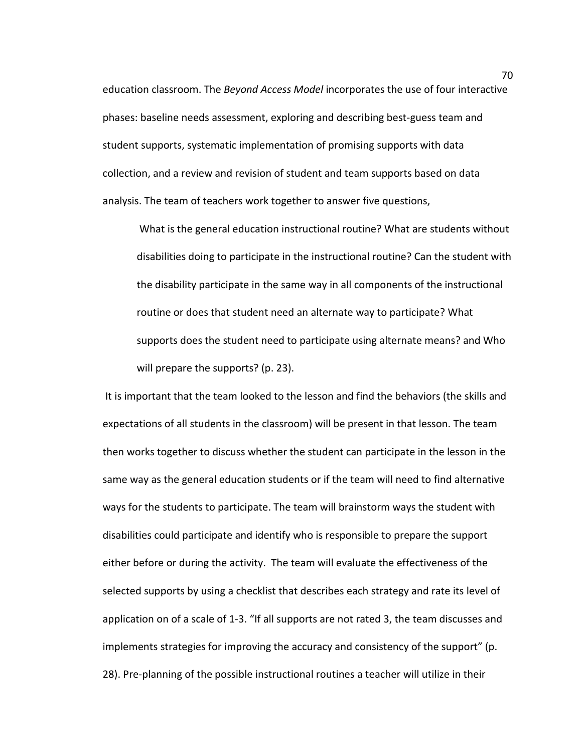education classroom. The *Beyond Access Model* incorporates the use of four interactive phases: baseline needs assessment, exploring and describing best-guess team and student supports, systematic implementation of promising supports with data collection, and a review and revision of student and team supports based on data analysis. The team of teachers work together to answer five questions,

> What is the general education instructional routine? What are students without disabilities doing to participate in the instructional routine? Can the student with the disability participate in the same way in all components of the instructional routine or does that student need an alternate way to participate? What supports does the student need to participate using alternate means? and Who will prepare the supports? (p. 23).

It is important that the team looked to the lesson and find the behaviors (the skills and expectations of all students in the classroom) will be present in that lesson. The team then works together to discuss whether the student can participate in the lesson in the same way as the general education students or if the team will need to find alternative ways for the students to participate. The team will brainstorm ways the student with disabilities could participate and identify who is responsible to prepare the support either before or during the activity. The team will evaluate the effectiveness of the selected supports by using a checklist that describes each strategy and rate its level of application on of a scale of 1-3. "If all supports are not rated 3, the team discusses and implements strategies for improving the accuracy and consistency of the support" (p. 28). Pre-planning of the possible instructional routines a teacher will utilize in their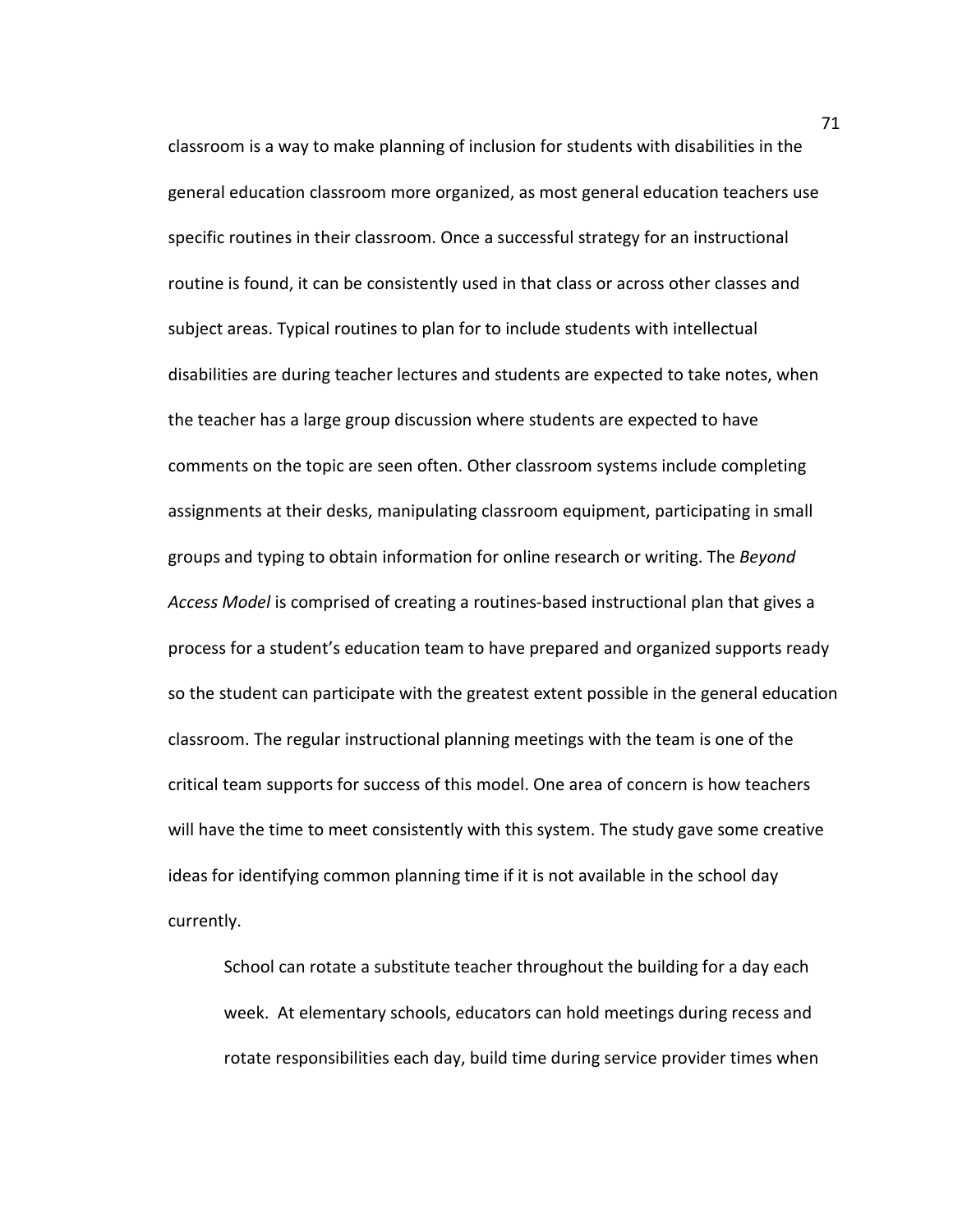classroom is a way to make planning of inclusion for students with disabilities in the general education classroom more organized, as most general education teachers use specific routines in their classroom. Once a successful strategy for an instructional routine is found, it can be consistently used in that class or across other classes and subject areas. Typical routines to plan for to include students with intellectual disabilities are during teacher lectures and students are expected to take notes, when the teacher has a large group discussion where students are expected to have comments on the topic are seen often. Other classroom systems include completing assignments at their desks, manipulating classroom equipment, participating in small groups and typing to obtain information for online research or writing. The *Beyond Access Model* is comprised of creating a routines-based instructional plan that gives a process for a student's education team to have prepared and organized supports ready so the student can participate with the greatest extent possible in the general education classroom. The regular instructional planning meetings with the team is one of the critical team supports for success of this model. One area of concern is how teachers will have the time to meet consistently with this system. The study gave some creative ideas for identifying common planning time if it is not available in the school day currently.

> School can rotate a substitute teacher throughout the building for a day each week. At elementary schools, educators can hold meetings during recess and rotate responsibilities each day, build time during service provider times when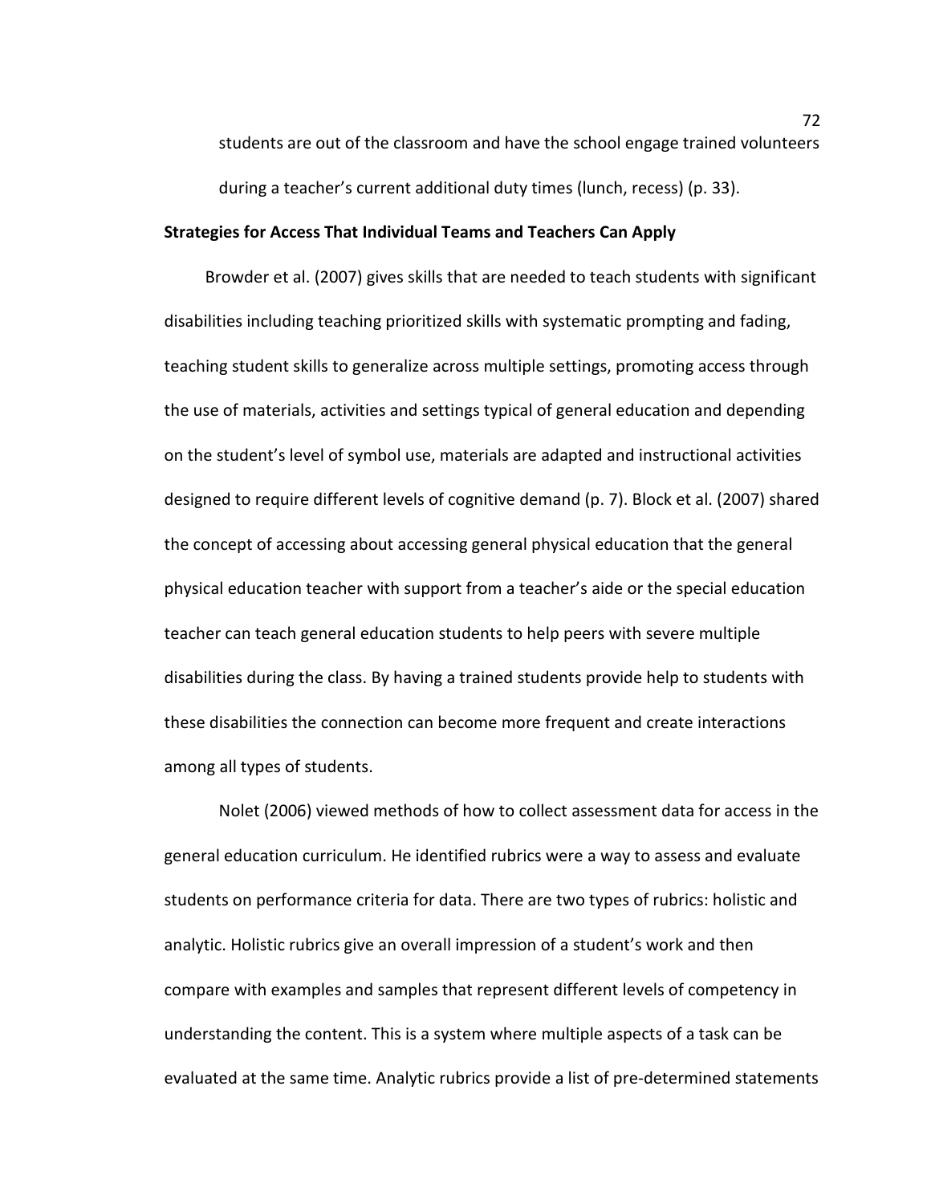students are out of the classroom and have the school engage trained volunteers during a teacher's current additional duty times (lunch, recess) (p. 33).

**Strategies for Access That Individual Teams and Teachers Can Apply**

Browder et al. (2007) gives skills that are needed to teach students with significant disabilities including teaching prioritized skills with systematic prompting and fading, teaching student skills to generalize across multiple settings, promoting access through the use of materials, activities and settings typical of general education and depending on the student's level of symbol use, materials are adapted and instructional activities designed to require different levels of cognitive demand (p. 7). Block et al. (2007) shared the concept of accessing about accessing general physical education that the general physical education teacher with support from a teacher's aide or the special education teacher can teach general education students to help peers with severe multiple disabilities during the class. By having a trained students provide help to students with these disabilities the connection can become more frequent and create interactions among all types of students.

Nolet (2006) viewed methods of how to collect assessment data for access in the general education curriculum. He identified rubrics were a way to assess and evaluate students on performance criteria for data. There are two types of rubrics: holistic and analytic. Holistic rubrics give an overall impression of a student's work and then compare with examples and samples that represent different levels of competency in understanding the content. This is a system where multiple aspects of a task can be evaluated at the same time. Analytic rubrics provide a list of pre-determined statements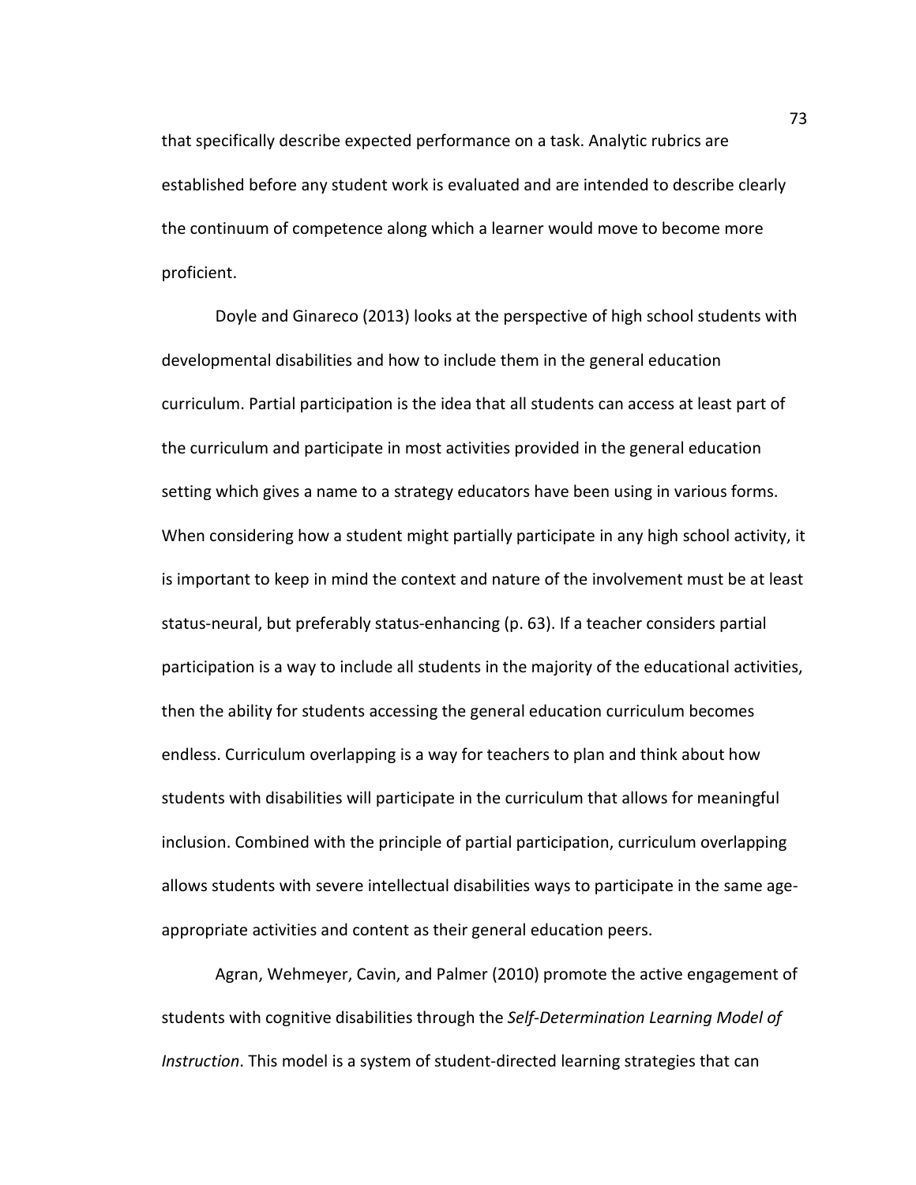that specifically describe expected performance on a task. Analytic rubrics are established before any student work is evaluated and are intended to describe clearly the continuum of competence along which a learner would move to become more proficient.

Doyle and Ginareco (2013) looks at the perspective of high school students with developmental disabilities and how to include them in the general education curriculum. Partial participation is the idea that all students can access at least part of the curriculum and participate in most activities provided in the general education setting which gives a name to a strategy educators have been using in various forms. When considering how a student might partially participate in any high school activity, it is important to keep in mind the context and nature of the involvement must be at least status-neural, but preferably status-enhancing (p. 63). If a teacher considers partial participation is a way to include all students in the majority of the educational activities, then the ability for students accessing the general education curriculum becomes endless. Curriculum overlapping is a way for teachers to plan and think about how students with disabilities will participate in the curriculum that allows for meaningful inclusion. Combined with the principle of partial participation, curriculum overlapping allows students with severe intellectual disabilities ways to participate in the same age-appropriate activities and content as their general education peers.

Agran, Wehmeyer, Cavin, and Palmer (2010) promote the active engagement of students with cognitive disabilities through the *Self-Determination Learning Model of Instruction*. This model is a system of student-directed learning strategies that can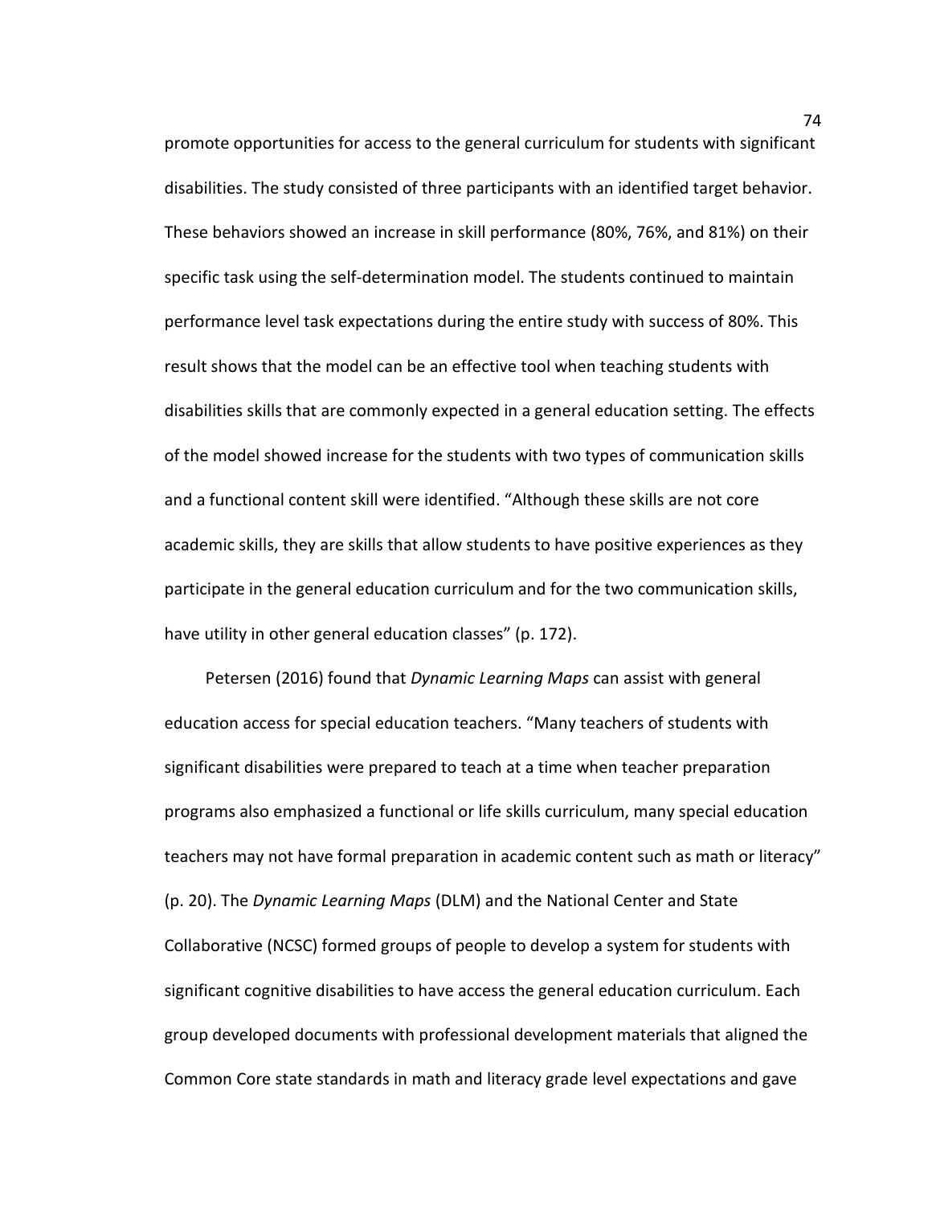promote opportunities for access to the general curriculum for students with significant disabilities. The study consisted of three participants with an identified target behavior. These behaviors showed an increase in skill performance (80%, 76%, and 81%) on their specific task using the self-determination model. The students continued to maintain performance level task expectations during the entire study with success of 80%. This result shows that the model can be an effective tool when teaching students with disabilities skills that are commonly expected in a general education setting. The effects of the model showed increase for the students with two types of communication skills and a functional content skill were identified. "Although these skills are not core academic skills, they are skills that allow students to have positive experiences as they participate in the general education curriculum and for the two communication skills, have utility in other general education classes" (p. 172).

Petersen (2016) found that *Dynamic Learning Maps* can assist with general education access for special education teachers. "Many teachers of students with significant disabilities were prepared to teach at a time when teacher preparation programs also emphasized a functional or life skills curriculum, many special education teachers may not have formal preparation in academic content such as math or literacy" (p. 20). The *Dynamic Learning Maps* (DLM) and the National Center and State Collaborative (NCSC) formed groups of people to develop a system for students with significant cognitive disabilities to have access the general education curriculum. Each group developed documents with professional development materials that aligned the Common Core state standards in math and literacy grade level expectations and gave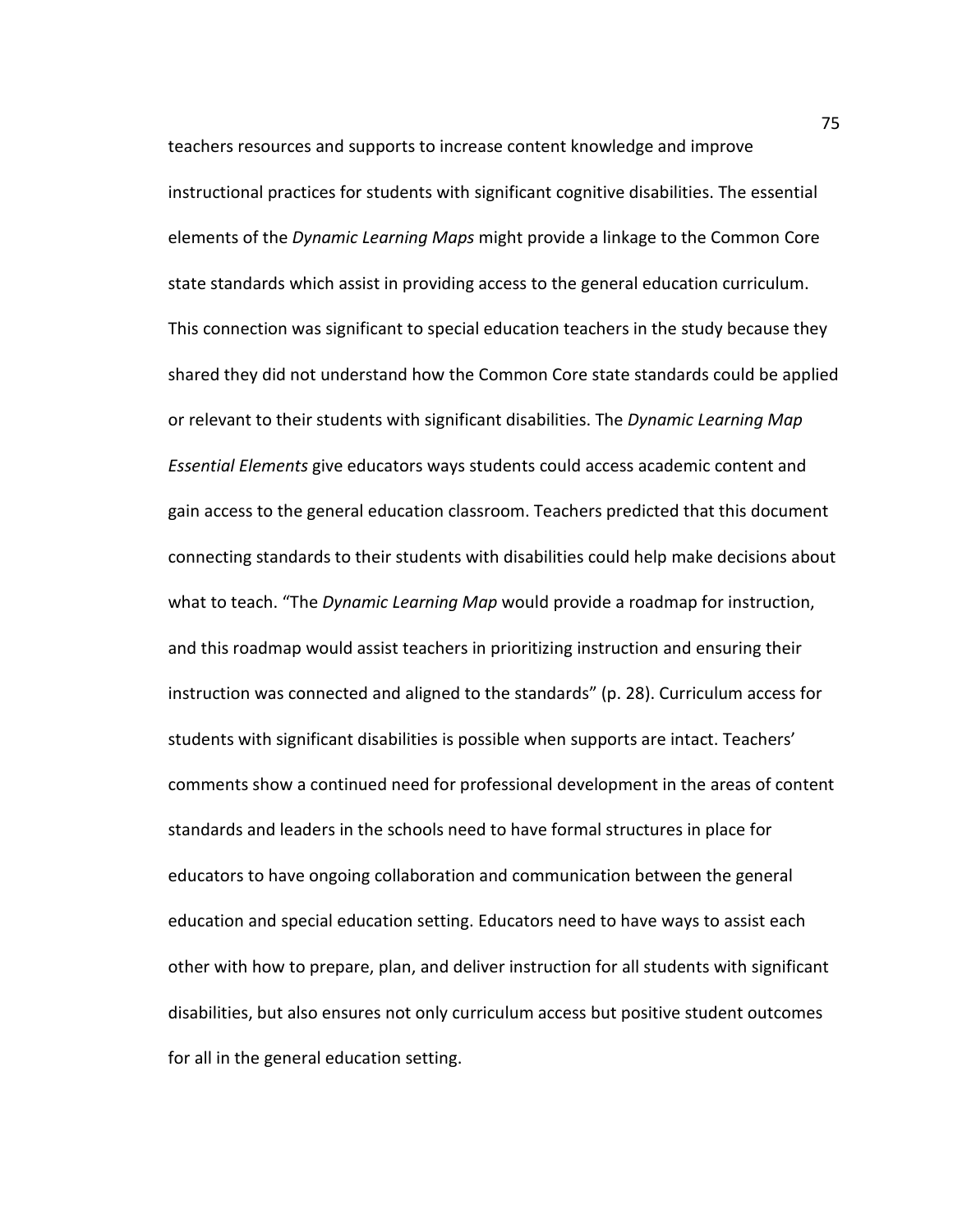teachers resources and supports to increase content knowledge and improve instructional practices for students with significant cognitive disabilities. The essential elements of the *Dynamic Learning Maps* might provide a linkage to the Common Core state standards which assist in providing access to the general education curriculum. This connection was significant to special education teachers in the study because they shared they did not understand how the Common Core state standards could be applied or relevant to their students with significant disabilities. The *Dynamic Learning Map Essential Elements* give educators ways students could access academic content and gain access to the general education classroom. Teachers predicted that this document connecting standards to their students with disabilities could help make decisions about what to teach. "The *Dynamic Learning Map* would provide a roadmap for instruction, and this roadmap would assist teachers in prioritizing instruction and ensuring their instruction was connected and aligned to the standards" (p. 28). Curriculum access for students with significant disabilities is possible when supports are intact. Teachers' comments show a continued need for professional development in the areas of content standards and leaders in the schools need to have formal structures in place for educators to have ongoing collaboration and communication between the general education and special education setting. Educators need to have ways to assist each other with how to prepare, plan, and deliver instruction for all students with significant disabilities, but also ensures not only curriculum access but positive student outcomes for all in the general education setting.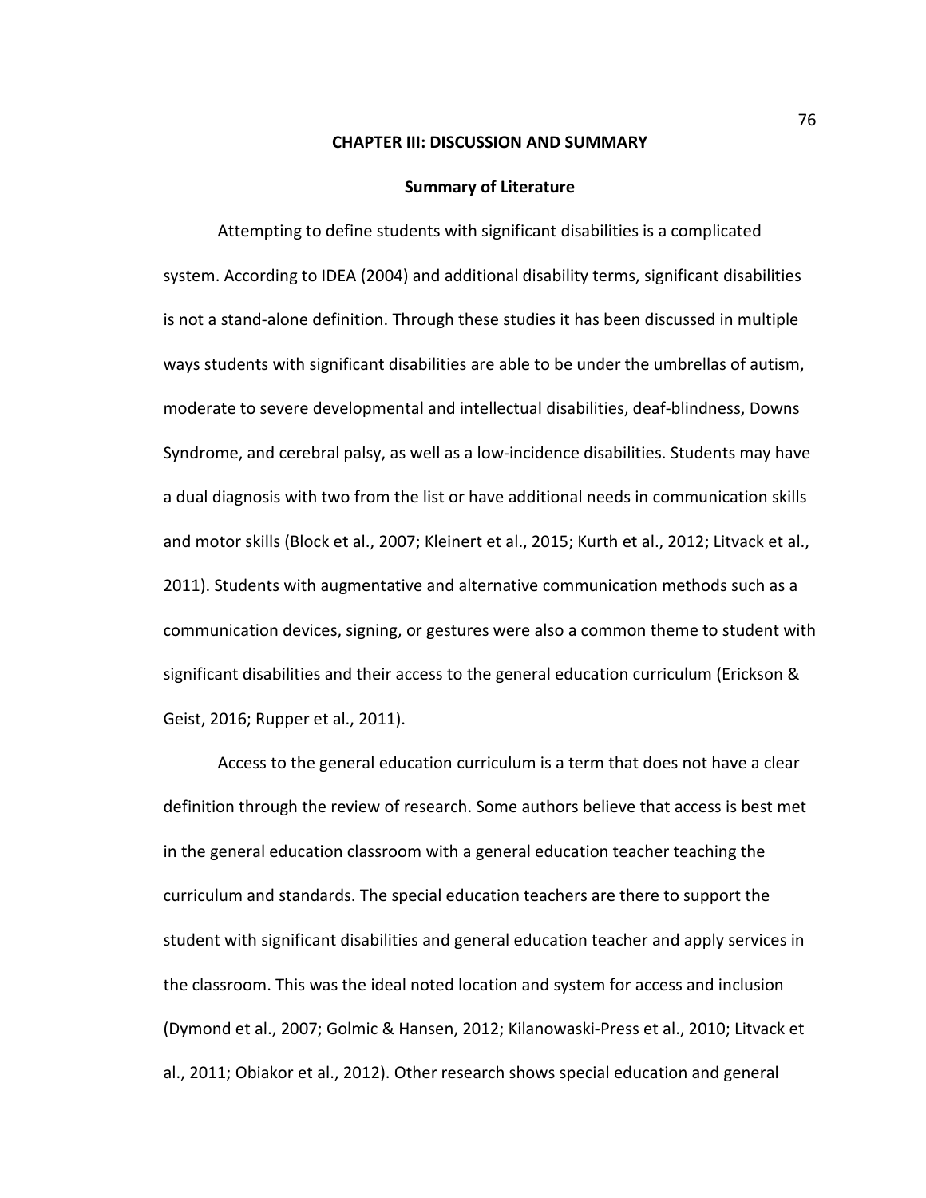# CHAPTER III: DISCUSSION AND SUMMARY

## Summary of Literature

Attempting to define students with significant disabilities is a complicated system. According to IDEA (2004) and additional disability terms, significant disabilities is not a stand-alone definition. Through these studies it has been discussed in multiple ways students with significant disabilities are able to be under the umbrellas of autism, moderate to severe developmental and intellectual disabilities, deaf-blindness, Downs Syndrome, and cerebral palsy, as well as a low-incidence disabilities. Students may have a dual diagnosis with two from the list or have additional needs in communication skills and motor skills (Block et al., 2007; Kleinert et al., 2015; Kurth et al., 2012; Litvack et al., 2011). Students with augmentative and alternative communication methods such as a communication devices, signing, or gestures were also a common theme to student with significant disabilities and their access to the general education curriculum (Erickson & Geist, 2016; Rupper et al., 2011).

Access to the general education curriculum is a term that does not have a clear definition through the review of research. Some authors believe that access is best met in the general education classroom with a general education teacher teaching the curriculum and standards. The special education teachers are there to support the student with significant disabilities and general education teacher and apply services in the classroom. This was the ideal noted location and system for access and inclusion (Dymond et al., 2007; Golmic & Hansen, 2012; Kilanowaski-Press et al., 2010; Litvack et al., 2011; Obiakor et al., 2012). Other research shows special education and general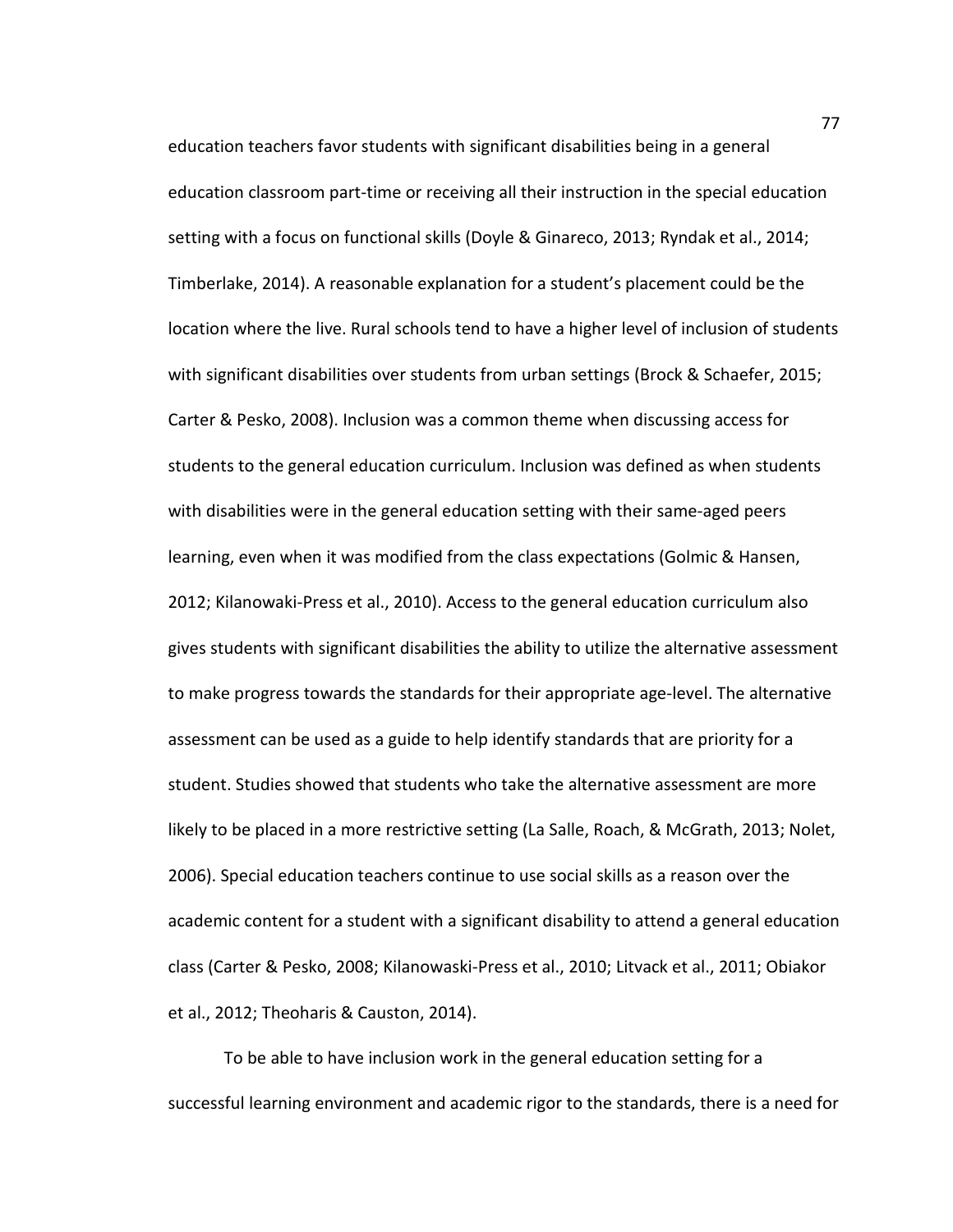education teachers favor students with significant disabilities being in a general education classroom part-time or receiving all their instruction in the special education setting with a focus on functional skills (Doyle & Ginareco, 2013; Ryndak et al., 2014; Timberlake, 2014). A reasonable explanation for a student's placement could be the location where the live. Rural schools tend to have a higher level of inclusion of students with significant disabilities over students from urban settings (Brock & Schaefer, 2015; Carter & Pesko, 2008). Inclusion was a common theme when discussing access for students to the general education curriculum. Inclusion was defined as when students with disabilities were in the general education setting with their same-aged peers learning, even when it was modified from the class expectations (Golmic & Hansen, 2012; Kilanowaki-Press et al., 2010). Access to the general education curriculum also gives students with significant disabilities the ability to utilize the alternative assessment to make progress towards the standards for their appropriate age-level. The alternative assessment can be used as a guide to help identify standards that are priority for a student. Studies showed that students who take the alternative assessment are more likely to be placed in a more restrictive setting (La Salle, Roach, & McGrath, 2013; Nolet, 2006). Special education teachers continue to use social skills as a reason over the academic content for a student with a significant disability to attend a general education class (Carter & Pesko, 2008; Kilanowaski-Press et al., 2010; Litvack et al., 2011; Obiakor et al., 2012; Theoharis & Causton, 2014).

To be able to have inclusion work in the general education setting for a successful learning environment and academic rigor to the standards, there is a need for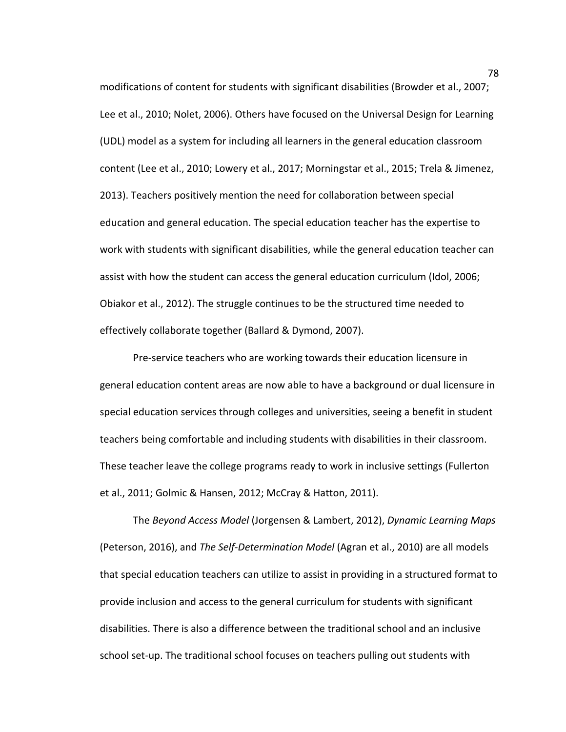modifications of content for students with significant disabilities (Browder et al., 2007; Lee et al., 2010; Nolet, 2006). Others have focused on the Universal Design for Learning (UDL) model as a system for including all learners in the general education classroom content (Lee et al., 2010; Lowery et al., 2017; Morningstar et al., 2015; Trela & Jimenez, 2013). Teachers positively mention the need for collaboration between special education and general education. The special education teacher has the expertise to work with students with significant disabilities, while the general education teacher can assist with how the student can access the general education curriculum (Idol, 2006; Obiakor et al., 2012). The struggle continues to be the structured time needed to effectively collaborate together (Ballard & Dymond, 2007).

Pre-service teachers who are working towards their education licensure in general education content areas are now able to have a background or dual licensure in special education services through colleges and universities, seeing a benefit in student teachers being comfortable and including students with disabilities in their classroom. These teacher leave the college programs ready to work in inclusive settings (Fullerton et al., 2011; Golmic & Hansen, 2012; McCray & Hatton, 2011).

The *Beyond Access Model* (Jorgensen & Lambert, 2012), *Dynamic Learning Maps* (Peterson, 2016), and *The Self-Determination Model* (Agran et al., 2010) are all models that special education teachers can utilize to assist in providing in a structured format to provide inclusion and access to the general curriculum for students with significant disabilities. There is also a difference between the traditional school and an inclusive school set-up. The traditional school focuses on teachers pulling out students with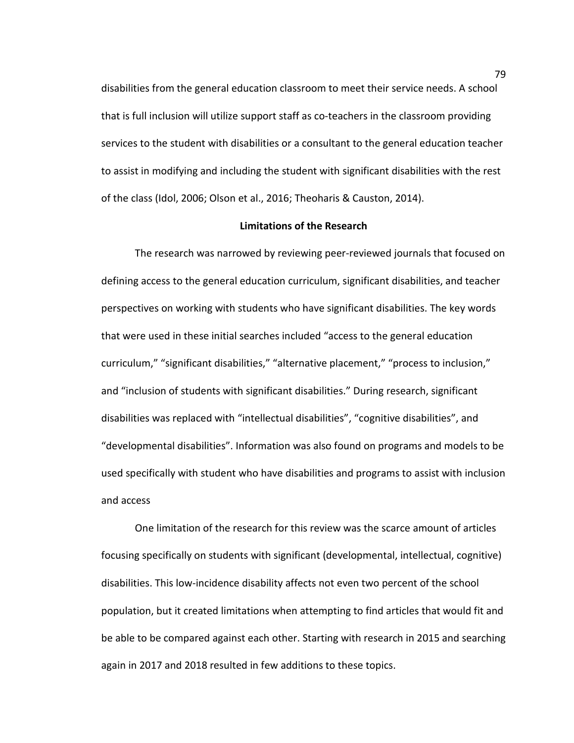disabilities from the general education classroom to meet their service needs. A school that is full inclusion will utilize support staff as co-teachers in the classroom providing services to the student with disabilities or a consultant to the general education teacher to assist in modifying and including the student with significant disabilities with the rest of the class (Idol, 2006; Olson et al., 2016; Theoharis & Causton, 2014).

## Limitations of the Research

The research was narrowed by reviewing peer-reviewed journals that focused on defining access to the general education curriculum, significant disabilities, and teacher perspectives on working with students who have significant disabilities. The key words that were used in these initial searches included "access to the general education curriculum," "significant disabilities," "alternative placement," "process to inclusion," and "inclusion of students with significant disabilities." During research, significant disabilities was replaced with "intellectual disabilities", "cognitive disabilities", and "developmental disabilities". Information was also found on programs and models to be used specifically with student who have disabilities and programs to assist with inclusion and access

One limitation of the research for this review was the scarce amount of articles focusing specifically on students with significant (developmental, intellectual, cognitive) disabilities. This low-incidence disability affects not even two percent of the school population, but it created limitations when attempting to find articles that would fit and be able to be compared against each other. Starting with research in 2015 and searching again in 2017 and 2018 resulted in few additions to these topics.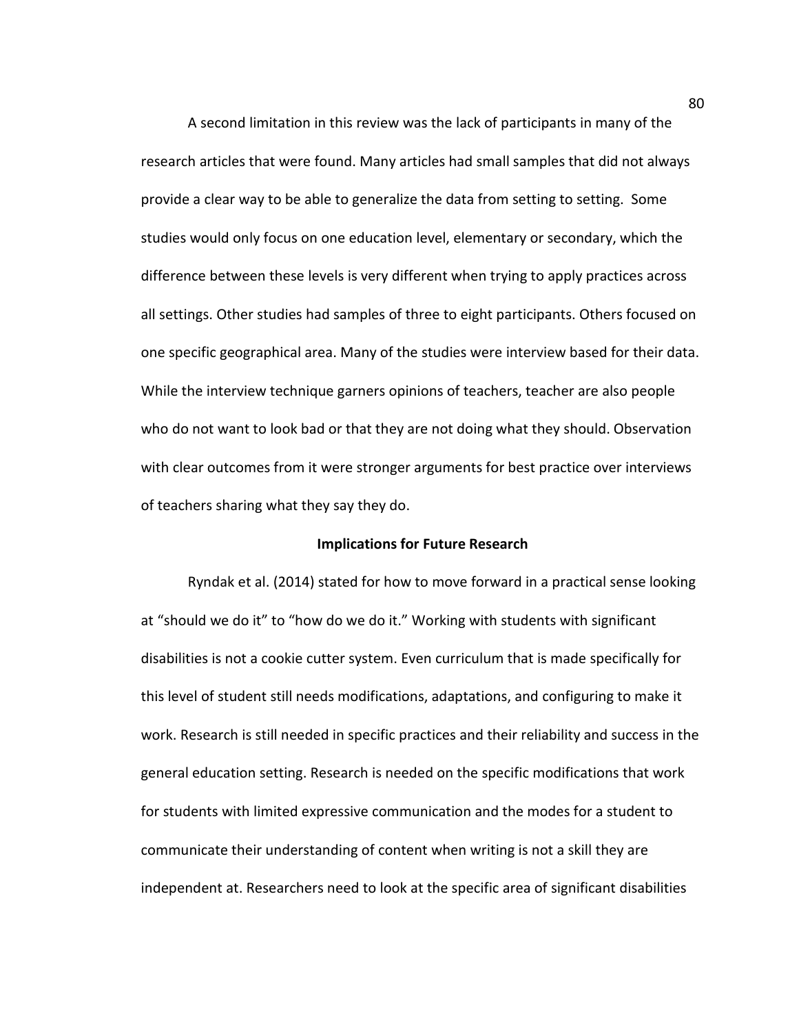A second limitation in this review was the lack of participants in many of the research articles that were found. Many articles had small samples that did not always provide a clear way to be able to generalize the data from setting to setting. Some studies would only focus on one education level, elementary or secondary, which the difference between these levels is very different when trying to apply practices across all settings. Other studies had samples of three to eight participants. Others focused on one specific geographical area. Many of the studies were interview based for their data. While the interview technique garners opinions of teachers, teacher are also people who do not want to look bad or that they are not doing what they should. Observation with clear outcomes from it were stronger arguments for best practice over interviews of teachers sharing what they say they do.

## Implications for Future Research

Ryndak et al. (2014) stated for how to move forward in a practical sense looking at "should we do it" to "how do we do it." Working with students with significant disabilities is not a cookie cutter system. Even curriculum that is made specifically for this level of student still needs modifications, adaptations, and configuring to make it work. Research is still needed in specific practices and their reliability and success in the general education setting. Research is needed on the specific modifications that work for students with limited expressive communication and the modes for a student to communicate their understanding of content when writing is not a skill they are independent at. Researchers need to look at the specific area of significant disabilities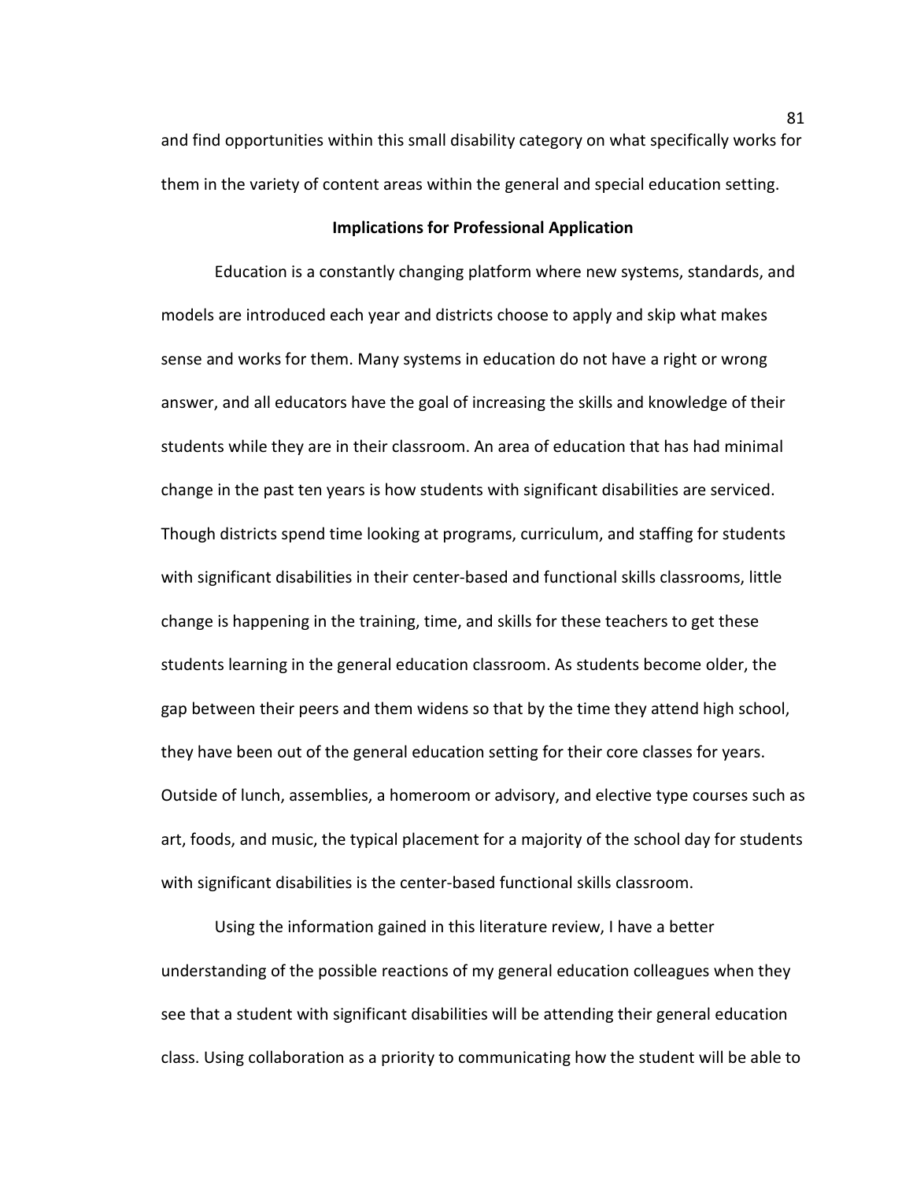and find opportunities within this small disability category on what specifically works for them in the variety of content areas within the general and special education setting.

## Implications for Professional Application

Education is a constantly changing platform where new systems, standards, and models are introduced each year and districts choose to apply and skip what makes sense and works for them. Many systems in education do not have a right or wrong answer, and all educators have the goal of increasing the skills and knowledge of their students while they are in their classroom. An area of education that has had minimal change in the past ten years is how students with significant disabilities are serviced. Though districts spend time looking at programs, curriculum, and staffing for students with significant disabilities in their center-based and functional skills classrooms, little change is happening in the training, time, and skills for these teachers to get these students learning in the general education classroom. As students become older, the gap between their peers and them widens so that by the time they attend high school, they have been out of the general education setting for their core classes for years. Outside of lunch, assemblies, a homeroom or advisory, and elective type courses such as art, foods, and music, the typical placement for a majority of the school day for students with significant disabilities is the center-based functional skills classroom.

Using the information gained in this literature review, I have a better understanding of the possible reactions of my general education colleagues when they see that a student with significant disabilities will be attending their general education class. Using collaboration as a priority to communicating how the student will be able to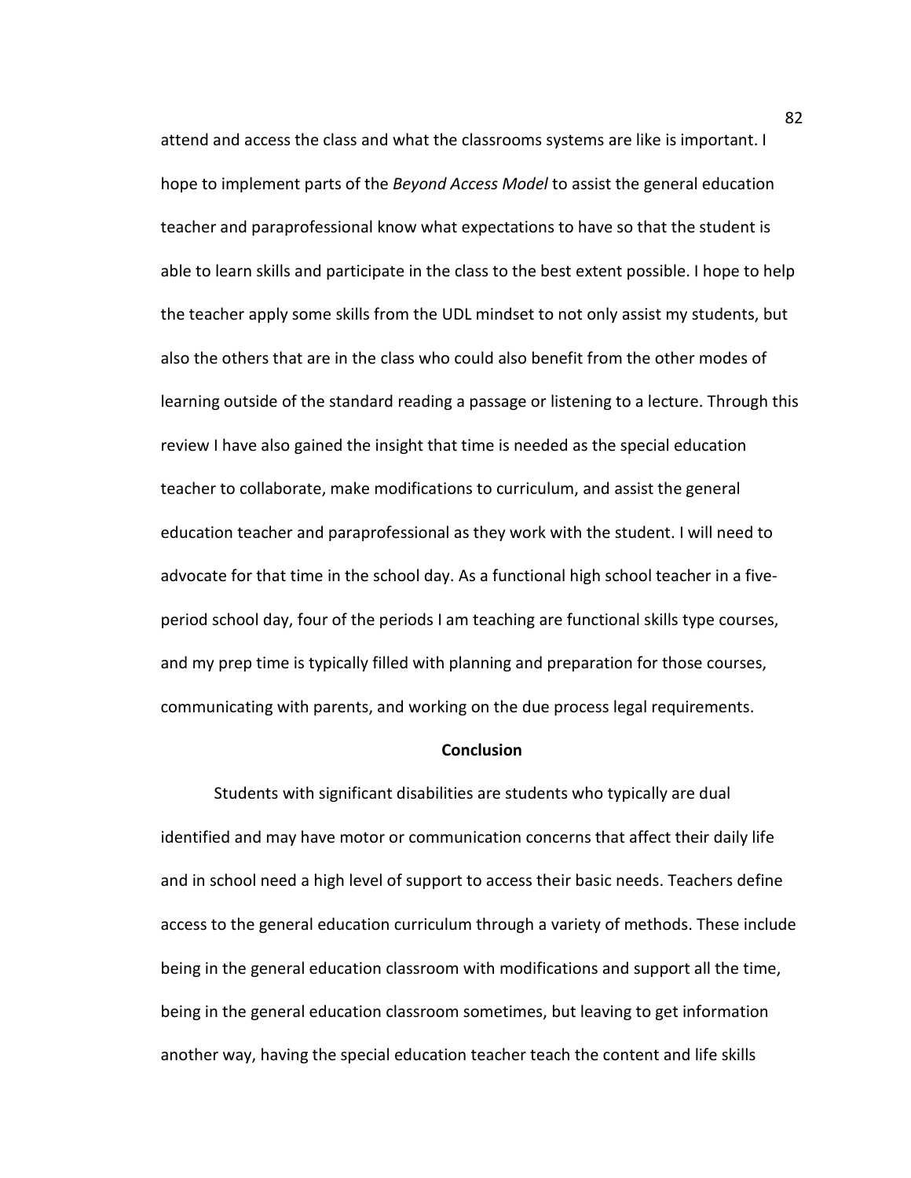attend and access the class and what the classrooms systems are like is important. I hope to implement parts of the *Beyond Access Model* to assist the general education teacher and paraprofessional know what expectations to have so that the student is able to learn skills and participate in the class to the best extent possible. I hope to help the teacher apply some skills from the UDL mindset to not only assist my students, but also the others that are in the class who could also benefit from the other modes of learning outside of the standard reading a passage or listening to a lecture. Through this review I have also gained the insight that time is needed as the special education teacher to collaborate, make modifications to curriculum, and assist the general education teacher and paraprofessional as they work with the student. I will need to advocate for that time in the school day. As a functional high school teacher in a five-period school day, four of the periods I am teaching are functional skills type courses, and my prep time is typically filled with planning and preparation for those courses, communicating with parents, and working on the due process legal requirements.

## Conclusion

Students with significant disabilities are students who typically are dual identified and may have motor or communication concerns that affect their daily life and in school need a high level of support to access their basic needs. Teachers define access to the general education curriculum through a variety of methods. These include being in the general education classroom with modifications and support all the time, being in the general education classroom sometimes, but leaving to get information another way, having the special education teacher teach the content and life skills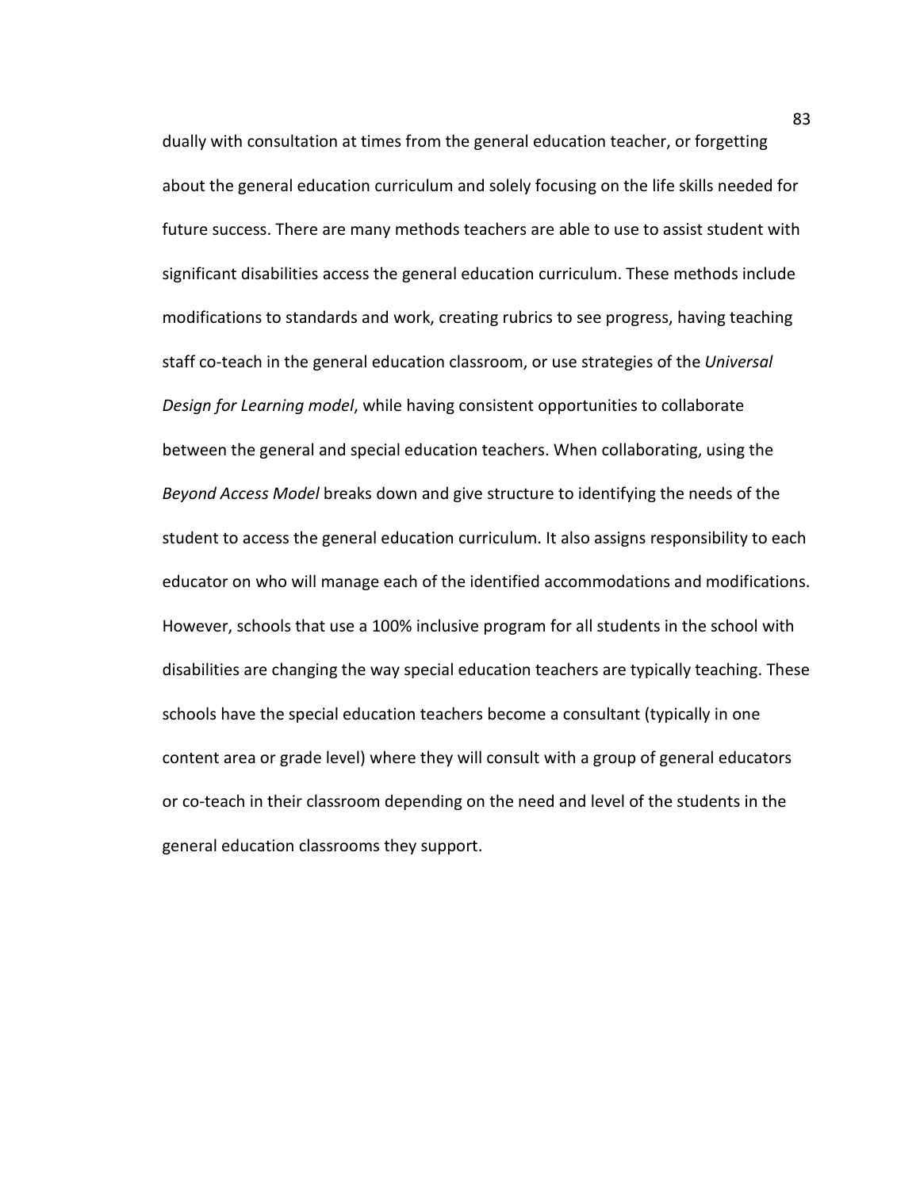dually with consultation at times from the general education teacher, or forgetting about the general education curriculum and solely focusing on the life skills needed for future success. There are many methods teachers are able to use to assist student with significant disabilities access the general education curriculum. These methods include modifications to standards and work, creating rubrics to see progress, having teaching staff co-teach in the general education classroom, or use strategies of the *Universal Design for Learning model*, while having consistent opportunities to collaborate between the general and special education teachers. When collaborating, using the *Beyond Access Model* breaks down and give structure to identifying the needs of the student to access the general education curriculum. It also assigns responsibility to each educator on who will manage each of the identified accommodations and modifications. However, schools that use a 100% inclusive program for all students in the school with disabilities are changing the way special education teachers are typically teaching. These schools have the special education teachers become a consultant (typically in one content area or grade level) where they will consult with a group of general educators or co-teach in their classroom depending on the need and level of the students in the general education classrooms they support.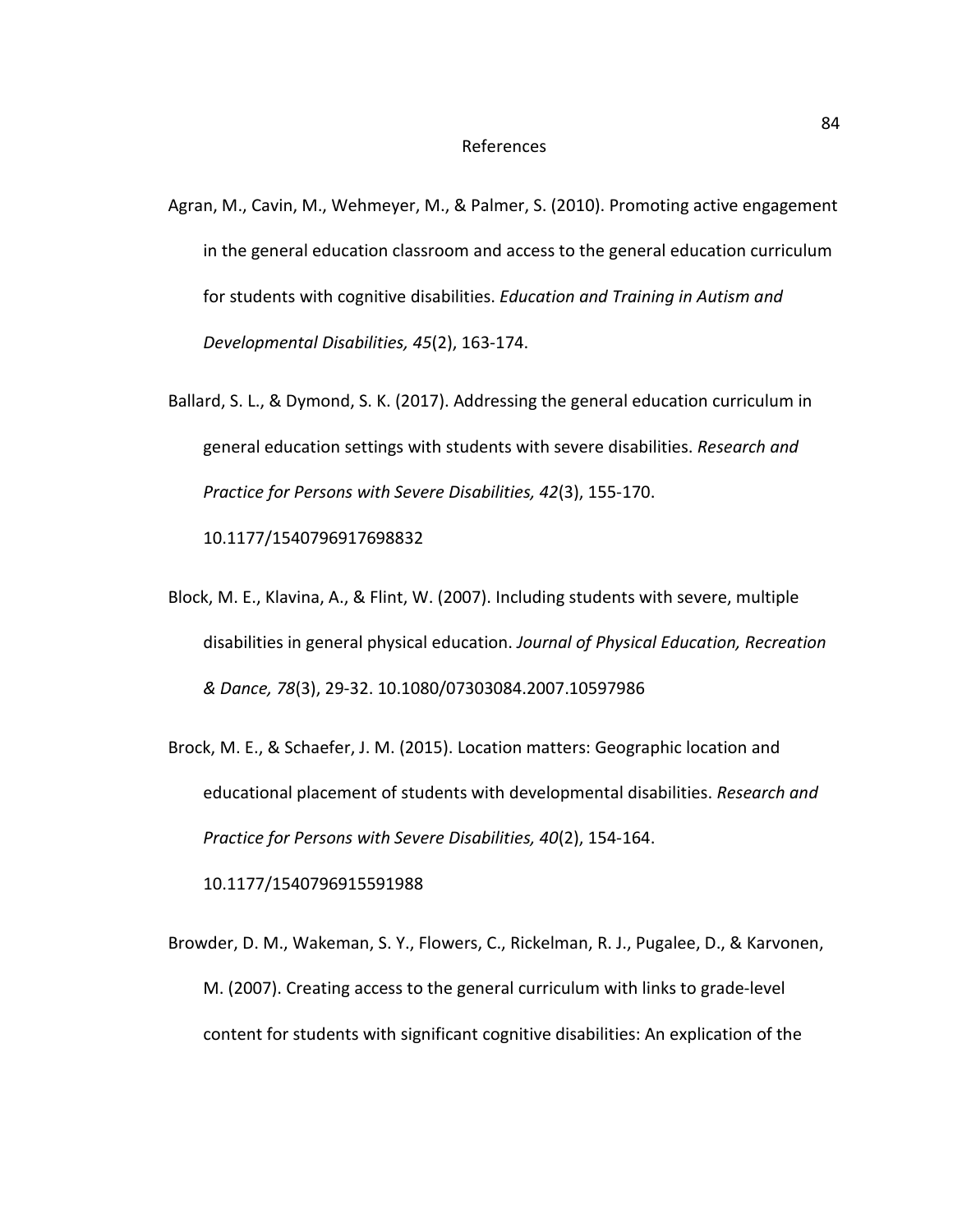# References

Agran, M., Cavin, M., Wehmeyer, M., & Palmer, S. (2010). Promoting active engagement in the general education classroom and access to the general education curriculum for students with cognitive disabilities. *Education and Training in Autism and Developmental Disabilities, 45*(2), 163-174.

Ballard, S. L., & Dymond, S. K. (2017). Addressing the general education curriculum in general education settings with students with severe disabilities. *Research and Practice for Persons with Severe Disabilities, 42*(3), 155-170. 10.1177/1540796917698832

Block, M. E., Klavina, A., & Flint, W. (2007). Including students with severe, multiple disabilities in general physical education. *Journal of Physical Education, Recreation & Dance, 78*(3), 29-32. 10.1080/07303084.2007.10597986

Brock, M. E., & Schaefer, J. M. (2015). Location matters: Geographic location and educational placement of students with developmental disabilities. *Research and Practice for Persons with Severe Disabilities, 40*(2), 154-164. 10.1177/1540796915591988

Browder, D. M., Wakeman, S. Y., Flowers, C., Rickelman, R. J., Pugalee, D., & Karvonen, M. (2007). Creating access to the general curriculum with links to grade-level content for students with significant cognitive disabilities: An explication of the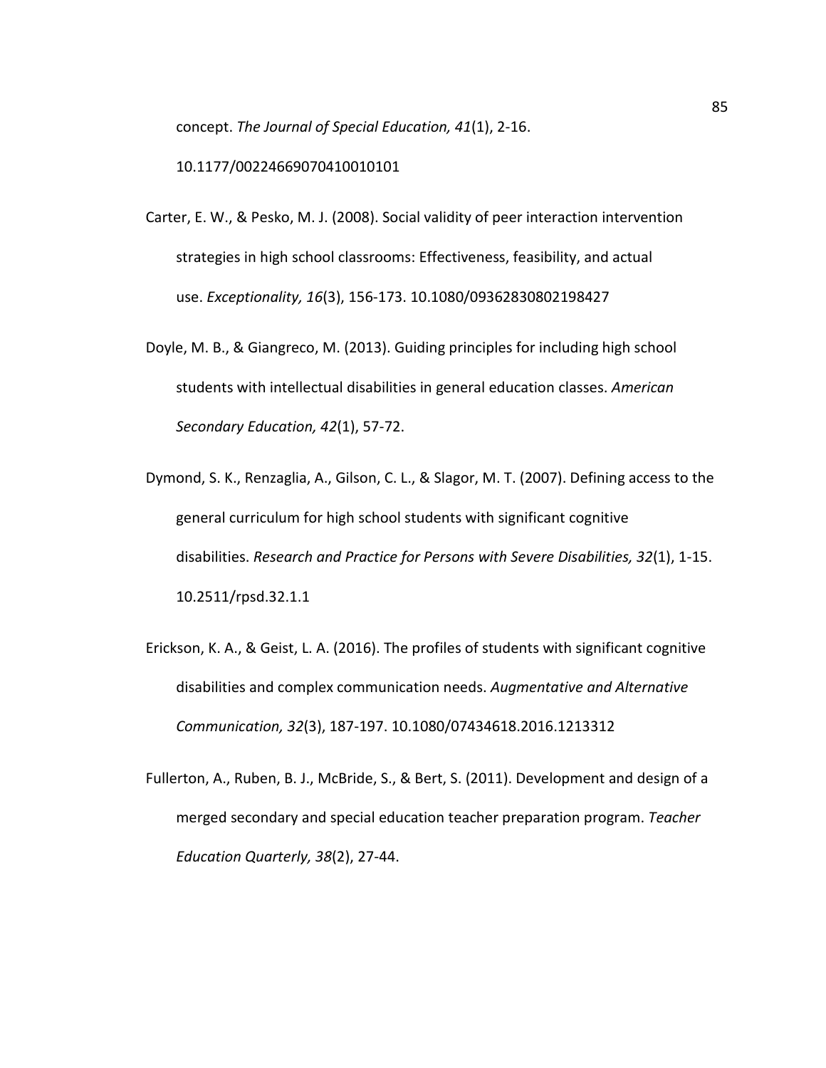concept. *The Journal of Special Education, 41*(1), 2-16. 10.1177/00224669070410010101

Carter, E. W., & Pesko, M. J. (2008). Social validity of peer interaction intervention strategies in high school classrooms: Effectiveness, feasibility, and actual use. *Exceptionality, 16*(3), 156-173. 10.1080/09362830802198427

Doyle, M. B., & Giangreco, M. (2013). Guiding principles for including high school students with intellectual disabilities in general education classes. *American Secondary Education, 42*(1), 57-72.

Dymond, S. K., Renzaglia, A., Gilson, C. L., & Slagor, M. T. (2007). Defining access to the general curriculum for high school students with significant cognitive disabilities. *Research and Practice for Persons with Severe Disabilities, 32*(1), 1-15. 10.2511/rpsd.32.1.1

Erickson, K. A., & Geist, L. A. (2016). The profiles of students with significant cognitive disabilities and complex communication needs. *Augmentative and Alternative Communication, 32*(3), 187-197. 10.1080/07434618.2016.1213312

Fullerton, A., Ruben, B. J., McBride, S., & Bert, S. (2011). Development and design of a merged secondary and special education teacher preparation program. *Teacher Education Quarterly, 38*(2), 27-44.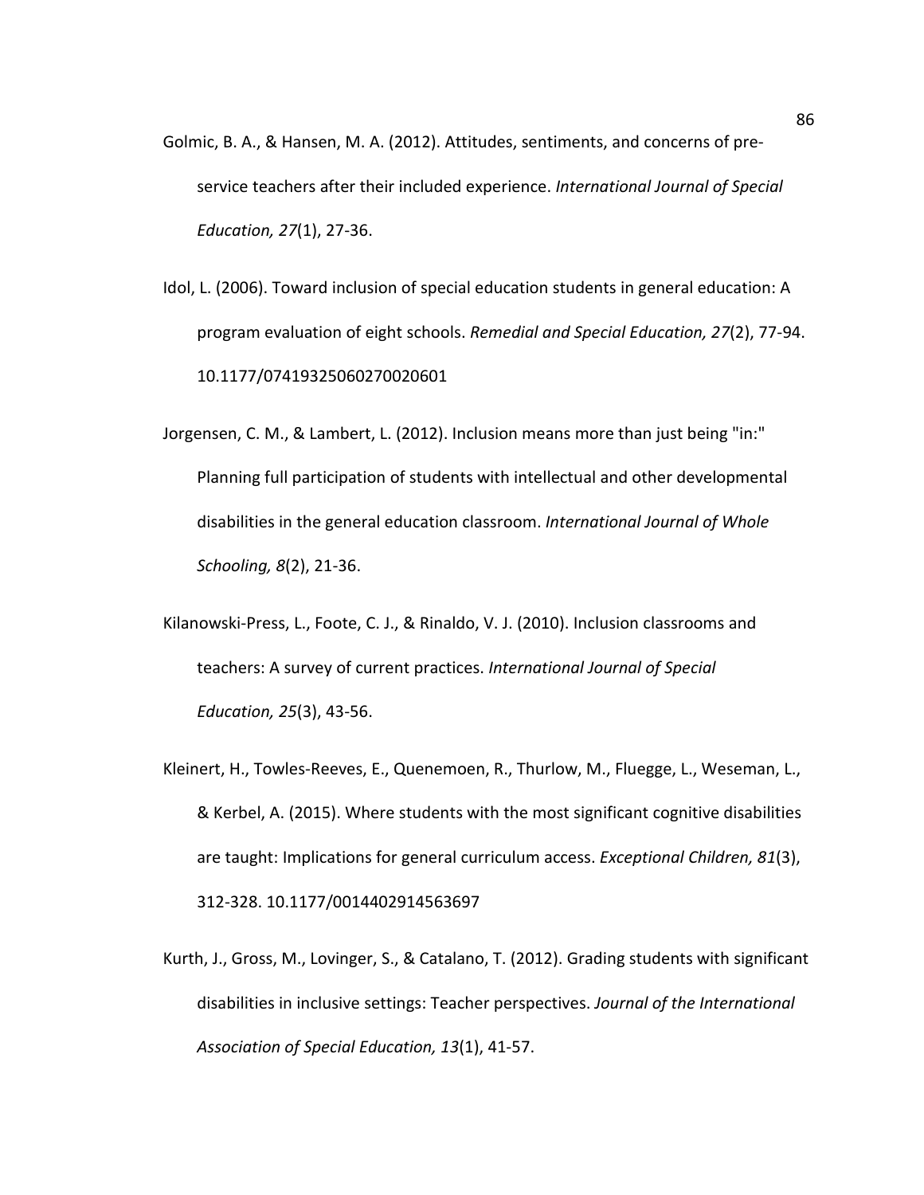Golmic, B. A., & Hansen, M. A. (2012). Attitudes, sentiments, and concerns of pre-service teachers after their included experience. *International Journal of Special Education, 27*(1), 27-36.

Idol, L. (2006). Toward inclusion of special education students in general education: A program evaluation of eight schools. *Remedial and Special Education, 27*(2), 77-94. 10.1177/07419325060270020601

Jorgensen, C. M., & Lambert, L. (2012). Inclusion means more than just being "in:" Planning full participation of students with intellectual and other developmental disabilities in the general education classroom. *International Journal of Whole Schooling, 8*(2), 21-36.

Kilanowski-Press, L., Foote, C. J., & Rinaldo, V. J. (2010). Inclusion classrooms and teachers: A survey of current practices. *International Journal of Special Education, 25*(3), 43-56.

Kleinert, H., Towles-Reeves, E., Quenemoen, R., Thurlow, M., Fluegge, L., Weseman, L., & Kerbel, A. (2015). Where students with the most significant cognitive disabilities are taught: Implications for general curriculum access. *Exceptional Children, 81*(3), 312-328. 10.1177/0014402914563697

Kurth, J., Gross, M., Lovinger, S., & Catalano, T. (2012). Grading students with significant disabilities in inclusive settings: Teacher perspectives. *Journal of the International Association of Special Education, 13*(1), 41-57.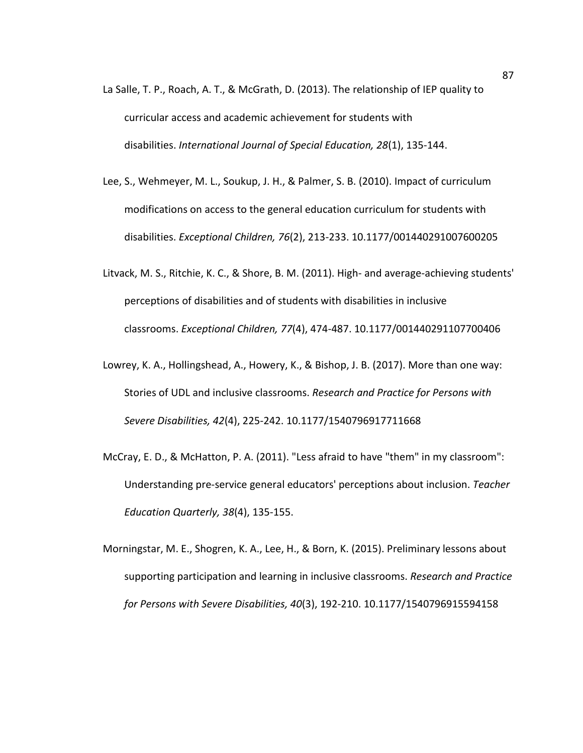La Salle, T. P., Roach, A. T., & McGrath, D. (2013). The relationship of IEP quality to curricular access and academic achievement for students with disabilities. *International Journal of Special Education, 28*(1), 135-144.

Lee, S., Wehmeyer, M. L., Soukup, J. H., & Palmer, S. B. (2010). Impact of curriculum modifications on access to the general education curriculum for students with disabilities. *Exceptional Children, 76*(2), 213-233. 10.1177/001440291007600205

Litvack, M. S., Ritchie, K. C., & Shore, B. M. (2011). High- and average-achieving students' perceptions of disabilities and of students with disabilities in inclusive classrooms. *Exceptional Children, 77*(4), 474-487. 10.1177/001440291107700406

Lowrey, K. A., Hollingshead, A., Howery, K., & Bishop, J. B. (2017). More than one way: Stories of UDL and inclusive classrooms. *Research and Practice for Persons with Severe Disabilities, 42*(4), 225-242. 10.1177/1540796917711668

McCray, E. D., & McHatton, P. A. (2011). "Less afraid to have "them" in my classroom": Understanding pre-service general educators' perceptions about inclusion. *Teacher Education Quarterly, 38*(4), 135-155.

Morningstar, M. E., Shogren, K. A., Lee, H., & Born, K. (2015). Preliminary lessons about supporting participation and learning in inclusive classrooms. *Research and Practice for Persons with Severe Disabilities, 40*(3), 192-210. 10.1177/1540796915594158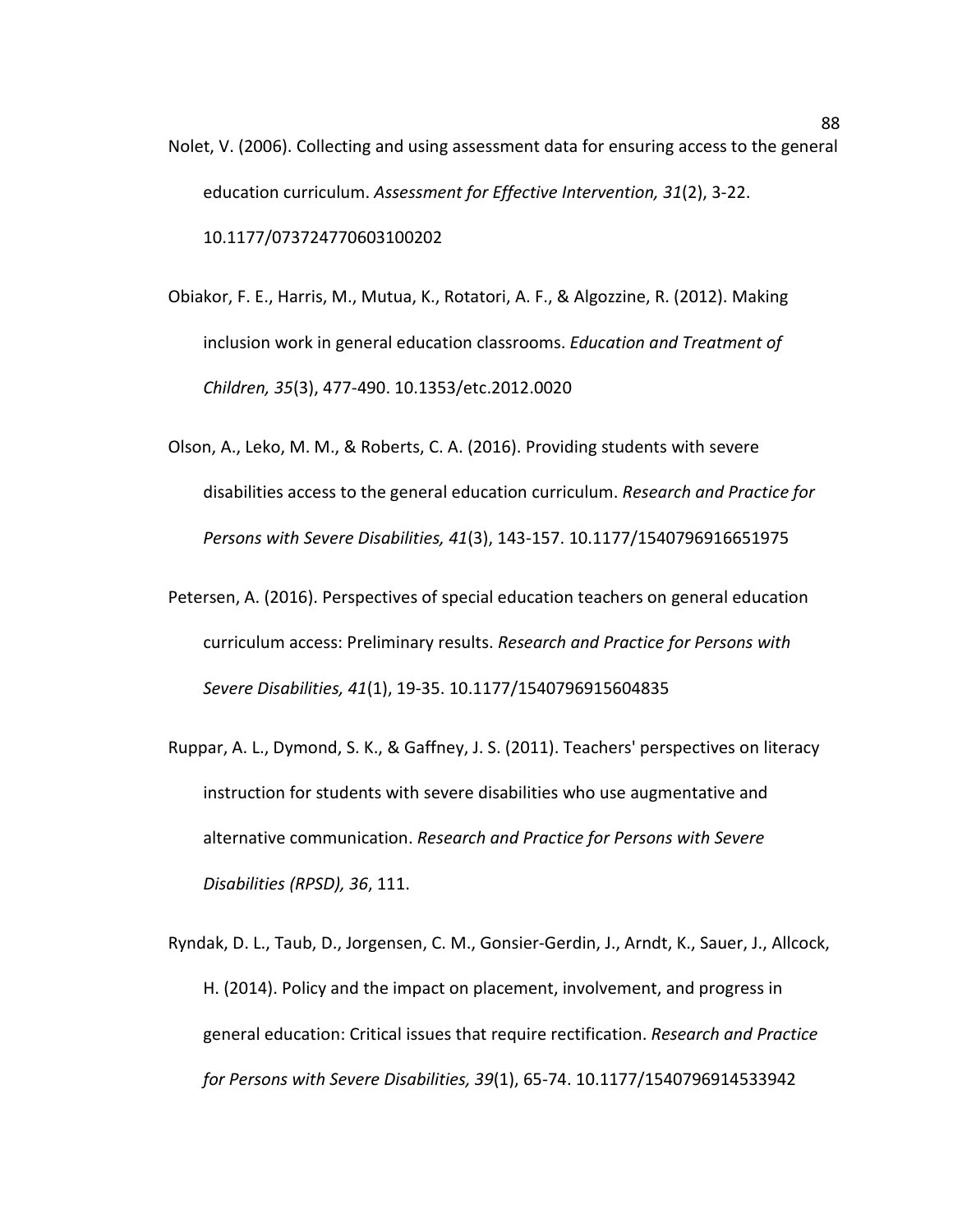Nolet, V. (2006). Collecting and using assessment data for ensuring access to the general education curriculum. *Assessment for Effective Intervention, 31*(2), 3-22. 10.1177/073724770603100202

Obiakor, F. E., Harris, M., Mutua, K., Rotatori, A. F., & Algozzine, R. (2012). Making inclusion work in general education classrooms. *Education and Treatment of Children, 35*(3), 477-490. 10.1353/etc.2012.0020

Olson, A., Leko, M. M., & Roberts, C. A. (2016). Providing students with severe disabilities access to the general education curriculum. *Research and Practice for Persons with Severe Disabilities, 41*(3), 143-157. 10.1177/1540796916651975

Petersen, A. (2016). Perspectives of special education teachers on general education curriculum access: Preliminary results. *Research and Practice for Persons with Severe Disabilities, 41*(1), 19-35. 10.1177/1540796915604835

Ruppar, A. L., Dymond, S. K., & Gaffney, J. S. (2011). Teachers' perspectives on literacy instruction for students with severe disabilities who use augmentative and alternative communication. *Research and Practice for Persons with Severe Disabilities (RPSD), 36*, 111.

Ryndak, D. L., Taub, D., Jorgensen, C. M., Gonsier-Gerdin, J., Arndt, K., Sauer, J., Allcock, H. (2014). Policy and the impact on placement, involvement, and progress in general education: Critical issues that require rectification. *Research and Practice for Persons with Severe Disabilities, 39*(1), 65-74. 10.1177/1540796914533942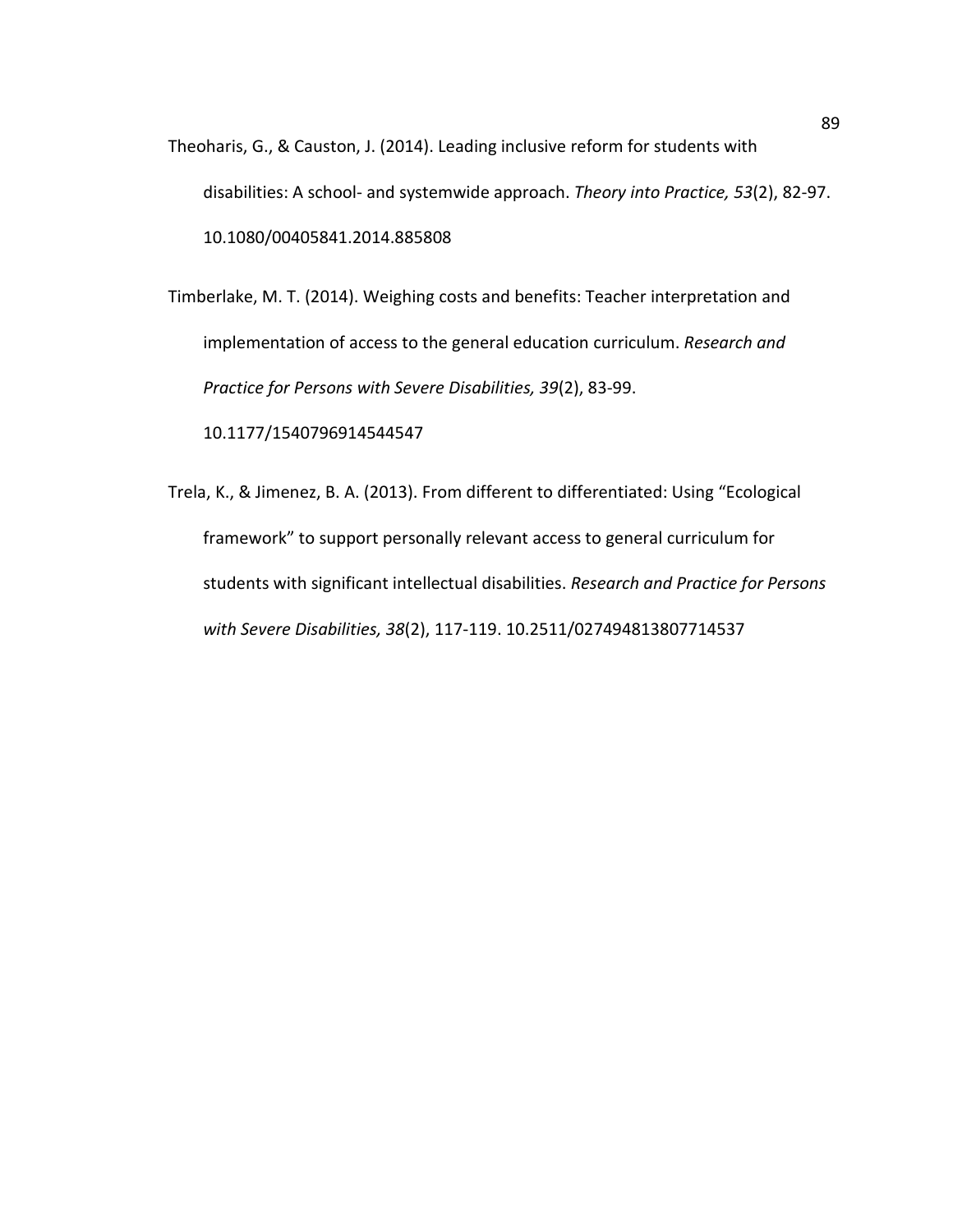Theoharis, G., & Causton, J. (2014). Leading inclusive reform for students with disabilities: A school- and systemwide approach. *Theory into Practice, 53*(2), 82-97. 10.1080/00405841.2014.885808

Timberlake, M. T. (2014). Weighing costs and benefits: Teacher interpretation and implementation of access to the general education curriculum. *Research and Practice for Persons with Severe Disabilities, 39*(2), 83-99. 10.1177/1540796914544547

Trela, K., & Jimenez, B. A. (2013). From different to differentiated: Using "Ecological framework" to support personally relevant access to general curriculum for students with significant intellectual disabilities. *Research and Practice for Persons with Severe Disabilities, 38*(2), 117-119. 10.2511/027494813807714537